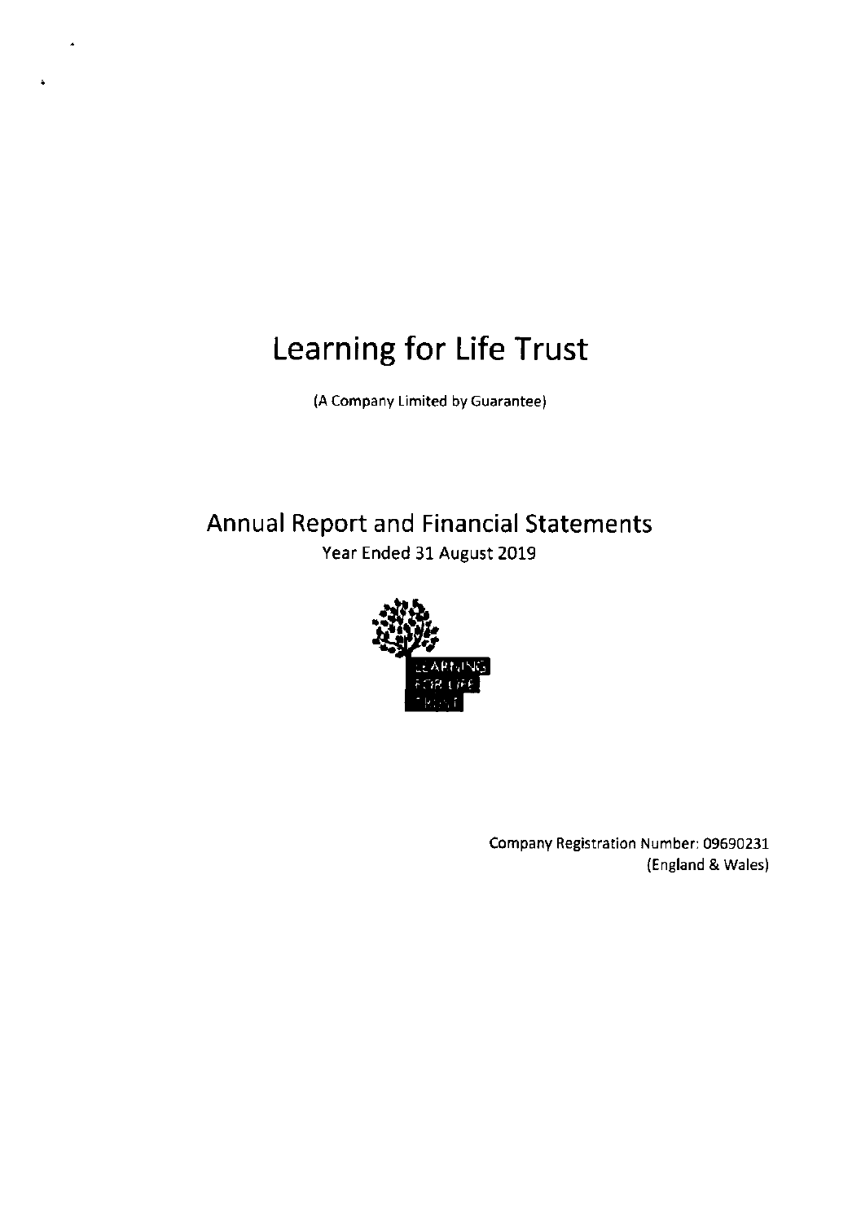# Learning for Life Trust

(A Company Limited by Guarantee)

## Annual Report and Financial Statements

Year Ended 31 August 2019

Company Registration Number: 09690231
(England & Wales)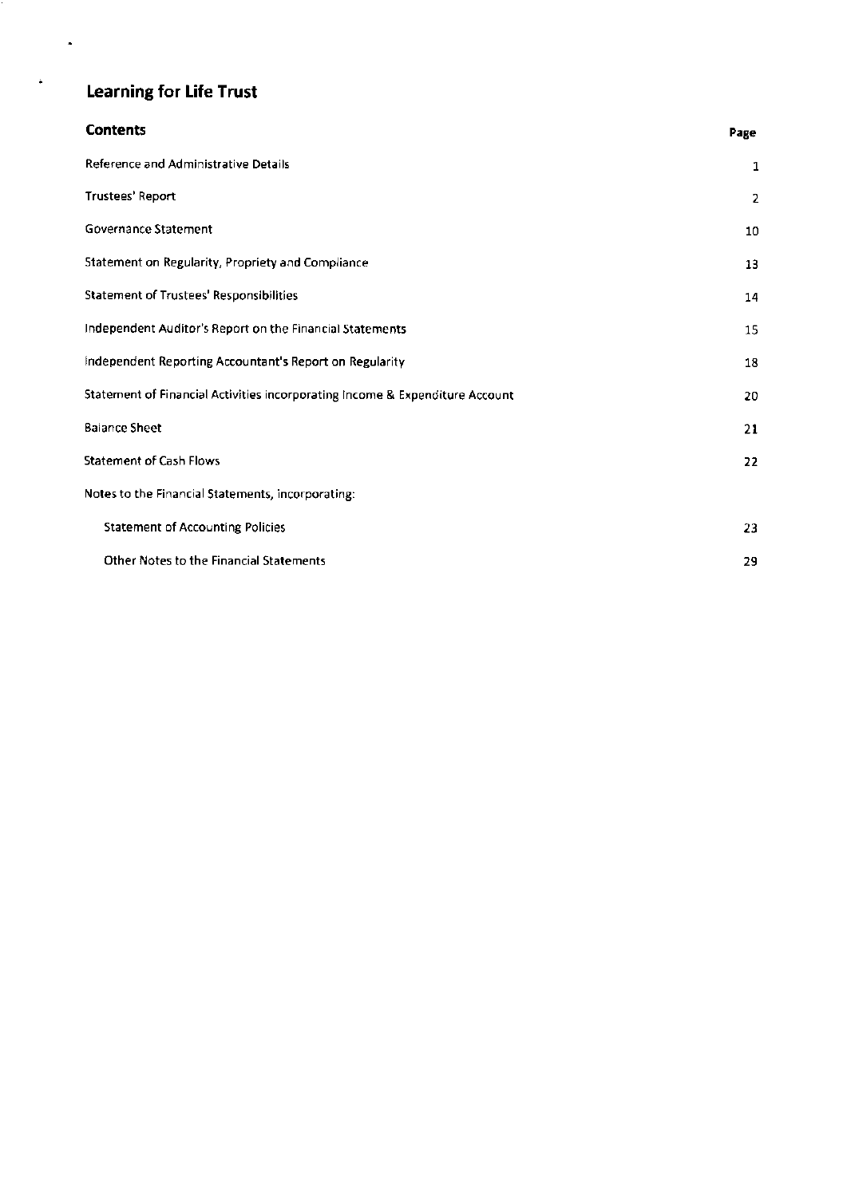# Learning for Life Trust

## Contents

| | Page |
|---|---|
| Reference and Administrative Details | 1 |
| Trustees' Report | 2 |
| Governance Statement | 10 |
| Statement on Regularity, Propriety and Compliance | 13 |
| Statement of Trustees' Responsibilities | 14 |
| Independent Auditor's Report on the Financial Statements | 15 |
| Independent Reporting Accountant's Report on Regularity | 18 |
| Statement of Financial Activities incorporating Income & Expenditure Account | 20 |
| Balance Sheet | 21 |
| Statement of Cash Flows | 22 |
| Notes to the Financial Statements, incorporating: | |
| Statement of Accounting Policies | 23 |
| Other Notes to the Financial Statements | 29 |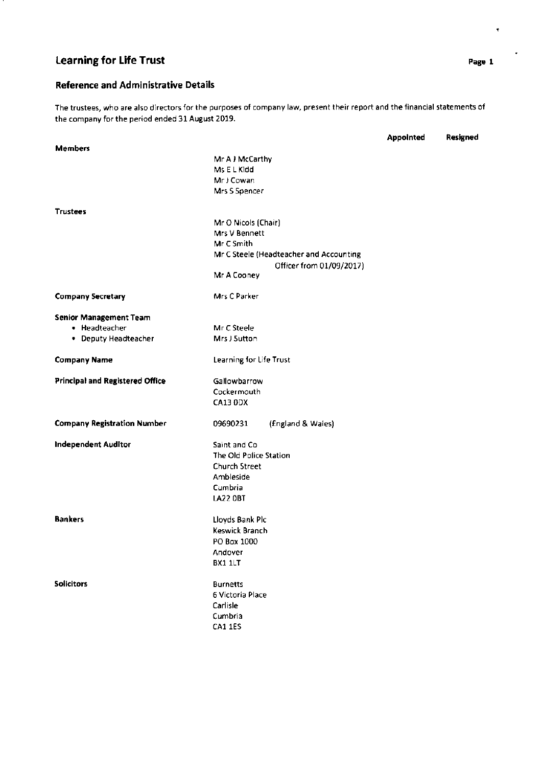# Learning for Life Trust

## Reference and Administrative Details

The trustees, who are also directors for the purposes of company law, present their report and the financial statements of the company for the period ended 31 August 2019.

| | | Appointed | Resigned |
|---|---|---|---|
| **Members** | Mr A J McCarthy | | |
| | Ms E L Kidd | | |
| | Mr J Cowan | | |
| | Mrs S Spencer | | |
| **Trustees** | Mr O Nicols (Chair) | | |
| | Mrs V Bennett | | |
| | Mr C Smith | | |
| | Mr C Steele (Headteacher and Accounting Officer from 01/09/2017) | | |
| | Mr A Cooney | | |

**Company Secretary** — Mrs C Parker

**Senior Management Team**
- Headteacher — Mr C Steele
- Deputy Headteacher — Mrs J Sutton

**Company Name** — Learning for Life Trust

**Principal and Registered Office**
Gallowbarrow
Cockermouth
CA13 0DX

**Company Registration Number** — 09690231 (England & Wales)

**Independent Auditor**
Saint and Co
The Old Police Station
Church Street
Ambleside
Cumbria
LA22 0BT

**Bankers**
Lloyds Bank Plc
Keswick Branch
PO Box 1000
Andover
BX1 1LT

**Solicitors**
Burnetts
6 Victoria Place
Carlisle
Cumbria
CA1 1ES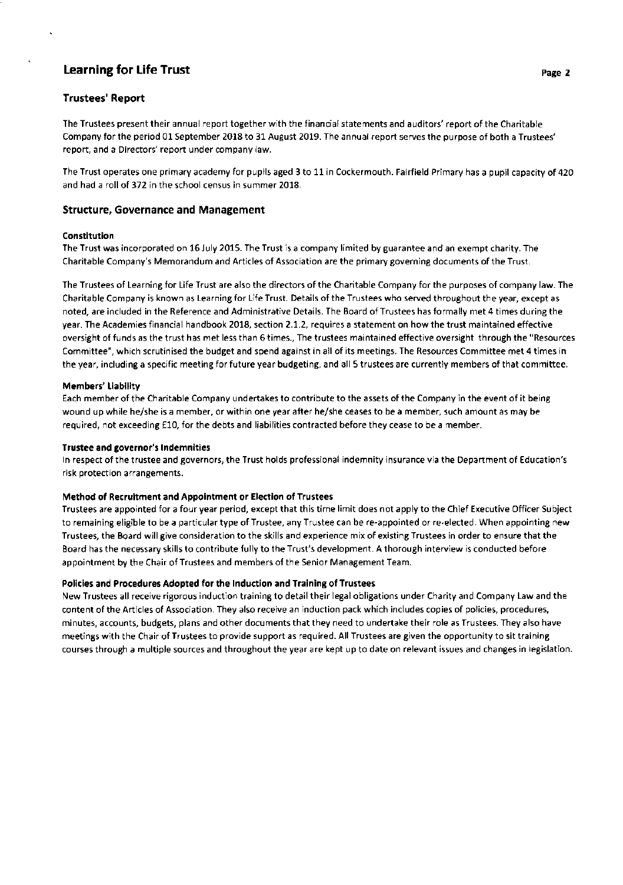# Learning for Life Trust

## Trustees' Report

The Trustees present their annual report together with the financial statements and auditors' report of the Charitable Company for the period 01 September 2018 to 31 August 2019. The annual report serves the purpose of both a Trustees' report, and a Directors' report under company law.

The Trust operates one primary academy for pupils aged 3 to 11 in Cockermouth. Fairfield Primary has a pupil capacity of 420 and had a roll of 372 in the school census in summer 2018.

## Structure, Governance and Management

### Constitution

The Trust was incorporated on 16 July 2015. The Trust is a company limited by guarantee and an exempt charity. The Charitable Company's Memorandum and Articles of Association are the primary governing documents of the Trust.

The Trustees of Learning for Life Trust are also the directors of the Charitable Company for the purposes of company law. The Charitable Company is known as Learning for Life Trust. Details of the Trustees who served throughout the year, except as noted, are included in the Reference and Administrative Details. The Board of Trustees has formally met 4 times during the year. The Academies financial handbook 2018, section 2.1.2, requires a statement on how the trust maintained effective oversight of funds as the trust has met less than 6 times., The trustees maintained effective oversight through the "Resources Committee", which scrutinised the budget and spend against in all of its meetings. The Resources Committee met 4 times in the year, including a specific meeting for future year budgeting, and all 5 trustees are currently members of that committee.

### Members' Liability

Each member of the Charitable Company undertakes to contribute to the assets of the Company in the event of it being wound up while he/she is a member, or within one year after he/she ceases to be a member, such amount as may be required, not exceeding £10, for the debts and liabilities contracted before they cease to be a member.

### Trustee and governor's Indemnities

In respect of the trustee and governors, the Trust holds professional indemnity insurance via the Department of Education's risk protection arrangements.

### Method of Recruitment and Appointment or Election of Trustees

Trustees are appointed for a four year period, except that this time limit does not apply to the Chief Executive Officer Subject to remaining eligible to be a particular type of Trustee, any Trustee can be re-appointed or re-elected. When appointing new Trustees, the Board will give consideration to the skills and experience mix of existing Trustees in order to ensure that the Board has the necessary skills to contribute fully to the Trust's development. A thorough interview is conducted before appointment by the Chair of Trustees and members of the Senior Management Team.

### Policies and Procedures Adopted for the Induction and Training of Trustees

New Trustees all receive rigorous induction training to detail their legal obligations under Charity and Company Law and the content of the Articles of Association. They also receive an induction pack which includes copies of policies, procedures, minutes, accounts, budgets, plans and other documents that they need to undertake their role as Trustees. They also have meetings with the Chair of Trustees to provide support as required. All Trustees are given the opportunity to sit training courses through a multiple sources and throughout the year are kept up to date on relevant issues and changes in legislation.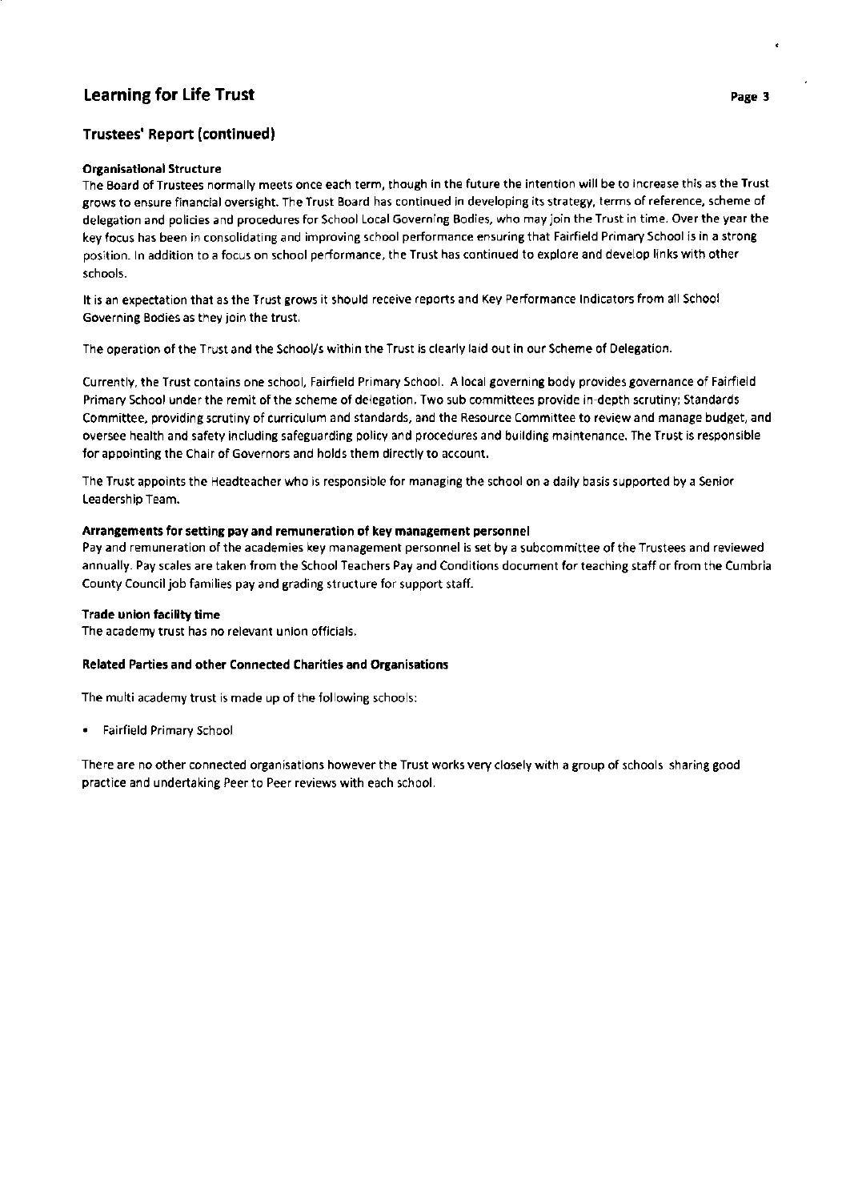## Trustees' Report (continued)

**Organisational Structure**

The Board of Trustees normally meets once each term, though in the future the intention will be to increase this as the Trust grows to ensure financial oversight. The Trust Board has continued in developing its strategy, terms of reference, scheme of delegation and policies and procedures for School Local Governing Bodies, who may join the Trust in time. Over the year the key focus has been in consolidating and improving school performance ensuring that Fairfield Primary School is in a strong position. In addition to a focus on school performance, the Trust has continued to explore and develop links with other schools.

It is an expectation that as the Trust grows it should receive reports and Key Performance Indicators from all School Governing Bodies as they join the trust.

The operation of the Trust and the School/s within the Trust is clearly laid out in our Scheme of Delegation.

Currently, the Trust contains one school, Fairfield Primary School. A local governing body provides governance of Fairfield Primary School under the remit of the scheme of delegation. Two sub committees provide in-depth scrutiny; Standards Committee, providing scrutiny of curriculum and standards, and the Resource Committee to review and manage budget, and oversee health and safety including safeguarding policy and procedures and building maintenance. The Trust is responsible for appointing the Chair of Governors and holds them directly to account.

The Trust appoints the Headteacher who is responsible for managing the school on a daily basis supported by a Senior Leadership Team.

**Arrangements for setting pay and remuneration of key management personnel**

Pay and remuneration of the academies key management personnel is set by a subcommittee of the Trustees and reviewed annually. Pay scales are taken from the School Teachers Pay and Conditions document for teaching staff or from the Cumbria County Council job families pay and grading structure for support staff.

**Trade union facility time**

The academy trust has no relevant union officials.

**Related Parties and other Connected Charities and Organisations**

The multi academy trust is made up of the following schools:

- Fairfield Primary School

There are no other connected organisations however the Trust works very closely with a group of schools sharing good practice and undertaking Peer to Peer reviews with each school.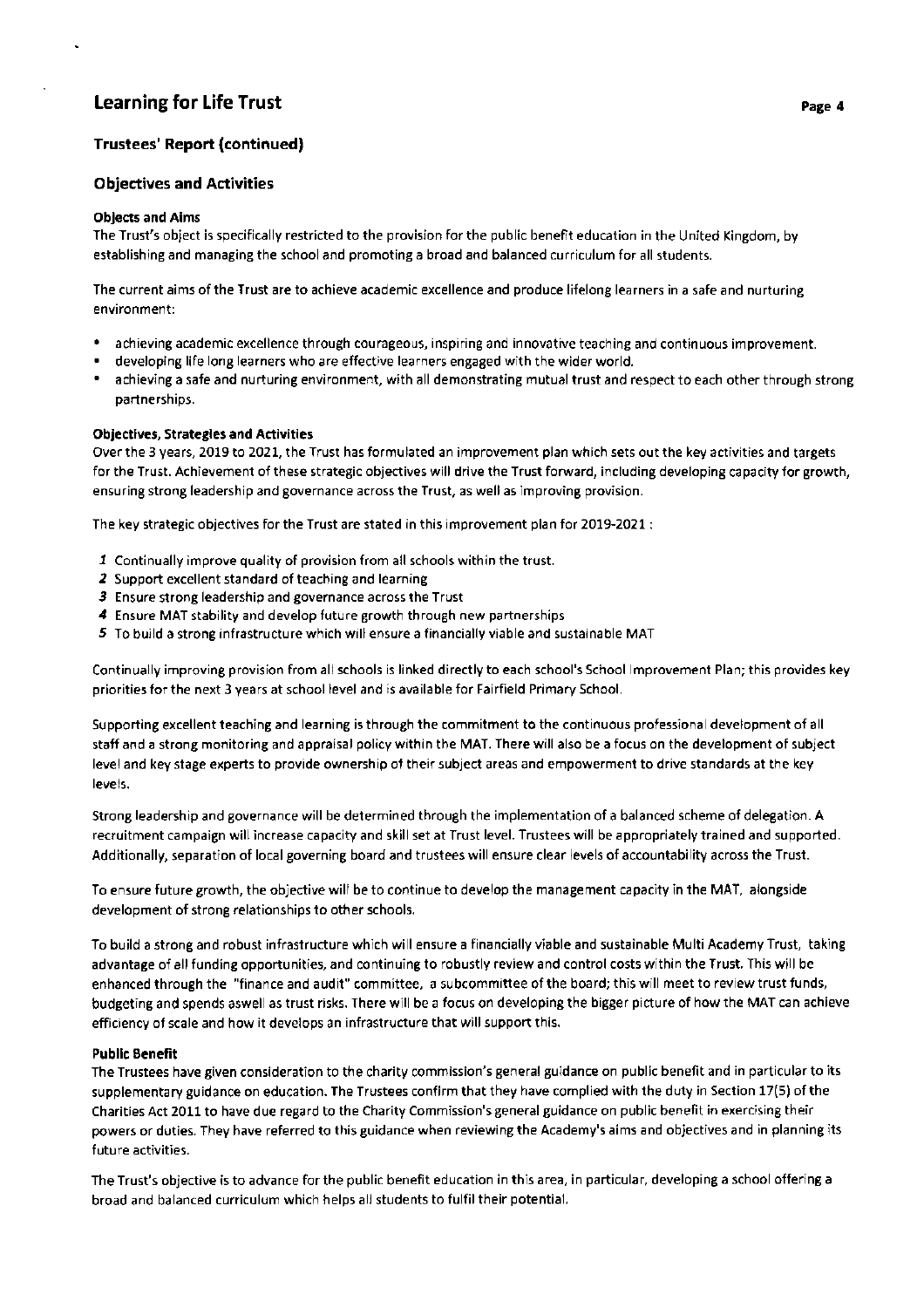## Trustees' Report (continued)

### Objectives and Activities

#### Objects and Aims

The Trust's object is specifically restricted to the provision for the public benefit education in the United Kingdom, by establishing and managing the school and promoting a broad and balanced curriculum for all students.

The current aims of the Trust are to achieve academic excellence and produce lifelong learners in a safe and nurturing environment:

- achieving academic excellence through courageous, inspiring and innovative teaching and continuous improvement.
- developing life long learners who are effective learners engaged with the wider world.
- achieving a safe and nurturing environment, with all demonstrating mutual trust and respect to each other through strong partnerships.

#### Objectives, Strategies and Activities

Over the 3 years, 2019 to 2021, the Trust has formulated an improvement plan which sets out the key activities and targets for the Trust. Achievement of these strategic objectives will drive the Trust forward, including developing capacity for growth, ensuring strong leadership and governance across the Trust, as well as improving provision.

The key strategic objectives for the Trust are stated in this improvement plan for 2019-2021 :

1. Continually improve quality of provision from all schools within the trust.
2. Support excellent standard of teaching and learning
3. Ensure strong leadership and governance across the Trust
4. Ensure MAT stability and develop future growth through new partnerships
5. To build a strong infrastructure which will ensure a financially viable and sustainable MAT

Continually improving provision from all schools is linked directly to each school's School Improvement Plan; this provides key priorities for the next 3 years at school level and is available for Fairfield Primary School.

Supporting excellent teaching and learning is through the commitment to the continuous professional development of all staff and a strong monitoring and appraisal policy within the MAT. There will also be a focus on the development of subject level and key stage experts to provide ownership of their subject areas and empowerment to drive standards at the key levels.

Strong leadership and governance will be determined through the implementation of a balanced scheme of delegation. A recruitment campaign will increase capacity and skill set at Trust level. Trustees will be appropriately trained and supported. Additionally, separation of local governing board and trustees will ensure clear levels of accountability across the Trust.

To ensure future growth, the objective will be to continue to develop the management capacity in the MAT, alongside development of strong relationships to other schools.

To build a strong and robust infrastructure which will ensure a financially viable and sustainable Multi Academy Trust, taking advantage of all funding opportunities, and continuing to robustly review and control costs within the Trust. This will be enhanced through the "finance and audit" committee, a subcommittee of the board; this will meet to review trust funds, budgeting and spends aswell as trust risks. There will be a focus on developing the bigger picture of how the MAT can achieve efficiency of scale and how it develops an infrastructure that will support this.

#### Public Benefit

The Trustees have given consideration to the charity commission's general guidance on public benefit and in particular to its supplementary guidance on education. The Trustees confirm that they have complied with the duty in Section 17(5) of the Charities Act 2011 to have due regard to the Charity Commission's general guidance on public benefit in exercising their powers or duties. They have referred to this guidance when reviewing the Academy's aims and objectives and in planning its future activities.

The Trust's objective is to advance for the public benefit education in this area, in particular, developing a school offering a broad and balanced curriculum which helps all students to fulfil their potential.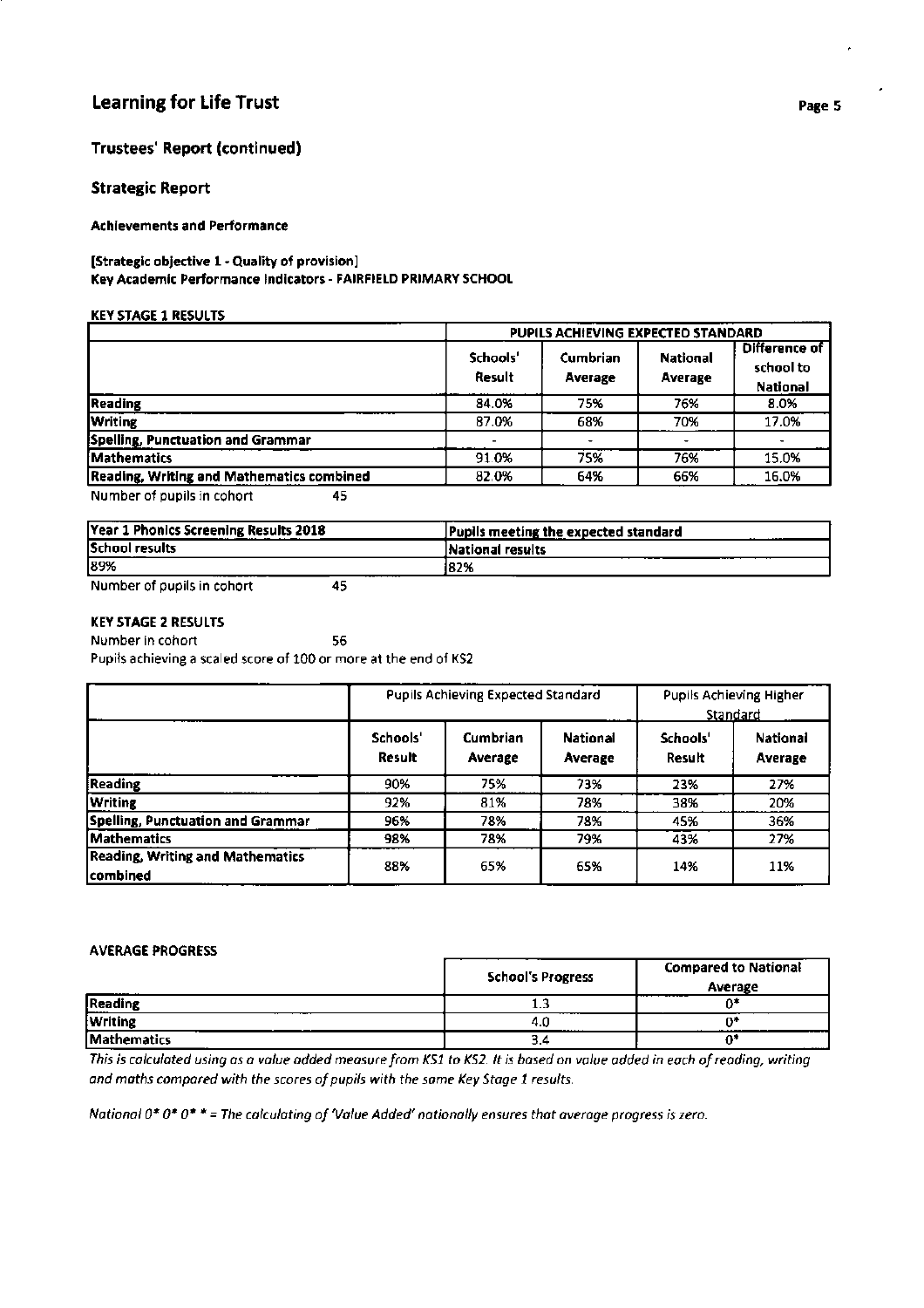## Learning for Life Trust

### Trustees' Report (continued)

### Strategic Report

**Achievements and Performance**

**[Strategic objective 1 - Quality of provision]**
**Key Academic Performance Indicators - FAIRFIELD PRIMARY SCHOOL**

**KEY STAGE 1 RESULTS**

| | PUPILS ACHIEVING EXPECTED STANDARD | | | |
|---|---|---|---|---|
| | Schools' Result | Cumbrian Average | National Average | Difference of school to National |
| **Reading** | 84.0% | 75% | 76% | 8.0% |
| **Writing** | 87.0% | 68% | 70% | 17.0% |
| **Spelling, Punctuation and Grammar** | - | - | - | - |
| **Mathematics** | 91.0% | 75% | 76% | 15.0% |
| **Reading, Writing and Mathematics combined** | 82.0% | 64% | 66% | 16.0% |

Number of pupils in cohort 45

| Year 1 Phonics Screening Results 2018 | Pupils meeting the expected standard |
|---|---|
| **School results** | **National results** |
| 89% | 82% |

Number of pupils in cohort 45

**KEY STAGE 2 RESULTS**

Number in cohort 56

Pupils achieving a scaled score of 100 or more at the end of KS2

| | Pupils Achieving Expected Standard | | | Pupils Achieving Higher Standard | |
|---|---|---|---|---|---|
| | Schools' Result | Cumbrian Average | National Average | Schools' Result | National Average |
| **Reading** | 90% | 75% | 73% | 23% | 27% |
| **Writing** | 92% | 81% | 78% | 38% | 20% |
| **Spelling, Punctuation and Grammar** | 96% | 78% | 78% | 45% | 36% |
| **Mathematics** | 98% | 78% | 79% | 43% | 27% |
| **Reading, Writing and Mathematics combined** | 88% | 65% | 65% | 14% | 11% |

**AVERAGE PROGRESS**

| | School's Progress | Compared to National Average |
|---|---|---|
| **Reading** | 1.3 | 0* |
| **Writing** | 4.0 | 0* |
| **Mathematics** | 3.4 | 0* |

*This is calculated using as a value added measure from KS1 to KS2. It is based on value added in each of reading, writing and maths compared with the scores of pupils with the same Key Stage 1 results.*

*National 0* 0* 0* * = The calculating of 'Value Added' nationally ensures that average progress is zero.*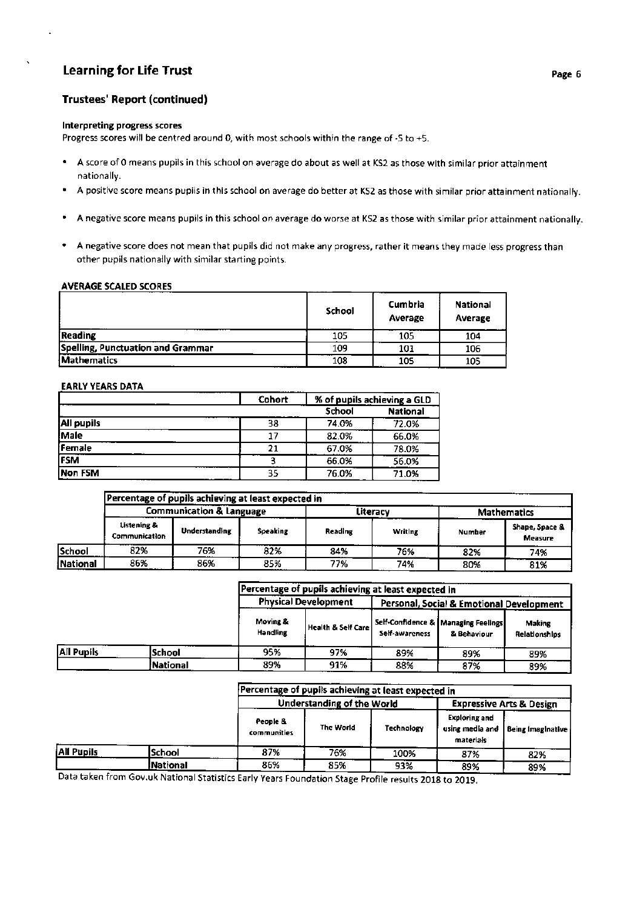## Learning for Life Trust

### Trustees' Report (continued)

**Interpreting progress scores**

Progress scores will be centred around 0, with most schools within the range of -5 to +5.

- A score of 0 means pupils in this school on average do about as well at KS2 as those with similar prior attainment nationally.
- A positive score means pupils in this school on average do better at KS2 as those with similar prior attainment nationally.
- A negative score means pupils in this school on average do worse at KS2 as those with similar prior attainment nationally.
- A negative score does not mean that pupils did not make any progress, rather it means they made less progress than other pupils nationally with similar starting points.

**AVERAGE SCALED SCORES**

| | School | Cumbria Average | National Average |
|---|---|---|---|
| Reading | 105 | 105 | 104 |
| Spelling, Punctuation and Grammar | 109 | 101 | 106 |
| Mathematics | 108 | 105 | 105 |

**EARLY YEARS DATA**

| | Cohort | % of pupils achieving a GLD | |
|---|---|---|---|
| | | School | National |
| All pupils | 38 | 74.0% | 72.0% |
| Male | 17 | 82.0% | 66.0% |
| Female | 21 | 67.0% | 78.0% |
| FSM | 3 | 66.0% | 56.0% |
| Non FSM | 35 | 76.0% | 71.0% |

| | Percentage of pupils achieving at least expected in | | | | | | |
|---|---|---|---|---|---|---|---|
| | Communication & Language | | | Literacy | | Mathematics | |
| | Listening & Communication | Understanding | Speaking | Reading | Writing | Number | Shape, Space & Measure |
| School | 82% | 76% | 82% | 84% | 76% | 82% | 74% |
| National | 86% | 86% | 85% | 77% | 74% | 80% | 81% |

| | | Percentage of pupils achieving at least expected in | | | | |
|---|---|---|---|---|---|---|
| | | Physical Development | | Personal, Social & Emotional Development | | |
| | | Moving & Handling | Health & Self Care | Self-Confidence & Self-awareness | Managing Feelings & Behaviour | Making Relationships |
| All Pupils | School | 95% | 97% | 89% | 89% | 89% |
| | National | 89% | 91% | 88% | 87% | 89% |

| | | Percentage of pupils achieving at least expected in | | | | |
|---|---|---|---|---|---|---|
| | | Understanding of the World | | | Expressive Arts & Design | |
| | | People & communities | The World | Technology | Exploring and using media and materials | Being Imaginative |
| All Pupils | School | 87% | 76% | 100% | 87% | 82% |
| | National | 86% | 85% | 93% | 89% | 89% |

Data taken from Gov.uk National Statistics Early Years Foundation Stage Profile results 2018 to 2019.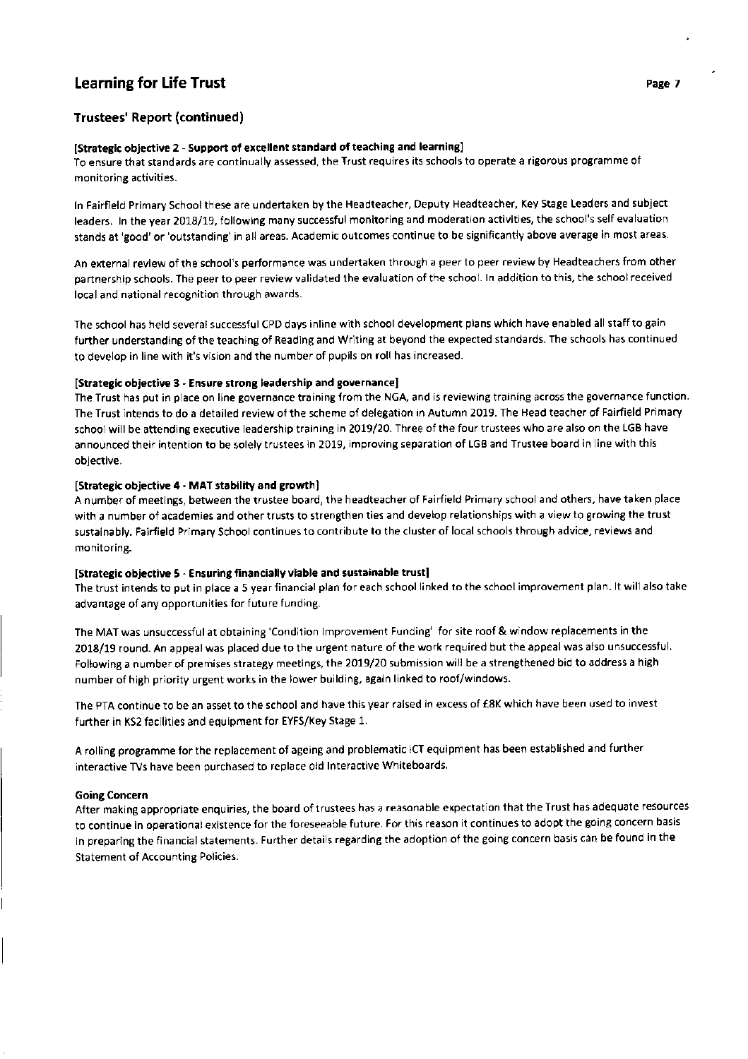## Trustees' Report (continued)

**[Strategic objective 2 - Support of excellent standard of teaching and learning]**

To ensure that standards are continually assessed, the Trust requires its schools to operate a rigorous programme of monitoring activities.

In Fairfield Primary School these are undertaken by the Headteacher, Deputy Headteacher, Key Stage Leaders and subject leaders. In the year 2018/19, following many successful monitoring and moderation activities, the school's self evaluation stands at 'good' or 'outstanding' in all areas. Academic outcomes continue to be significantly above average in most areas.

An external review of the school's performance was undertaken through a peer to peer review by Headteachers from other partnership schools. The peer to peer review validated the evaluation of the school. In addition to this, the school received local and national recognition through awards.

The school has held several successful CPD days inline with school development plans which have enabled all staff to gain further understanding of the teaching of Reading and Writing at beyond the expected standards. The schools has continued to develop in line with it's vision and the number of pupils on roll has increased.

**[Strategic objective 3 - Ensure strong leadership and governance]**

The Trust has put in place on line governance training from the NGA, and is reviewing training across the governance function. The Trust intends to do a detailed review of the scheme of delegation in Autumn 2019. The Head teacher of Fairfield Primary school will be attending executive leadership training in 2019/20. Three of the four trustees who are also on the LGB have announced their intention to be solely trustees in 2019, improving separation of LGB and Trustee board in line with this objective.

**[Strategic objective 4 - MAT stability and growth]**

A number of meetings, between the trustee board, the headteacher of Fairfield Primary school and others, have taken place with a number of academies and other trusts to strengthen ties and develop relationships with a view to growing the trust sustainably. Fairfield Primary School continues to contribute to the cluster of local schools through advice, reviews and monitoring.

**[Strategic objective 5 - Ensuring financially viable and sustainable trust]**

The trust intends to put in place a 5 year financial plan for each school linked to the school improvement plan. It will also take advantage of any opportunities for future funding.

The MAT was unsuccessful at obtaining 'Condition Improvement Funding' for site roof & window replacements in the 2018/19 round. An appeal was placed due to the urgent nature of the work required but the appeal was also unsuccessful. Following a number of premises strategy meetings, the 2019/20 submission will be a strengthened bid to address a high number of high priority urgent works in the lower building, again linked to roof/windows.

The PTA continue to be an asset to the school and have this year raised in excess of £8K which have been used to invest further in KS2 facilities and equipment for EYFS/Key Stage 1.

A rolling programme for the replacement of ageing and problematic ICT equipment has been established and further interactive TVs have been purchased to replace old Interactive Whiteboards.

**Going Concern**

After making appropriate enquiries, the board of trustees has a reasonable expectation that the Trust has adequate resources to continue in operational existence for the foreseeable future. For this reason it continues to adopt the going concern basis in preparing the financial statements. Further details regarding the adoption of the going concern basis can be found in the Statement of Accounting Policies.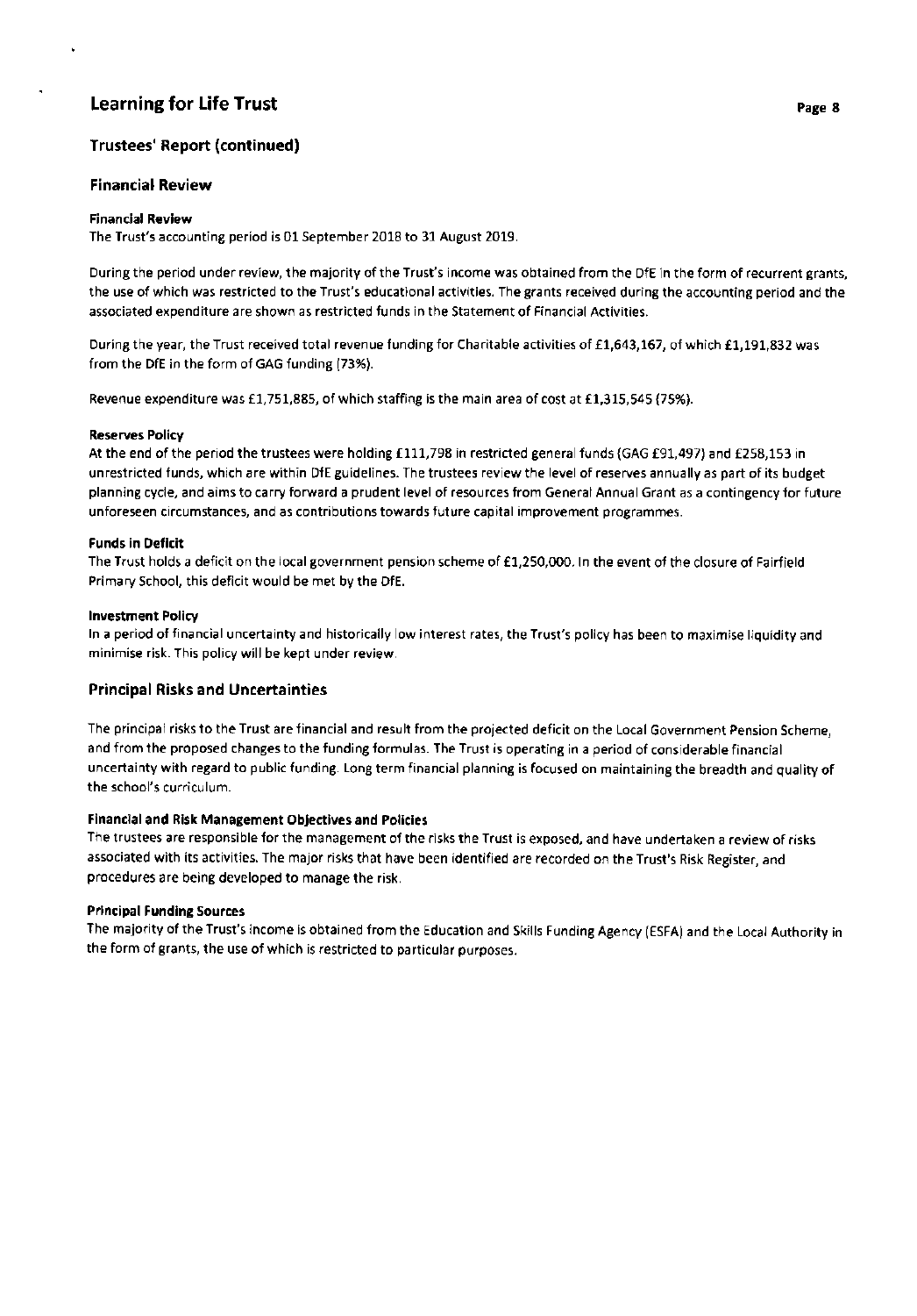## Trustees' Report (continued)

### Financial Review

**Financial Review**

The Trust's accounting period is 01 September 2018 to 31 August 2019.

During the period under review, the majority of the Trust's income was obtained from the DfE in the form of recurrent grants, the use of which was restricted to the Trust's educational activities. The grants received during the accounting period and the associated expenditure are shown as restricted funds in the Statement of Financial Activities.

During the year, the Trust received total revenue funding for Charitable activities of £1,643,167, of which £1,191,832 was from the DfE in the form of GAG funding (73%).

Revenue expenditure was £1,751,885, of which staffing is the main area of cost at £1,315,545 (75%).

**Reserves Policy**

At the end of the period the trustees were holding £111,798 in restricted general funds (GAG £91,497) and £258,153 in unrestricted funds, which are within DfE guidelines. The trustees review the level of reserves annually as part of its budget planning cycle, and aims to carry forward a prudent level of resources from General Annual Grant as a contingency for future unforeseen circumstances, and as contributions towards future capital improvement programmes.

**Funds in Deficit**

The Trust holds a deficit on the local government pension scheme of £1,250,000. In the event of the closure of Fairfield Primary School, this deficit would be met by the DfE.

**Investment Policy**

In a period of financial uncertainty and historically low interest rates, the Trust's policy has been to maximise liquidity and minimise risk. This policy will be kept under review.

### Principal Risks and Uncertainties

The principal risks to the Trust are financial and result from the projected deficit on the Local Government Pension Scheme, and from the proposed changes to the funding formulas. The Trust is operating in a period of considerable financial uncertainty with regard to public funding. Long term financial planning is focused on maintaining the breadth and quality of the school's curriculum.

**Financial and Risk Management Objectives and Policies**

The trustees are responsible for the management of the risks the Trust is exposed, and have undertaken a review of risks associated with its activities. The major risks that have been identified are recorded on the Trust's Risk Register, and procedures are being developed to manage the risk.

**Principal Funding Sources**

The majority of the Trust's income is obtained from the Education and Skills Funding Agency (ESFA) and the Local Authority in the form of grants, the use of which is restricted to particular purposes.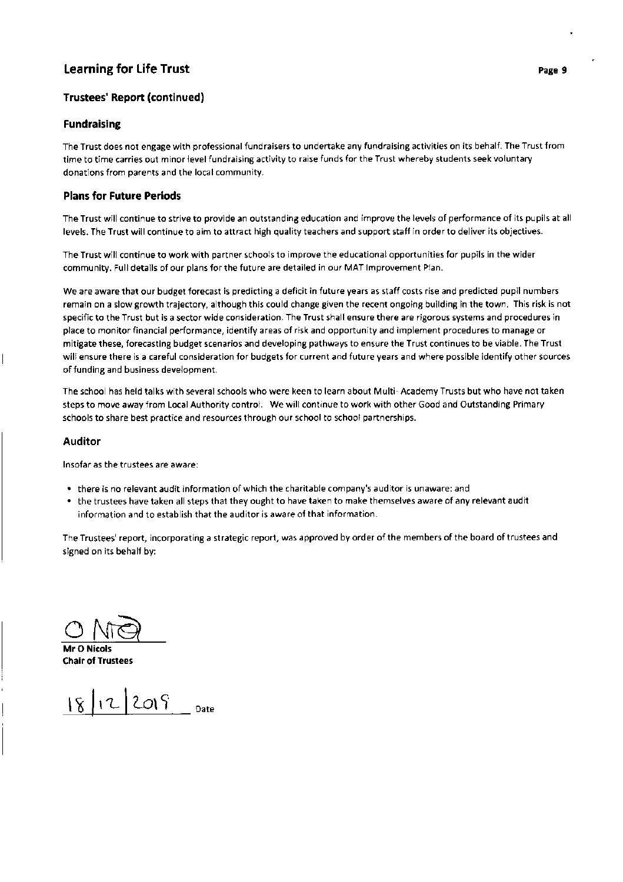## Trustees' Report (continued)

### Fundraising

The Trust does not engage with professional fundraisers to undertake any fundraising activities on its behalf. The Trust from time to time carries out minor level fundraising activity to raise funds for the Trust whereby students seek voluntary donations from parents and the local community.

### Plans for Future Periods

The Trust will continue to strive to provide an outstanding education and improve the levels of performance of its pupils at all levels. The Trust will continue to aim to attract high quality teachers and support staff in order to deliver its objectives.

The Trust will continue to work with partner schools to improve the educational opportunities for pupils in the wider community. Full details of our plans for the future are detailed in our MAT Improvement Plan.

We are aware that our budget forecast is predicting a deficit in future years as staff costs rise and predicted pupil numbers remain on a slow growth trajectory, although this could change given the recent ongoing building in the town. This risk is not specific to the Trust but is a sector wide consideration. The Trust shall ensure there are rigorous systems and procedures in place to monitor financial performance, identify areas of risk and opportunity and implement procedures to manage or mitigate these, forecasting budget scenarios and developing pathways to ensure the Trust continues to be viable. The Trust will ensure there is a careful consideration for budgets for current and future years and where possible identify other sources of funding and business development.

The school has held talks with several schools who were keen to learn about Multi- Academy Trusts but who have not taken steps to move away from Local Authority control. We will continue to work with other Good and Outstanding Primary schools to share best practice and resources through our school to school partnerships.

### Auditor

Insofar as the trustees are aware:

- there is no relevant audit information of which the charitable company's auditor is unaware: and
- the trustees have taken all steps that they ought to have taken to make themselves aware of any relevant audit information and to establish that the auditor is aware of that information.

The Trustees' report, incorporating a strategic report, was approved by order of the members of the board of trustees and signed on its behalf by:

O Nicols

**Mr O Nicols**
**Chair of Trustees**

18/12/2019 Date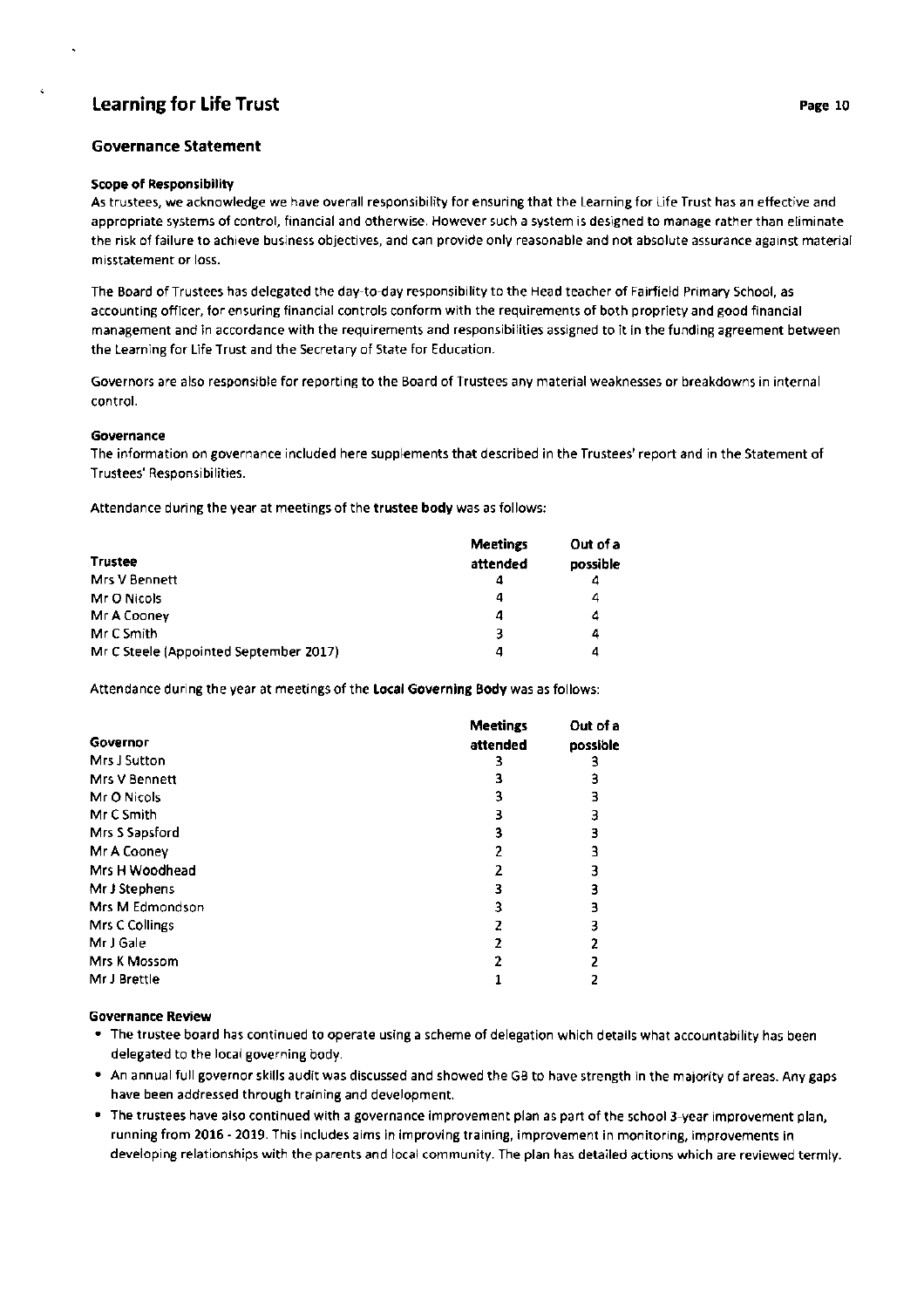## Governance Statement

### Scope of Responsibility

As trustees, we acknowledge we have overall responsibility for ensuring that the Learning for Life Trust has an effective and appropriate systems of control, financial and otherwise. However such a system is designed to manage rather than eliminate the risk of failure to achieve business objectives, and can provide only reasonable and not absolute assurance against material misstatement or loss.

The Board of Trustees has delegated the day-to-day responsibility to the Head teacher of Fairfield Primary School, as accounting officer, for ensuring financial controls conform with the requirements of both propriety and good financial management and in accordance with the requirements and responsibilities assigned to it in the funding agreement between the Learning for Life Trust and the Secretary of State for Education.

Governors are also responsible for reporting to the Board of Trustees any material weaknesses or breakdowns in internal control.

### Governance

The information on governance included here supplements that described in the Trustees' report and in the Statement of Trustees' Responsibilities.

Attendance during the year at meetings of the **trustee body** was as follows:

| Trustee | Meetings attended | Out of a possible |
|---|---|---|
| Mrs V Bennett | 4 | 4 |
| Mr O Nicols | 4 | 4 |
| Mr A Cooney | 4 | 4 |
| Mr C Smith | 3 | 4 |
| Mr C Steele (Appointed September 2017) | 4 | 4 |

Attendance during the year at meetings of the **Local Governing Body** was as follows:

| Governor | Meetings attended | Out of a possible |
|---|---|---|
| Mrs J Sutton | 3 | 3 |
| Mrs V Bennett | 3 | 3 |
| Mr O Nicols | 3 | 3 |
| Mr C Smith | 3 | 3 |
| Mrs S Sapsford | 3 | 3 |
| Mr A Cooney | 2 | 3 |
| Mrs H Woodhead | 2 | 3 |
| Mr J Stephens | 3 | 3 |
| Mrs M Edmondson | 3 | 3 |
| Mrs C Collings | 2 | 3 |
| Mr J Gale | 2 | 2 |
| Mrs K Mossom | 2 | 2 |
| Mr J Brettle | 1 | 2 |

### Governance Review

- The trustee board has continued to operate using a scheme of delegation which details what accountability has been delegated to the local governing body.
- An annual full governor skills audit was discussed and showed the GB to have strength in the majority of areas. Any gaps have been addressed through training and development.
- The trustees have also continued with a governance improvement plan as part of the school 3-year improvement plan, running from 2016 - 2019. This includes aims in improving training, improvement in monitoring, improvements in developing relationships with the parents and local community. The plan has detailed actions which are reviewed termly.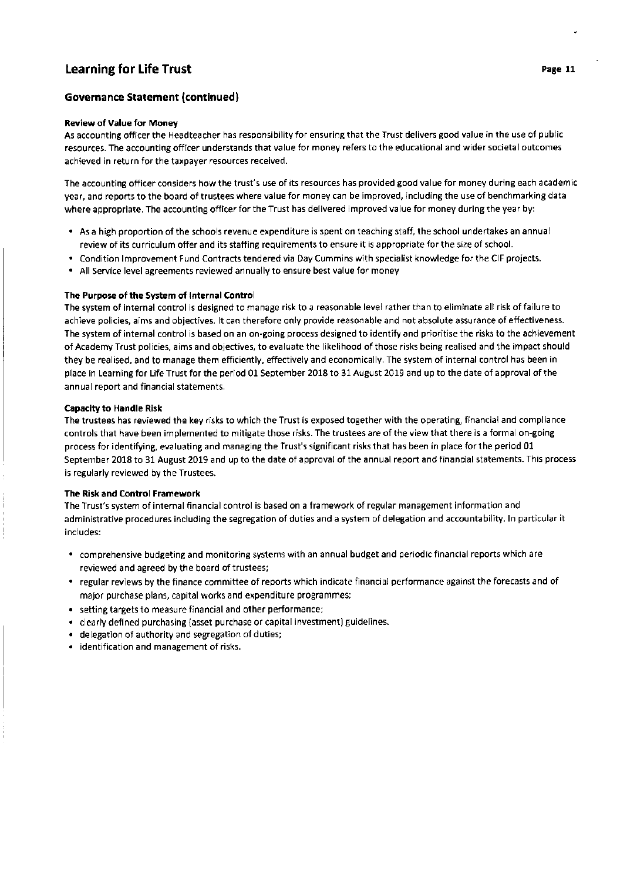## Governance Statement (continued)

**Review of Value for Money**

As accounting officer the Headteacher has responsibility for ensuring that the Trust delivers good value in the use of public resources. The accounting officer understands that value for money refers to the educational and wider societal outcomes achieved in return for the taxpayer resources received.

The accounting officer considers how the trust's use of its resources has provided good value for money during each academic year, and reports to the board of trustees where value for money can be improved, including the use of benchmarking data where appropriate. The accounting officer for the Trust has delivered improved value for money during the year by:

- As a high proportion of the schools revenue expenditure is spent on teaching staff, the school undertakes an annual review of its curriculum offer and its staffing requirements to ensure it is appropriate for the size of school.
- Condition Improvement Fund Contracts tendered via Day Cummins with specialist knowledge for the CIF projects.
- All Service level agreements reviewed annually to ensure best value for money

**The Purpose of the System of Internal Control**

The system of internal control is designed to manage risk to a reasonable level rather than to eliminate all risk of failure to achieve policies, aims and objectives. It can therefore only provide reasonable and not absolute assurance of effectiveness. The system of internal control is based on an on-going process designed to identify and prioritise the risks to the achievement of Academy Trust policies, aims and objectives, to evaluate the likelihood of those risks being realised and the impact should they be realised, and to manage them efficiently, effectively and economically. The system of internal control has been in place in Learning for Life Trust for the period 01 September 2018 to 31 August 2019 and up to the date of approval of the annual report and financial statements.

**Capacity to Handle Risk**

The trustees has reviewed the key risks to which the Trust is exposed together with the operating, financial and compliance controls that have been implemented to mitigate those risks. The trustees are of the view that there is a formal on-going process for identifying, evaluating and managing the Trust's significant risks that has been in place for the period 01 September 2018 to 31 August 2019 and up to the date of approval of the annual report and financial statements. This process is regularly reviewed by the Trustees.

**The Risk and Control Framework**

The Trust's system of internal financial control is based on a framework of regular management information and administrative procedures including the segregation of duties and a system of delegation and accountability. In particular it includes:

- comprehensive budgeting and monitoring systems with an annual budget and periodic financial reports which are reviewed and agreed by the board of trustees;
- regular reviews by the finance committee of reports which indicate financial performance against the forecasts and of major purchase plans, capital works and expenditure programmes;
- setting targets to measure financial and other performance;
- clearly defined purchasing (asset purchase or capital investment) guidelines.
- delegation of authority and segregation of duties;
- identification and management of risks.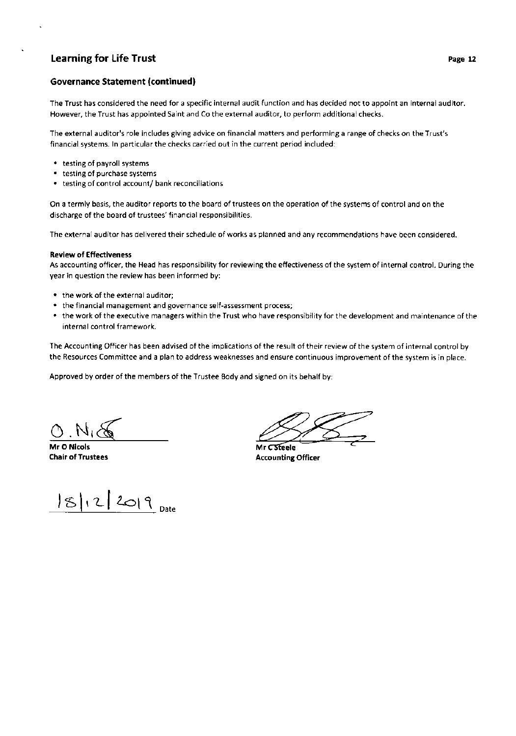## Governance Statement (continued)

The Trust has considered the need for a specific internal audit function and has decided not to appoint an internal auditor. However, the Trust has appointed Saint and Co the external auditor, to perform additional checks.

The external auditor's role includes giving advice on financial matters and performing a range of checks on the Trust's financial systems. In particular the checks carried out in the current period included:

- testing of payroll systems
- testing of purchase systems
- testing of control account/ bank reconciliations

On a termly basis, the auditor reports to the board of trustees on the operation of the systems of control and on the discharge of the board of trustees' financial responsibilities.

The external auditor has delivered their schedule of works as planned and any recommendations have been considered.

**Review of Effectiveness**

As accounting officer, the Head has responsibility for reviewing the effectiveness of the system of internal control. During the year in question the review has been informed by:

- the work of the external auditor;
- the financial management and governance self-assessment process;
- the work of the executive managers within the Trust who have responsibility for the development and maintenance of the internal control framework.

The Accounting Officer has been advised of the implications of the result of their review of the system of internal control by the Resources Committee and a plan to address weaknesses and ensure continuous improvement of the system is in place.

Approved by order of the members of the Trustee Body and signed on its behalf by:

**Mr O Nicols**
**Chair of Trustees**

**Mr C Steele**
**Accounting Officer**

18/12/2019 Date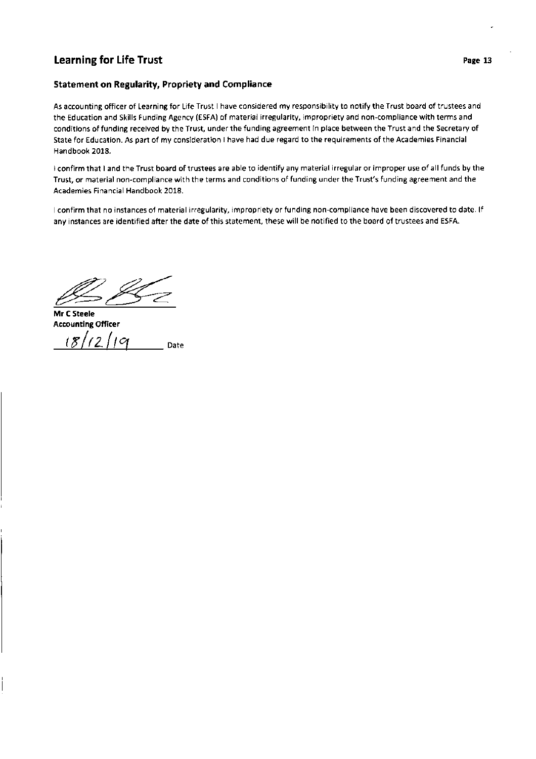## Statement on Regularity, Propriety and Compliance

As accounting officer of Learning for Life Trust I have considered my responsibility to notify the Trust board of trustees and the Education and Skills Funding Agency (ESFA) of material irregularity, impropriety and non-compliance with terms and conditions of funding received by the Trust, under the funding agreement in place between the Trust and the Secretary of State for Education. As part of my consideration I have had due regard to the requirements of the Academies Financial Handbook 2018.

I confirm that I and the Trust board of trustees are able to identify any material irregular or improper use of all funds by the Trust, or material non-compliance with the terms and conditions of funding under the Trust's funding agreement and the Academies Financial Handbook 2018.

I confirm that no instances of material irregularity, impropriety or funding non-compliance have been discovered to date. If any instances are identified after the date of this statement, these will be notified to the board of trustees and ESFA.

**Mr C Steele**
**Accounting Officer**

18/12/19 Date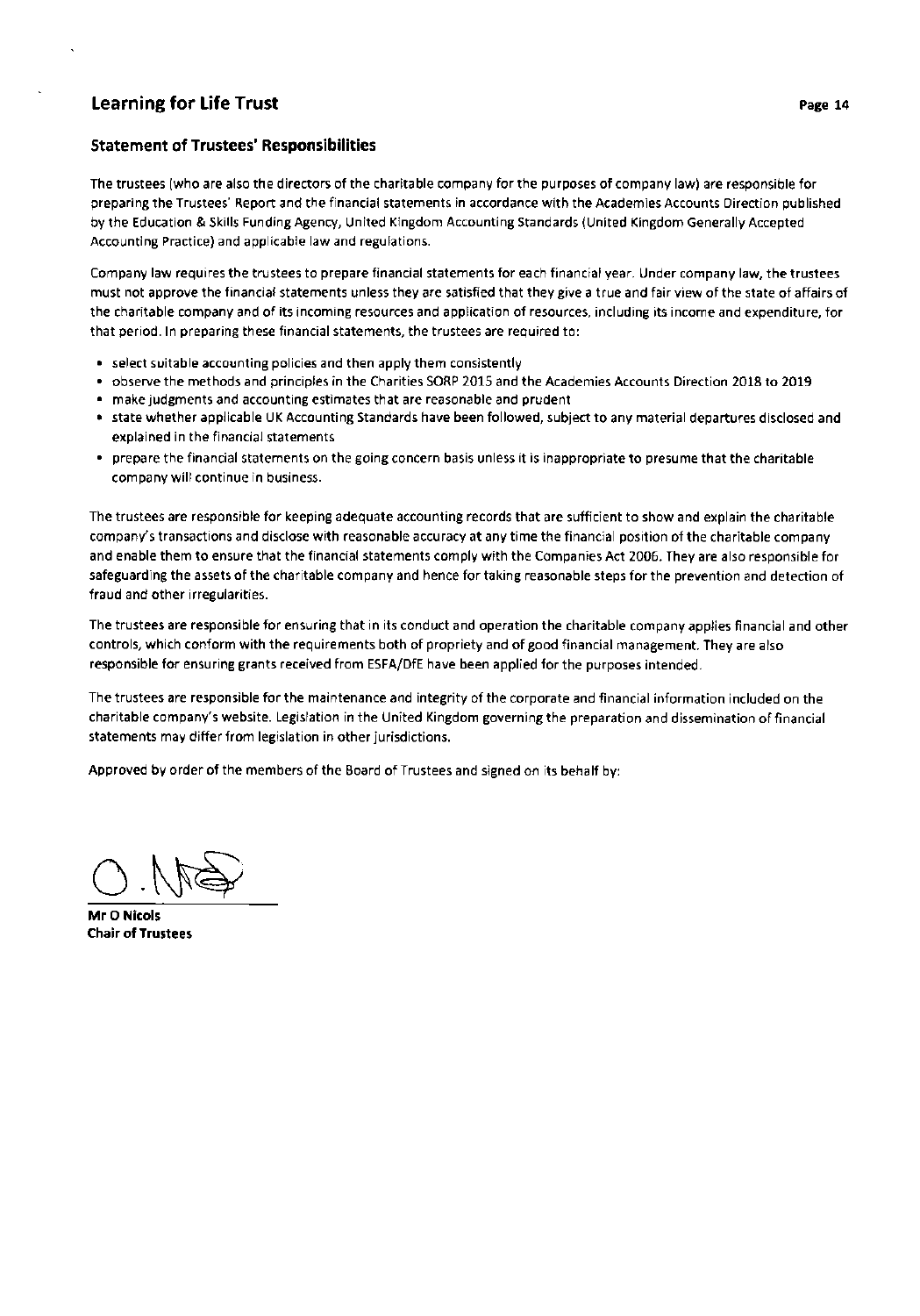## Statement of Trustees' Responsibilities

The trustees (who are also the directors of the charitable company for the purposes of company law) are responsible for preparing the Trustees' Report and the financial statements in accordance with the Academies Accounts Direction published by the Education & Skills Funding Agency, United Kingdom Accounting Standards (United Kingdom Generally Accepted Accounting Practice) and applicable law and regulations.

Company law requires the trustees to prepare financial statements for each financial year. Under company law, the trustees must not approve the financial statements unless they are satisfied that they give a true and fair view of the state of affairs of the charitable company and of its incoming resources and application of resources, including its income and expenditure, for that period. In preparing these financial statements, the trustees are required to:

- select suitable accounting policies and then apply them consistently
- observe the methods and principles in the Charities SORP 2015 and the Academies Accounts Direction 2018 to 2019
- make judgments and accounting estimates that are reasonable and prudent
- state whether applicable UK Accounting Standards have been followed, subject to any material departures disclosed and explained in the financial statements
- prepare the financial statements on the going concern basis unless it is inappropriate to presume that the charitable company will continue in business.

The trustees are responsible for keeping adequate accounting records that are sufficient to show and explain the charitable company's transactions and disclose with reasonable accuracy at any time the financial position of the charitable company and enable them to ensure that the financial statements comply with the Companies Act 2006. They are also responsible for safeguarding the assets of the charitable company and hence for taking reasonable steps for the prevention and detection of fraud and other irregularities.

The trustees are responsible for ensuring that in its conduct and operation the charitable company applies financial and other controls, which conform with the requirements both of propriety and of good financial management. They are also responsible for ensuring grants received from ESFA/DfE have been applied for the purposes intended.

The trustees are responsible for the maintenance and integrity of the corporate and financial information included on the charitable company's website. Legislation in the United Kingdom governing the preparation and dissemination of financial statements may differ from legislation in other jurisdictions.

Approved by order of the members of the Board of Trustees and signed on its behalf by:

**Mr O Nicols**
**Chair of Trustees**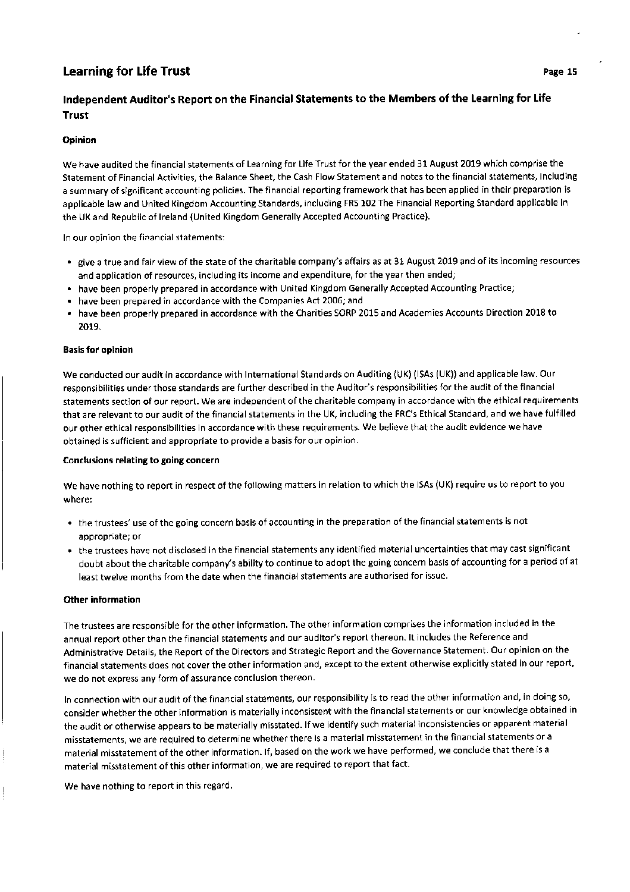## Independent Auditor's Report on the Financial Statements to the Members of the Learning for Life Trust

**Opinion**

We have audited the financial statements of Learning for Life Trust for the year ended 31 August 2019 which comprise the Statement of Financial Activities, the Balance Sheet, the Cash Flow Statement and notes to the financial statements, including a summary of significant accounting policies. The financial reporting framework that has been applied in their preparation is applicable law and United Kingdom Accounting Standards, including FRS 102 The Financial Reporting Standard applicable in the UK and Republic of Ireland (United Kingdom Generally Accepted Accounting Practice).

In our opinion the financial statements:

- give a true and fair view of the state of the charitable company's affairs as at 31 August 2019 and of its incoming resources and application of resources, including its income and expenditure, for the year then ended;
- have been properly prepared in accordance with United Kingdom Generally Accepted Accounting Practice;
- have been prepared in accordance with the Companies Act 2006; and
- have been properly prepared in accordance with the Charities SORP 2015 and Academies Accounts Direction 2018 to 2019.

**Basis for opinion**

We conducted our audit in accordance with International Standards on Auditing (UK) (ISAs (UK)) and applicable law. Our responsibilities under those standards are further described in the Auditor's responsibilities for the audit of the financial statements section of our report. We are independent of the charitable company in accordance with the ethical requirements that are relevant to our audit of the financial statements in the UK, including the FRC's Ethical Standard, and we have fulfilled our other ethical responsibilities in accordance with these requirements. We believe that the audit evidence we have obtained is sufficient and appropriate to provide a basis for our opinion.

**Conclusions relating to going concern**

We have nothing to report in respect of the following matters in relation to which the ISAs (UK) require us to report to you where:

- the trustees' use of the going concern basis of accounting in the preparation of the financial statements is not appropriate; or
- the trustees have not disclosed in the financial statements any identified material uncertainties that may cast significant doubt about the charitable company's ability to continue to adopt the going concern basis of accounting for a period of at least twelve months from the date when the financial statements are authorised for issue.

**Other information**

The trustees are responsible for the other information. The other information comprises the information included in the annual report other than the financial statements and our auditor's report thereon. It includes the Reference and Administrative Details, the Report of the Directors and Strategic Report and the Governance Statement. Our opinion on the financial statements does not cover the other information and, except to the extent otherwise explicitly stated in our report, we do not express any form of assurance conclusion thereon.

In connection with our audit of the financial statements, our responsibility is to read the other information and, in doing so, consider whether the other information is materially inconsistent with the financial statements or our knowledge obtained in the audit or otherwise appears to be materially misstated. If we identify such material inconsistencies or apparent material misstatements, we are required to determine whether there is a material misstatement in the financial statements or a material misstatement of the other information. If, based on the work we have performed, we conclude that there is a material misstatement of this other information, we are required to report that fact.

We have nothing to report in this regard.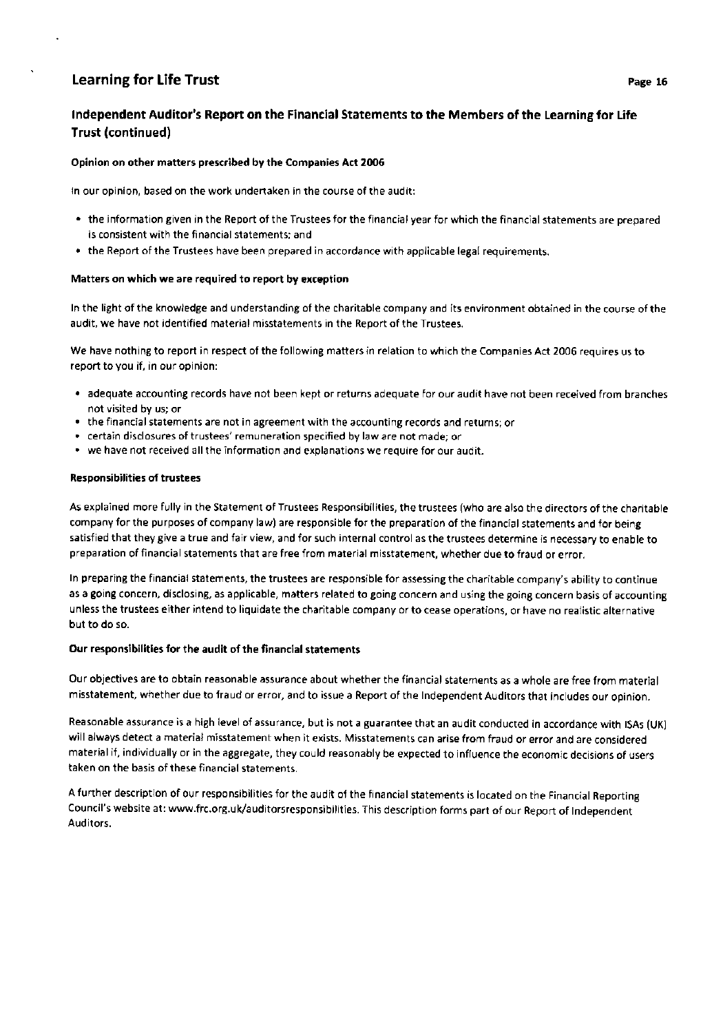## Independent Auditor's Report on the Financial Statements to the Members of the Learning for Life Trust (continued)

### Opinion on other matters prescribed by the Companies Act 2006

In our opinion, based on the work undertaken in the course of the audit:

- the information given in the Report of the Trustees for the financial year for which the financial statements are prepared is consistent with the financial statements; and
- the Report of the Trustees have been prepared in accordance with applicable legal requirements.

### Matters on which we are required to report by exception

In the light of the knowledge and understanding of the charitable company and its environment obtained in the course of the audit, we have not identified material misstatements in the Report of the Trustees.

We have nothing to report in respect of the following matters in relation to which the Companies Act 2006 requires us to report to you if, in our opinion:

- adequate accounting records have not been kept or returns adequate for our audit have not been received from branches not visited by us; or
- the financial statements are not in agreement with the accounting records and returns; or
- certain disclosures of trustees' remuneration specified by law are not made; or
- we have not received all the information and explanations we require for our audit.

### Responsibilities of trustees

As explained more fully in the Statement of Trustees Responsibilities, the trustees (who are also the directors of the charitable company for the purposes of company law) are responsible for the preparation of the financial statements and for being satisfied that they give a true and fair view, and for such internal control as the trustees determine is necessary to enable to preparation of financial statements that are free from material misstatement, whether due to fraud or error.

In preparing the financial statements, the trustees are responsible for assessing the charitable company's ability to continue as a going concern, disclosing, as applicable, matters related to going concern and using the going concern basis of accounting unless the trustees either intend to liquidate the charitable company or to cease operations, or have no realistic alternative but to do so.

### Our responsibilities for the audit of the financial statements

Our objectives are to obtain reasonable assurance about whether the financial statements as a whole are free from material misstatement, whether due to fraud or error, and to issue a Report of the Independent Auditors that includes our opinion.

Reasonable assurance is a high level of assurance, but is not a guarantee that an audit conducted in accordance with ISAs (UK) will always detect a material misstatement when it exists. Misstatements can arise from fraud or error and are considered material if, individually or in the aggregate, they could reasonably be expected to influence the economic decisions of users taken on the basis of these financial statements.

A further description of our responsibilities for the audit of the financial statements is located on the Financial Reporting Council's website at: www.frc.org.uk/auditorsresponsibilities. This description forms part of our Report of Independent Auditors.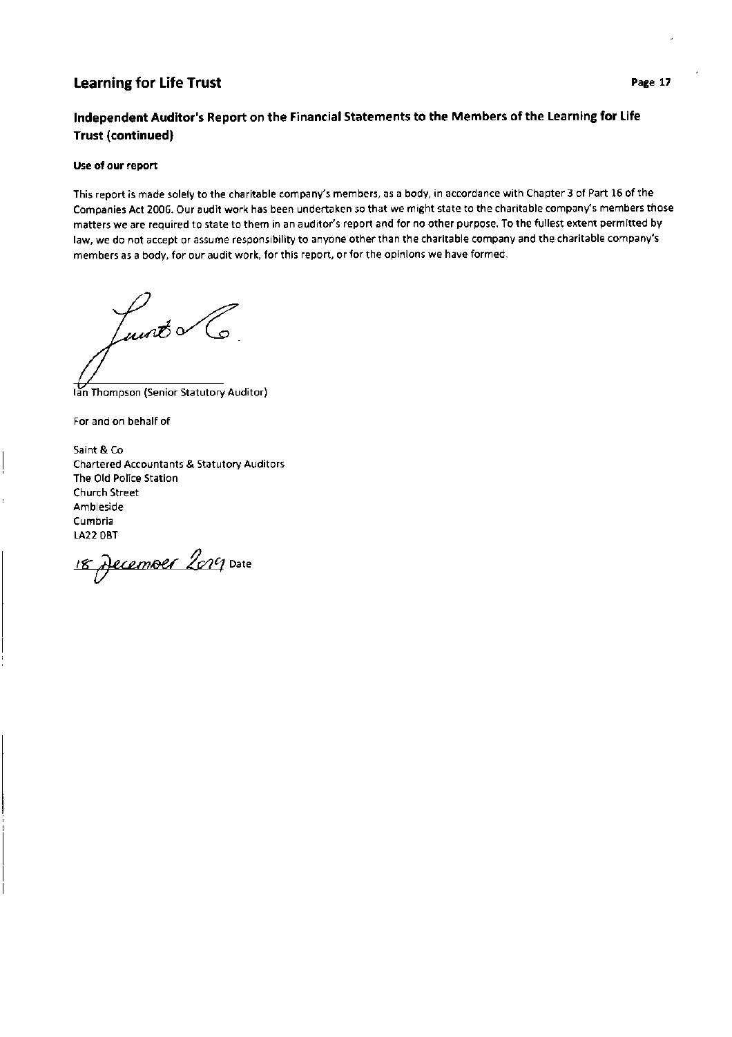## Independent Auditor's Report on the Financial Statements to the Members of the Learning for Life Trust (continued)

**Use of our report**

This report is made solely to the charitable company's members, as a body, in accordance with Chapter 3 of Part 16 of the Companies Act 2006. Our audit work has been undertaken so that we might state to the charitable company's members those matters we are required to state to them in an auditor's report and for no other purpose. To the fullest extent permitted by law, we do not accept or assume responsibility to anyone other than the charitable company and the charitable company's members as a body, for our audit work, for this report, or for the opinions we have formed.

Ian Thompson (Senior Statutory Auditor)

For and on behalf of

Saint & Co
Chartered Accountants & Statutory Auditors
The Old Police Station
Church Street
Ambleside
Cumbria
LA22 0BT

18 December 2019 Date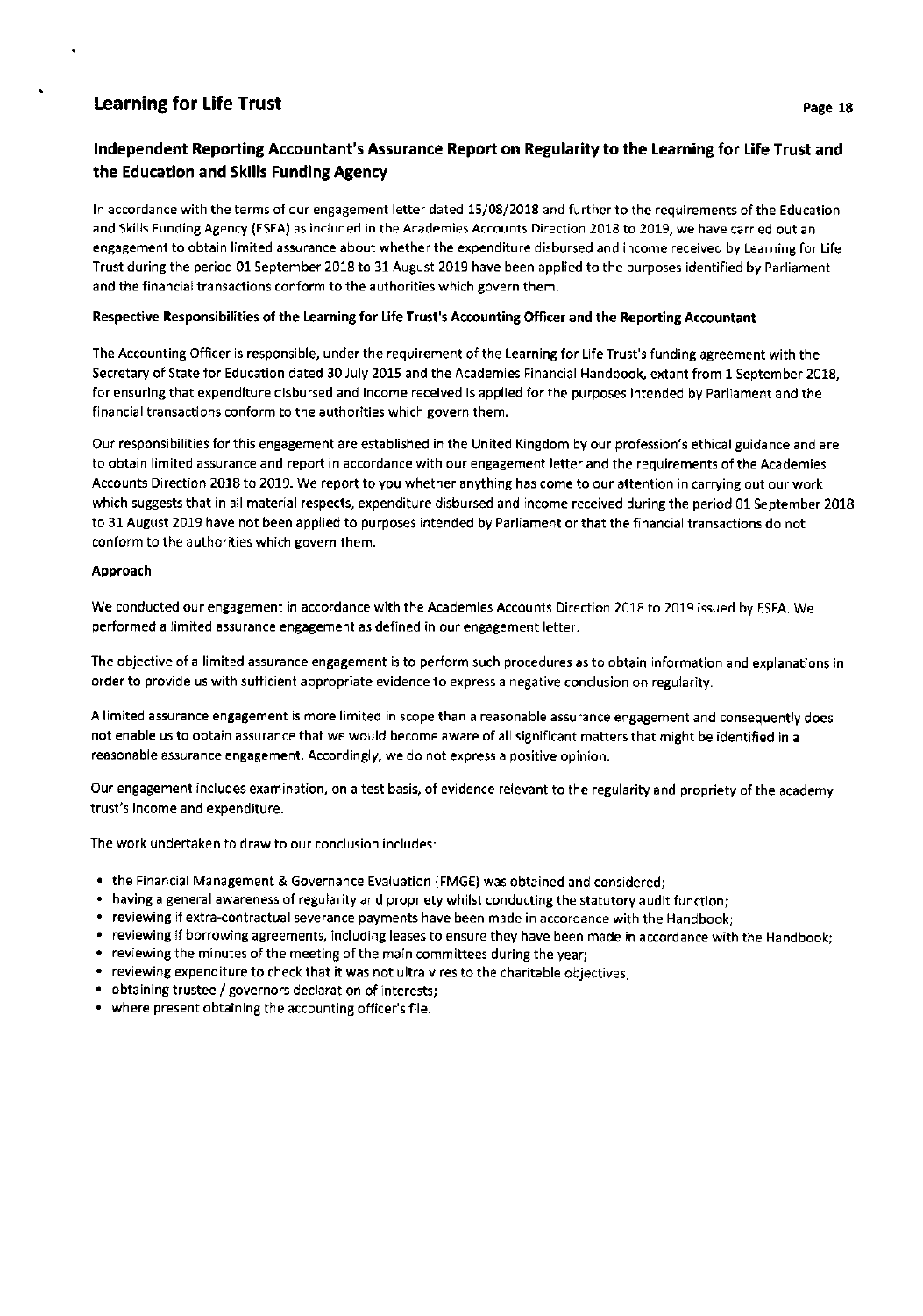## Independent Reporting Accountant's Assurance Report on Regularity to the Learning for Life Trust and the Education and Skills Funding Agency

In accordance with the terms of our engagement letter dated 15/08/2018 and further to the requirements of the Education and Skills Funding Agency (ESFA) as included in the Academies Accounts Direction 2018 to 2019, we have carried out an engagement to obtain limited assurance about whether the expenditure disbursed and income received by Learning for Life Trust during the period 01 September 2018 to 31 August 2019 have been applied to the purposes identified by Parliament and the financial transactions conform to the authorities which govern them.

**Respective Responsibilities of the Learning for Life Trust's Accounting Officer and the Reporting Accountant**

The Accounting Officer is responsible, under the requirement of the Learning for Life Trust's funding agreement with the Secretary of State for Education dated 30 July 2015 and the Academies Financial Handbook, extant from 1 September 2018, for ensuring that expenditure disbursed and income received is applied for the purposes intended by Parliament and the financial transactions conform to the authorities which govern them.

Our responsibilities for this engagement are established in the United Kingdom by our profession's ethical guidance and are to obtain limited assurance and report in accordance with our engagement letter and the requirements of the Academies Accounts Direction 2018 to 2019. We report to you whether anything has come to our attention in carrying out our work which suggests that in all material respects, expenditure disbursed and income received during the period 01 September 2018 to 31 August 2019 have not been applied to purposes intended by Parliament or that the financial transactions do not conform to the authorities which govern them.

**Approach**

We conducted our engagement in accordance with the Academies Accounts Direction 2018 to 2019 issued by ESFA. We performed a limited assurance engagement as defined in our engagement letter.

The objective of a limited assurance engagement is to perform such procedures as to obtain information and explanations in order to provide us with sufficient appropriate evidence to express a negative conclusion on regularity.

A limited assurance engagement is more limited in scope than a reasonable assurance engagement and consequently does not enable us to obtain assurance that we would become aware of all significant matters that might be identified in a reasonable assurance engagement. Accordingly, we do not express a positive opinion.

Our engagement includes examination, on a test basis, of evidence relevant to the regularity and propriety of the academy trust's income and expenditure.

The work undertaken to draw to our conclusion includes:

- the Financial Management & Governance Evaluation (FMGE) was obtained and considered;
- having a general awareness of regularity and propriety whilst conducting the statutory audit function;
- reviewing if extra-contractual severance payments have been made in accordance with the Handbook;
- reviewing if borrowing agreements, including leases to ensure they have been made in accordance with the Handbook;
- reviewing the minutes of the meeting of the main committees during the year;
- reviewing expenditure to check that it was not ultra vires to the charitable objectives;
- obtaining trustee / governors declaration of interests;
- where present obtaining the accounting officer's file.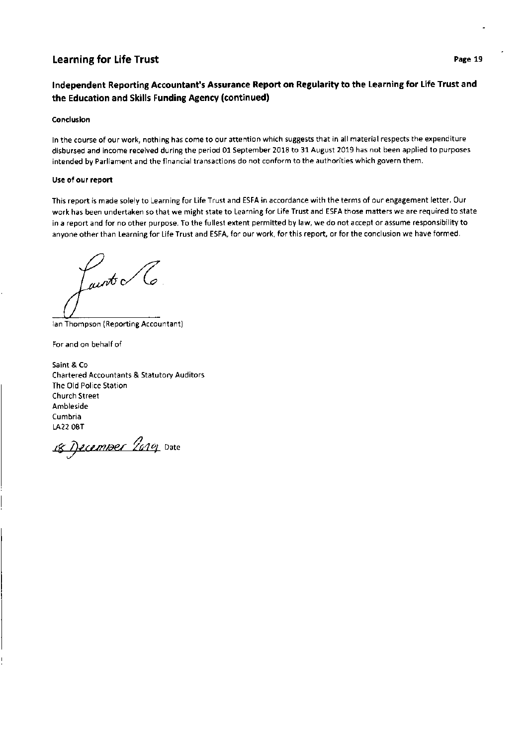## Independent Reporting Accountant's Assurance Report on Regularity to the Learning for Life Trust and the Education and Skills Funding Agency (continued)

**Conclusion**

In the course of our work, nothing has come to our attention which suggests that in all material respects the expenditure disbursed and income received during the period 01 September 2018 to 31 August 2019 has not been applied to purposes intended by Parliament and the financial transactions do not conform to the authorities which govern them.

**Use of our report**

This report is made solely to Learning for Life Trust and ESFA in accordance with the terms of our engagement letter. Our work has been undertaken so that we might state to Learning for Life Trust and ESFA those matters we are required to state in a report and for no other purpose. To the fullest extent permitted by law, we do not accept or assume responsibility to anyone other than Learning for Life Trust and ESFA, for our work, for this report, or for the conclusion we have formed.

Saint & Co

Ian Thompson (Reporting Accountant)

For and on behalf of

Saint & Co
Chartered Accountants & Statutory Auditors
The Old Police Station
Church Street
Ambleside
Cumbria
LA22 0BT

18 December 2019 Date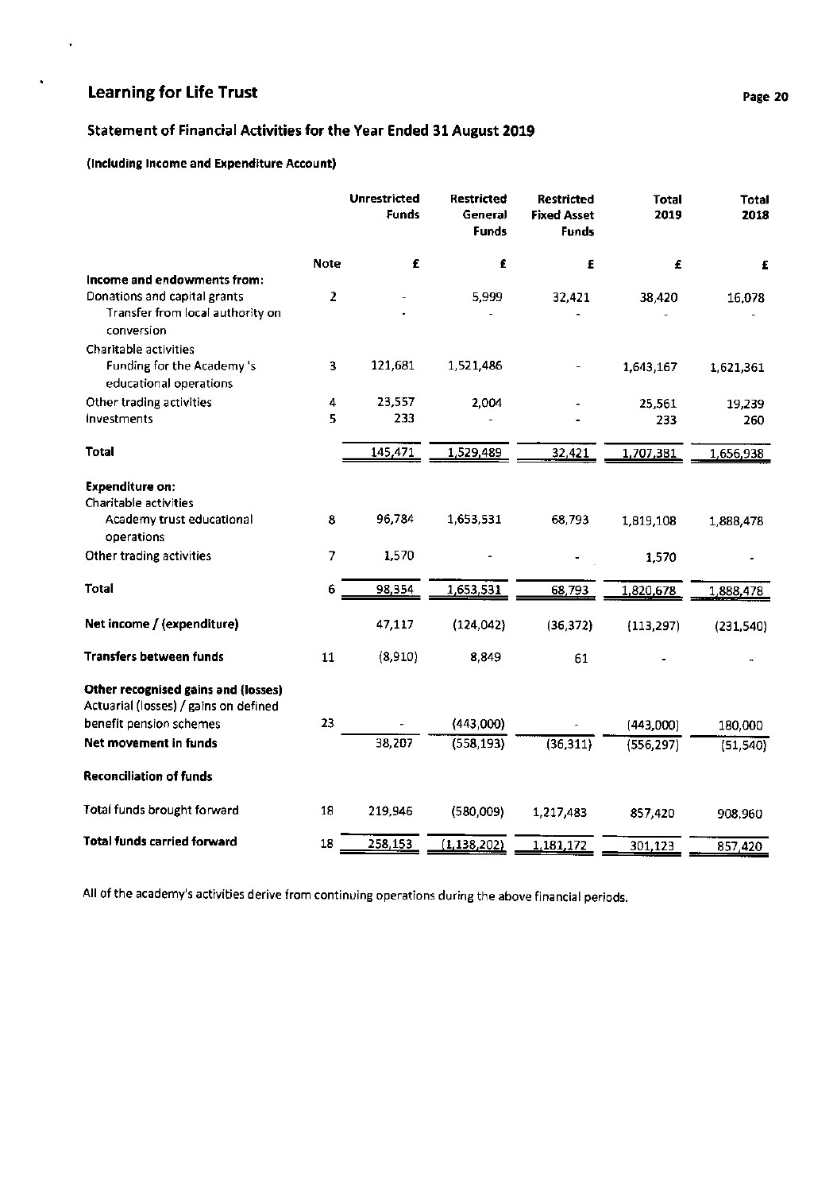# Learning for Life Trust

## Statement of Financial Activities for the Year Ended 31 August 2019

**(Including Income and Expenditure Account)**

| | Note | Unrestricted Funds | Restricted General Funds | Restricted Fixed Asset Funds | Total 2019 | Total 2018 |
|---|---|---|---|---|---|---|
| | | £ | £ | £ | £ | £ |
| **Income and endowments from:** | | | | | | |
| Donations and capital grants | 2 | - | 5,999 | 32,421 | 38,420 | 16,078 |
| Transfer from local authority on conversion | | - | - | - | - | - |
| Charitable activities | | | | | | |
| Funding for the Academy 's educational operations | 3 | 121,681 | 1,521,486 | - | 1,643,167 | 1,621,361 |
| Other trading activities | 4 | 23,557 | 2,004 | - | 25,561 | 19,239 |
| Investments | 5 | 233 | - | - | 233 | 260 |
| **Total** | | 145,471 | 1,529,489 | 32,421 | 1,707,381 | 1,656,938 |
| **Expenditure on:** | | | | | | |
| Charitable activities | | | | | | |
| Academy trust educational operations | 8 | 96,784 | 1,653,531 | 68,793 | 1,819,108 | 1,888,478 |
| Other trading activities | 7 | 1,570 | - | - | 1,570 | - |
| **Total** | 6 | 98,354 | 1,653,531 | 68,793 | 1,820,678 | 1,888,478 |
| **Net income / (expenditure)** | | 47,117 | (124,042) | (36,372) | (113,297) | (231,540) |
| **Transfers between funds** | 11 | (8,910) | 8,849 | 61 | - | - |
| **Other recognised gains and (losses)** | | | | | | |
| Actuarial (losses) / gains on defined benefit pension schemes | 23 | - | (443,000) | - | (443,000) | 180,000 |
| **Net movement in funds** | | 38,207 | (558,193) | (36,311) | (556,297) | (51,540) |
| **Reconciliation of funds** | | | | | | |
| Total funds brought forward | 18 | 219,946 | (580,009) | 1,217,483 | 857,420 | 908,960 |
| **Total funds carried forward** | 18 | 258,153 | (1,138,202) | 1,181,172 | 301,123 | 857,420 |

All of the academy's activities derive from continuing operations during the above financial periods.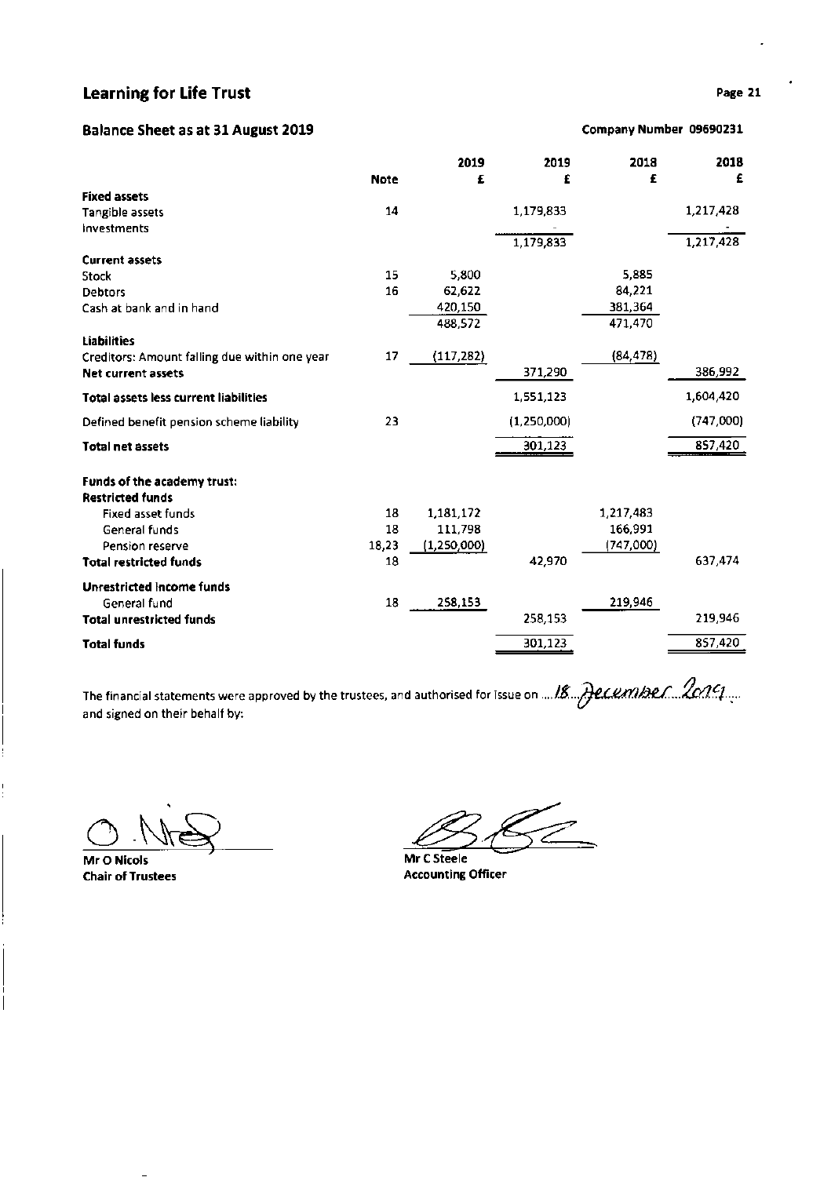## Learning for Life Trust

### Balance Sheet as at 31 August 2019

**Company Number 09690231**

| | Note | 2019 £ | 2019 £ | 2018 £ | 2018 £ |
|---|---|---|---|---|---|
| **Fixed assets** | | | | | |
| Tangible assets | 14 | | 1,179,833 | | 1,217,428 |
| Investments | | | - | | - |
| | | | 1,179,833 | | 1,217,428 |
| **Current assets** | | | | | |
| Stock | 15 | 5,800 | | 5,885 | |
| Debtors | 16 | 62,622 | | 84,221 | |
| Cash at bank and in hand | | 420,150 | | 381,364 | |
| | | 488,572 | | 471,470 | |
| **Liabilities** | | | | | |
| Creditors: Amount falling due within one year | 17 | (117,282) | | (84,478) | |
| **Net current assets** | | | 371,290 | | 386,992 |
| **Total assets less current liabilities** | | | 1,551,123 | | 1,604,420 |
| Defined benefit pension scheme liability | 23 | | (1,250,000) | | (747,000) |
| **Total net assets** | | | 301,123 | | 857,420 |
| **Funds of the academy trust:** | | | | | |
| **Restricted funds** | | | | | |
| Fixed asset funds | 18 | 1,181,172 | | 1,217,483 | |
| General funds | 18 | 111,798 | | 166,991 | |
| Pension reserve | 18,23 | (1,250,000) | | (747,000) | |
| **Total restricted funds** | 18 | | 42,970 | | 637,474 |
| **Unrestricted income funds** | | | | | |
| General fund | 18 | 258,153 | | 219,946 | |
| **Total unrestricted funds** | | | 258,153 | | 219,946 |
| **Total funds** | | | 301,123 | | 857,420 |

The financial statements were approved by the trustees, and authorised for issue on 18 December 2019 and signed on their behalf by:

**Mr O Nicols**
**Chair of Trustees**

**Mr C Steele**
**Accounting Officer**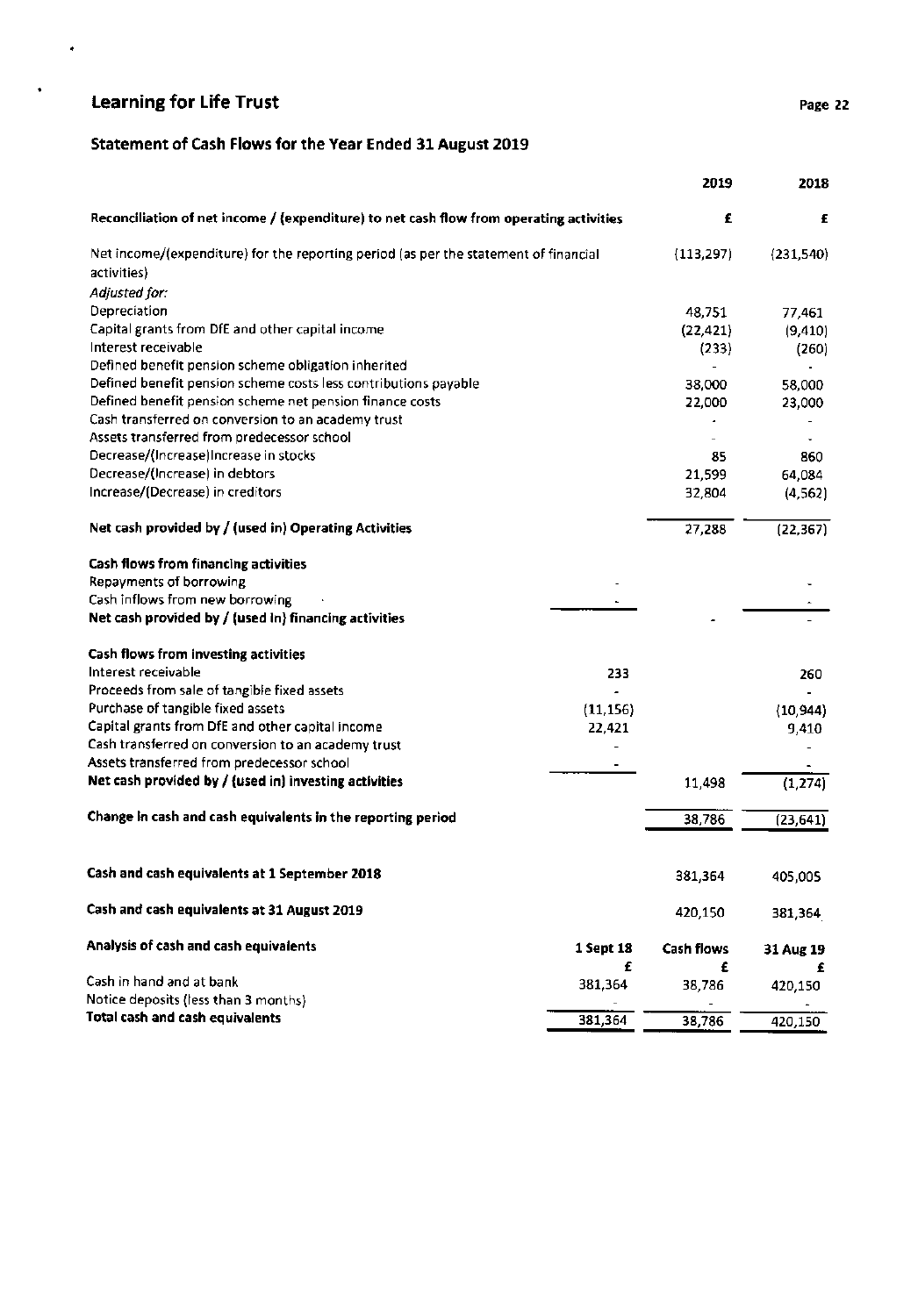# Learning for Life Trust

## Statement of Cash Flows for the Year Ended 31 August 2019

| | | 2019 | 2018 |
|---|---|---|---|
| **Reconciliation of net income / (expenditure) to net cash flow from operating activities** | | **£** | **£** |
| Net income/(expenditure) for the reporting period (as per the statement of financial activities) | | (113,297) | (231,540) |
| *Adjusted for:* | | | |
| Depreciation | | 48,751 | 77,461 |
| Capital grants from DfE and other capital income | | (22,421) | (9,410) |
| Interest receivable | | (233) | (260) |
| Defined benefit pension scheme obligation inherited | | - | - |
| Defined benefit pension scheme costs less contributions payable | | 38,000 | 58,000 |
| Defined benefit pension scheme net pension finance costs | | 22,000 | 23,000 |
| Cash transferred on conversion to an academy trust | | - | - |
| Assets transferred from predecessor school | | - | - |
| Decrease/(Increase)Increase in stocks | | 85 | 860 |
| Decrease/(Increase) in debtors | | 21,599 | 64,084 |
| Increase/(Decrease) in creditors | | 32,804 | (4,562) |
| **Net cash provided by / (used in) Operating Activities** | | 27,288 | (22,367) |
| **Cash flows from financing activities** | | | |
| Repayments of borrowing | - | | - |
| Cash inflows from new borrowing | - | | - |
| **Net cash provided by / (used in) financing activities** | | - | - |
| **Cash flows from investing activities** | | | |
| Interest receivable | 233 | | 260 |
| Proceeds from sale of tangible fixed assets | - | | - |
| Purchase of tangible fixed assets | (11,156) | | (10,944) |
| Capital grants from DfE and other capital income | 22,421 | | 9,410 |
| Cash transferred on conversion to an academy trust | - | | - |
| Assets transferred from predecessor school | - | | - |
| **Net cash provided by / (used in) investing activities** | | 11,498 | (1,274) |
| **Change in cash and cash equivalents in the reporting period** | | 38,786 | (23,641) |
| **Cash and cash equivalents at 1 September 2018** | | 381,364 | 405,005 |
| **Cash and cash equivalents at 31 August 2019** | | 420,150 | 381,364 |

| **Analysis of cash and cash equivalents** | **1 Sept 18** | **Cash flows** | **31 Aug 19** |
|---|---|---|---|
| | **£** | **£** | **£** |
| Cash in hand and at bank | 381,364 | 38,786 | 420,150 |
| Notice deposits (less than 3 months) | - | - | - |
| **Total cash and cash equivalents** | 381,364 | 38,786 | 420,150 |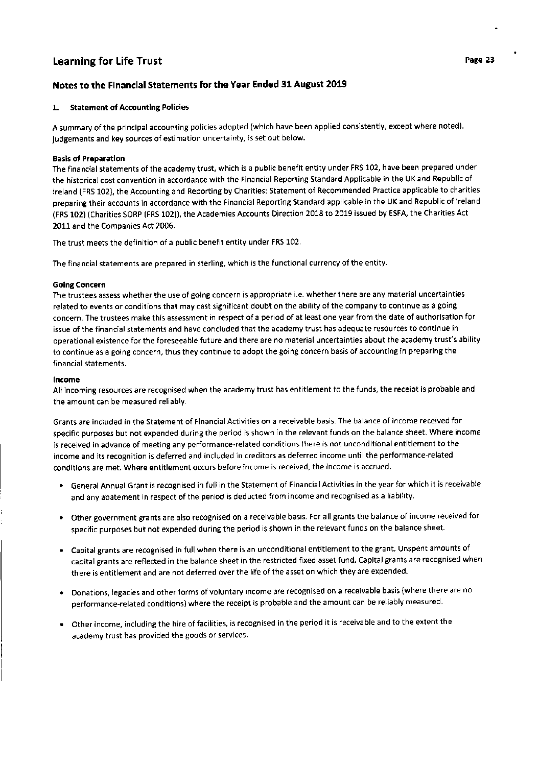## Notes to the Financial Statements for the Year Ended 31 August 2019

### 1. Statement of Accounting Policies

A summary of the principal accounting policies adopted (which have been applied consistently, except where noted), judgements and key sources of estimation uncertainty, is set out below.

**Basis of Preparation**

The financial statements of the academy trust, which is a public benefit entity under FRS 102, have been prepared under the historical cost convention in accordance with the Financial Reporting Standard Applicable in the UK and Republic of Ireland (FRS 102), the Accounting and Reporting by Charities: Statement of Recommended Practice applicable to charities preparing their accounts in accordance with the Financial Reporting Standard applicable in the UK and Republic of Ireland (FRS 102) (Charities SORP (FRS 102)), the Academies Accounts Direction 2018 to 2019 issued by ESFA, the Charities Act 2011 and the Companies Act 2006.

The trust meets the definition of a public benefit entity under FRS 102.

The financial statements are prepared in sterling, which is the functional currency of the entity.

**Going Concern**

The trustees assess whether the use of going concern is appropriate i.e. whether there are any material uncertainties related to events or conditions that may cast significant doubt on the ability of the company to continue as a going concern. The trustees make this assessment in respect of a period of at least one year from the date of authorisation for issue of the financial statements and have concluded that the academy trust has adequate resources to continue in operational existence for the foreseeable future and there are no material uncertainties about the academy trust's ability to continue as a going concern, thus they continue to adopt the going concern basis of accounting in preparing the financial statements.

**Income**

All incoming resources are recognised when the academy trust has entitlement to the funds, the receipt is probable and the amount can be measured reliably.

Grants are included in the Statement of Financial Activities on a receivable basis. The balance of income received for specific purposes but not expended during the period is shown in the relevant funds on the balance sheet. Where income is received in advance of meeting any performance-related conditions there is not unconditional entitlement to the income and its recognition is deferred and included in creditors as deferred income until the performance-related conditions are met. Where entitlement occurs before income is received, the income is accrued.

- General Annual Grant is recognised in full in the Statement of Financial Activities in the year for which it is receivable and any abatement in respect of the period is deducted from income and recognised as a liability.
- Other government grants are also recognised on a receivable basis. For all grants the balance of income received for specific purposes but not expended during the period is shown in the relevant funds on the balance sheet.
- Capital grants are recognised in full when there is an unconditional entitlement to the grant. Unspent amounts of capital grants are reflected in the balance sheet in the restricted fixed asset fund. Capital grants are recognised when there is entitlement and are not deferred over the life of the asset on which they are expended.
- Donations, legacies and other forms of voluntary income are recognised on a receivable basis (where there are no performance-related conditions) where the receipt is probable and the amount can be reliably measured.
- Other income, including the hire of facilities, is recognised in the period it is receivable and to the extent the academy trust has provided the goods or services.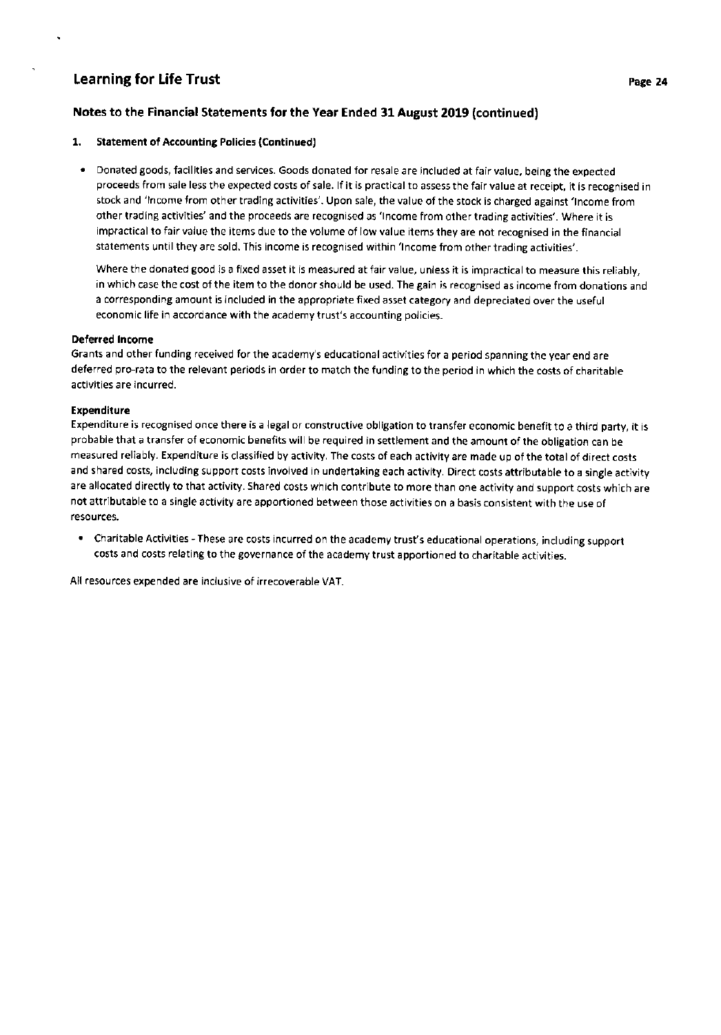## Notes to the Financial Statements for the Year Ended 31 August 2019 (continued)

### 1. Statement of Accounting Policies (Continued)

- Donated goods, facilities and services. Goods donated for resale are included at fair value, being the expected proceeds from sale less the expected costs of sale. If it is practical to assess the fair value at receipt, it is recognised in stock and 'Income from other trading activities'. Upon sale, the value of the stock is charged against 'Income from other trading activities' and the proceeds are recognised as 'Income from other trading activities'. Where it is impractical to fair value the items due to the volume of low value items they are not recognised in the financial statements until they are sold. This income is recognised within 'Income from other trading activities'.

  Where the donated good is a fixed asset it is measured at fair value, unless it is impractical to measure this reliably, in which case the cost of the item to the donor should be used. The gain is recognised as income from donations and a corresponding amount is included in the appropriate fixed asset category and depreciated over the useful economic life in accordance with the academy trust's accounting policies.

**Deferred Income**

Grants and other funding received for the academy's educational activities for a period spanning the year end are deferred pro-rata to the relevant periods in order to match the funding to the period in which the costs of charitable activities are incurred.

**Expenditure**

Expenditure is recognised once there is a legal or constructive obligation to transfer economic benefit to a third party, it is probable that a transfer of economic benefits will be required in settlement and the amount of the obligation can be measured reliably. Expenditure is classified by activity. The costs of each activity are made up of the total of direct costs and shared costs, including support costs involved in undertaking each activity. Direct costs attributable to a single activity are allocated directly to that activity. Shared costs which contribute to more than one activity and support costs which are not attributable to a single activity are apportioned between those activities on a basis consistent with the use of resources.

- Charitable Activities - These are costs incurred on the academy trust's educational operations, including support costs and costs relating to the governance of the academy trust apportioned to charitable activities.

All resources expended are inclusive of irrecoverable VAT.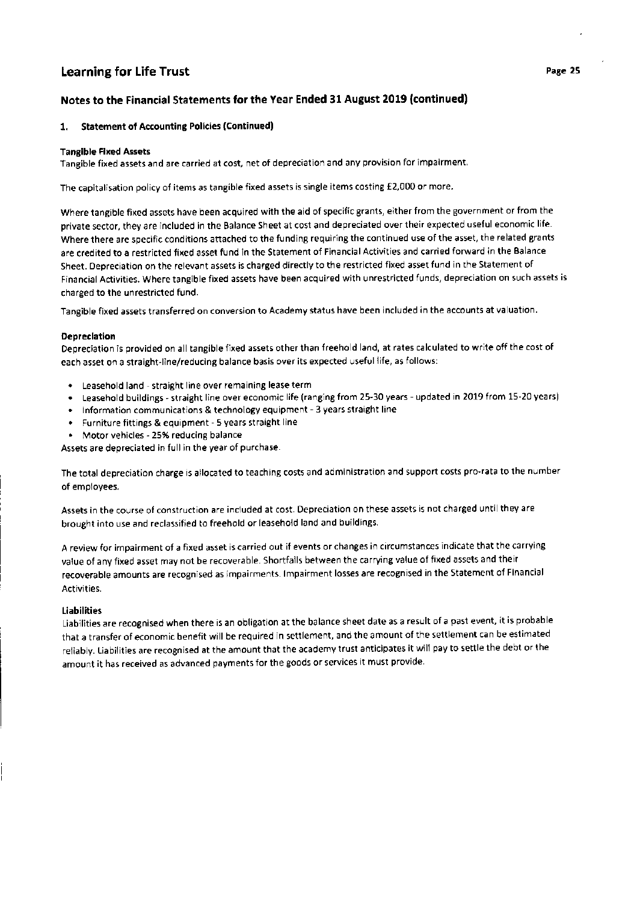## Notes to the Financial Statements for the Year Ended 31 August 2019 (continued)

### 1. Statement of Accounting Policies (Continued)

**Tangible Fixed Assets**

Tangible fixed assets and are carried at cost, net of depreciation and any provision for impairment.

The capitalisation policy of items as tangible fixed assets is single items costing £2,000 or more.

Where tangible fixed assets have been acquired with the aid of specific grants, either from the government or from the private sector, they are included in the Balance Sheet at cost and depreciated over their expected useful economic life. Where there are specific conditions attached to the funding requiring the continued use of the asset, the related grants are credited to a restricted fixed asset fund in the Statement of Financial Activities and carried forward in the Balance Sheet. Depreciation on the relevant assets is charged directly to the restricted fixed asset fund in the Statement of Financial Activities. Where tangible fixed assets have been acquired with unrestricted funds, depreciation on such assets is charged to the unrestricted fund.

Tangible fixed assets transferred on conversion to Academy status have been included in the accounts at valuation.

**Depreciation**

Depreciation is provided on all tangible fixed assets other than freehold land, at rates calculated to write off the cost of each asset on a straight-line/reducing balance basis over its expected useful life, as follows:

- Leasehold land - straight line over remaining lease term
- Leasehold buildings - straight line over economic life (ranging from 25-30 years - updated in 2019 from 15-20 years)
- Information communications & technology equipment - 3 years straight line
- Furniture fittings & equipment - 5 years straight line
- Motor vehicles - 25% reducing balance

Assets are depreciated in full in the year of purchase.

The total depreciation charge is allocated to teaching costs and administration and support costs pro-rata to the number of employees.

Assets in the course of construction are included at cost. Depreciation on these assets is not charged until they are brought into use and reclassified to freehold or leasehold land and buildings.

A review for impairment of a fixed asset is carried out if events or changes in circumstances indicate that the carrying value of any fixed asset may not be recoverable. Shortfalls between the carrying value of fixed assets and their recoverable amounts are recognised as impairments. Impairment losses are recognised in the Statement of Financial Activities.

**Liabilities**

Liabilities are recognised when there is an obligation at the balance sheet date as a result of a past event, it is probable that a transfer of economic benefit will be required in settlement, and the amount of the settlement can be estimated reliably. Liabilities are recognised at the amount that the academy trust anticipates it will pay to settle the debt or the amount it has received as advanced payments for the goods or services it must provide.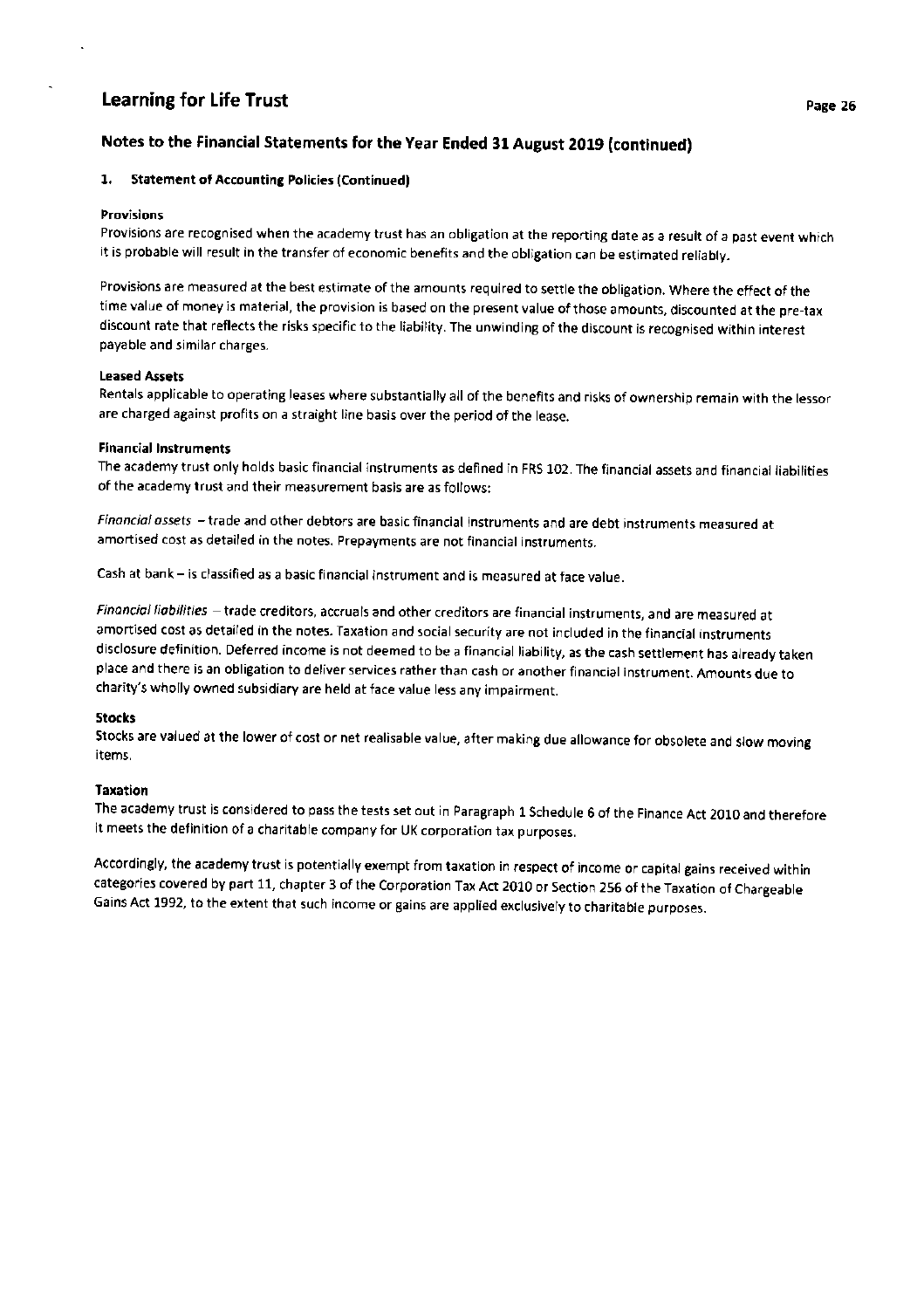## Notes to the Financial Statements for the Year Ended 31 August 2019 (continued)

### 1. Statement of Accounting Policies (Continued)

**Provisions**

Provisions are recognised when the academy trust has an obligation at the reporting date as a result of a past event which it is probable will result in the transfer of economic benefits and the obligation can be estimated reliably.

Provisions are measured at the best estimate of the amounts required to settle the obligation. Where the effect of the time value of money is material, the provision is based on the present value of those amounts, discounted at the pre-tax discount rate that reflects the risks specific to the liability. The unwinding of the discount is recognised within interest payable and similar charges.

**Leased Assets**

Rentals applicable to operating leases where substantially all of the benefits and risks of ownership remain with the lessor are charged against profits on a straight line basis over the period of the lease.

**Financial Instruments**

The academy trust only holds basic financial instruments as defined in FRS 102. The financial assets and financial liabilities of the academy trust and their measurement basis are as follows:

*Financial assets* – trade and other debtors are basic financial instruments and are debt instruments measured at amortised cost as detailed in the notes. Prepayments are not financial instruments.

Cash at bank – is classified as a basic financial instrument and is measured at face value.

*Financial liabilities* – trade creditors, accruals and other creditors are financial instruments, and are measured at amortised cost as detailed in the notes. Taxation and social security are not included in the financial instruments disclosure definition. Deferred income is not deemed to be a financial liability, as the cash settlement has already taken place and there is an obligation to deliver services rather than cash or another financial instrument. Amounts due to charity's wholly owned subsidiary are held at face value less any impairment.

**Stocks**

Stocks are valued at the lower of cost or net realisable value, after making due allowance for obsolete and slow moving items.

**Taxation**

The academy trust is considered to pass the tests set out in Paragraph 1 Schedule 6 of the Finance Act 2010 and therefore it meets the definition of a charitable company for UK corporation tax purposes.

Accordingly, the academy trust is potentially exempt from taxation in respect of income or capital gains received within categories covered by part 11, chapter 3 of the Corporation Tax Act 2010 or Section 256 of the Taxation of Chargeable Gains Act 1992, to the extent that such income or gains are applied exclusively to charitable purposes.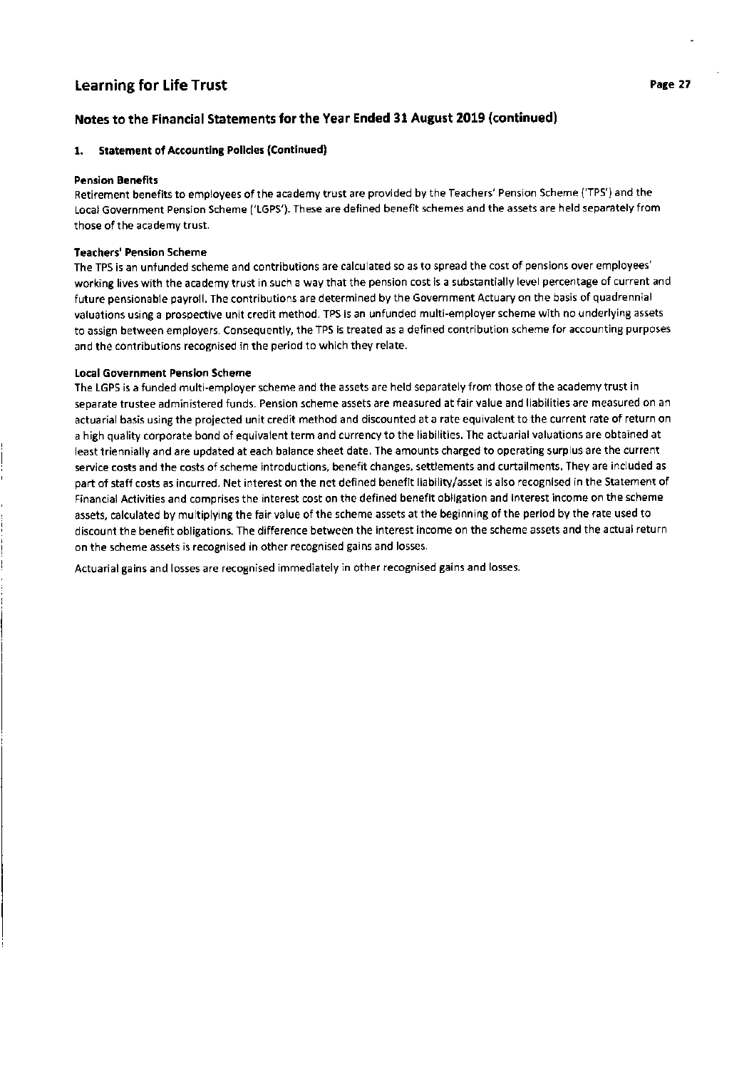## Notes to the Financial Statements for the Year Ended 31 August 2019 (continued)

### 1. Statement of Accounting Policies (Continued)

**Pension Benefits**

Retirement benefits to employees of the academy trust are provided by the Teachers' Pension Scheme ('TPS') and the Local Government Pension Scheme ('LGPS'). These are defined benefit schemes and the assets are held separately from those of the academy trust.

**Teachers' Pension Scheme**

The TPS is an unfunded scheme and contributions are calculated so as to spread the cost of pensions over employees' working lives with the academy trust in such a way that the pension cost is a substantially level percentage of current and future pensionable payroll. The contributions are determined by the Government Actuary on the basis of quadrennial valuations using a prospective unit credit method. TPS is an unfunded multi-employer scheme with no underlying assets to assign between employers. Consequently, the TPS is treated as a defined contribution scheme for accounting purposes and the contributions recognised in the period to which they relate.

**Local Government Pension Scheme**

The LGPS is a funded multi-employer scheme and the assets are held separately from those of the academy trust in separate trustee administered funds. Pension scheme assets are measured at fair value and liabilities are measured on an actuarial basis using the projected unit credit method and discounted at a rate equivalent to the current rate of return on a high quality corporate bond of equivalent term and currency to the liabilities. The actuarial valuations are obtained at least triennially and are updated at each balance sheet date. The amounts charged to operating surplus are the current service costs and the costs of scheme introductions, benefit changes, settlements and curtailments. They are included as part of staff costs as incurred. Net interest on the net defined benefit liability/asset is also recognised in the Statement of Financial Activities and comprises the interest cost on the defined benefit obligation and interest income on the scheme assets, calculated by multiplying the fair value of the scheme assets at the beginning of the period by the rate used to discount the benefit obligations. The difference between the interest income on the scheme assets and the actual return on the scheme assets is recognised in other recognised gains and losses.

Actuarial gains and losses are recognised immediately in other recognised gains and losses.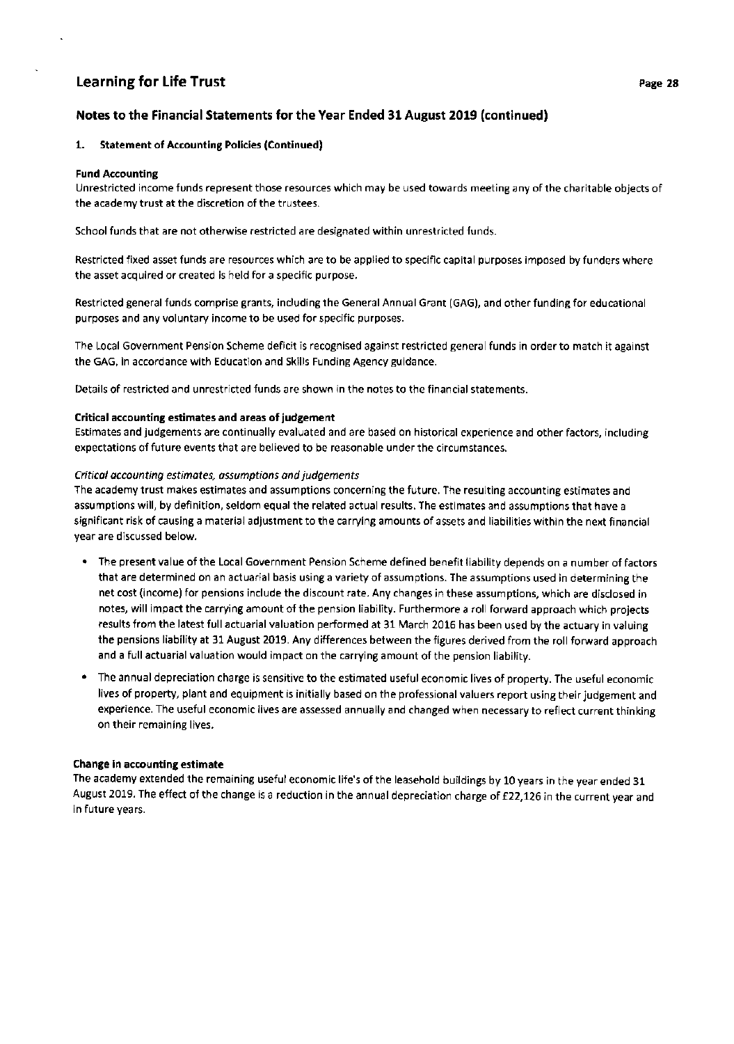## Notes to the Financial Statements for the Year Ended 31 August 2019 (continued)

### 1. Statement of Accounting Policies (Continued)

**Fund Accounting**

Unrestricted income funds represent those resources which may be used towards meeting any of the charitable objects of the academy trust at the discretion of the trustees.

School funds that are not otherwise restricted are designated within unrestricted funds.

Restricted fixed asset funds are resources which are to be applied to specific capital purposes imposed by funders where the asset acquired or created is held for a specific purpose.

Restricted general funds comprise grants, including the General Annual Grant (GAG), and other funding for educational purposes and any voluntary income to be used for specific purposes.

The Local Government Pension Scheme deficit is recognised against restricted general funds in order to match it against the GAG, in accordance with Education and Skills Funding Agency guidance.

Details of restricted and unrestricted funds are shown in the notes to the financial statements.

**Critical accounting estimates and areas of judgement**

Estimates and judgements are continually evaluated and are based on historical experience and other factors, including expectations of future events that are believed to be reasonable under the circumstances.

*Critical accounting estimates, assumptions and judgements*

The academy trust makes estimates and assumptions concerning the future. The resulting accounting estimates and assumptions will, by definition, seldom equal the related actual results. The estimates and assumptions that have a significant risk of causing a material adjustment to the carrying amounts of assets and liabilities within the next financial year are discussed below.

- The present value of the Local Government Pension Scheme defined benefit liability depends on a number of factors that are determined on an actuarial basis using a variety of assumptions. The assumptions used in determining the net cost (income) for pensions include the discount rate. Any changes in these assumptions, which are disclosed in notes, will impact the carrying amount of the pension liability. Furthermore a roll forward approach which projects results from the latest full actuarial valuation performed at 31 March 2016 has been used by the actuary in valuing the pensions liability at 31 August 2019. Any differences between the figures derived from the roll forward approach and a full actuarial valuation would impact on the carrying amount of the pension liability.
- The annual depreciation charge is sensitive to the estimated useful economic lives of property. The useful economic lives of property, plant and equipment is initially based on the professional valuers report using their judgement and experience. The useful economic lives are assessed annually and changed when necessary to reflect current thinking on their remaining lives.

**Change in accounting estimate**

The academy extended the remaining useful economic life's of the leasehold buildings by 10 years in the year ended 31 August 2019. The effect of the change is a reduction in the annual depreciation charge of £22,126 in the current year and in future years.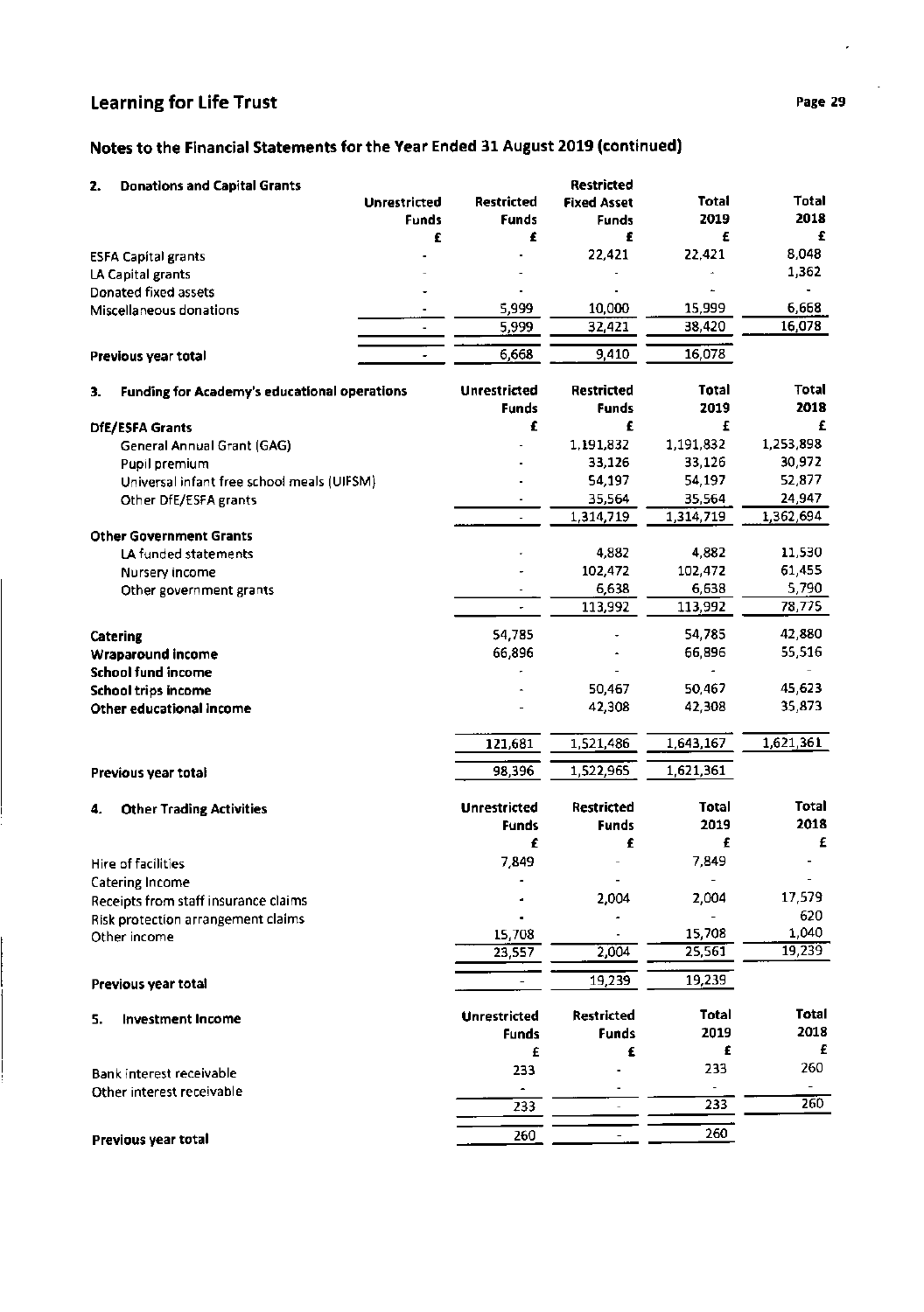## Notes to the Financial Statements for the Year Ended 31 August 2019 (continued)

### 2. Donations and Capital Grants

| | Unrestricted Funds | Restricted Funds | Restricted Fixed Asset Funds | Total 2019 | Total 2018 |
|---|---|---|---|---|---|
| | £ | £ | £ | £ | £ |
| ESFA Capital grants | - | - | 22,421 | 22,421 | 8,048 |
| LA Capital grants | - | - | - | - | 1,362 |
| Donated fixed assets | - | - | - | - | - |
| Miscellaneous donations | - | 5,999 | 10,000 | 15,999 | 6,668 |
| | - | 5,999 | 32,421 | 38,420 | 16,078 |
| **Previous year total** | - | 6,668 | 9,410 | 16,078 | |

### 3. Funding for Academy's educational operations

| | Unrestricted Funds | Restricted Funds | Total 2019 | Total 2018 |
|---|---|---|---|---|
| **DfE/ESFA Grants** | £ | £ | £ | £ |
| General Annual Grant (GAG) | - | 1,191,832 | 1,191,832 | 1,253,898 |
| Pupil premium | - | 33,126 | 33,126 | 30,972 |
| Universal infant free school meals (UIFSM) | - | 54,197 | 54,197 | 52,877 |
| Other DfE/ESFA grants | - | 35,564 | 35,564 | 24,947 |
| | - | 1,314,719 | 1,314,719 | 1,362,694 |
| **Other Government Grants** | | | | |
| LA funded statements | - | 4,882 | 4,882 | 11,530 |
| Nursery income | - | 102,472 | 102,472 | 61,455 |
| Other government grants | - | 6,638 | 6,638 | 5,790 |
| | - | 113,992 | 113,992 | 78,775 |
| **Catering** | 54,785 | - | 54,785 | 42,880 |
| **Wraparound income** | 66,896 | - | 66,896 | 55,516 |
| **School fund income** | - | - | - | - |
| **School trips income** | - | 50,467 | 50,467 | 45,623 |
| **Other educational income** | - | 42,308 | 42,308 | 35,873 |
| | 121,681 | 1,521,486 | 1,643,167 | 1,621,361 |
| **Previous year total** | 98,396 | 1,522,965 | 1,621,361 | |

### 4. Other Trading Activities

| | Unrestricted Funds | Restricted Funds | Total 2019 | Total 2018 |
|---|---|---|---|---|
| | £ | £ | £ | £ |
| Hire of facilities | 7,849 | - | 7,849 | - |
| Catering Income | - | - | - | - |
| Receipts from staff insurance claims | - | 2,004 | 2,004 | 17,579 |
| Risk protection arrangement claims | - | - | - | 620 |
| Other income | 15,708 | - | 15,708 | 1,040 |
| | 23,557 | 2,004 | 25,561 | 19,239 |
| **Previous year total** | - | 19,239 | 19,239 | |

### 5. Investment Income

| | Unrestricted Funds | Restricted Funds | Total 2019 | Total 2018 |
|---|---|---|---|---|
| | £ | £ | £ | £ |
| Bank interest receivable | 233 | - | 233 | 260 |
| Other interest receivable | - | - | - | - |
| | 233 | - | 233 | 260 |
| **Previous year total** | 260 | - | 260 | |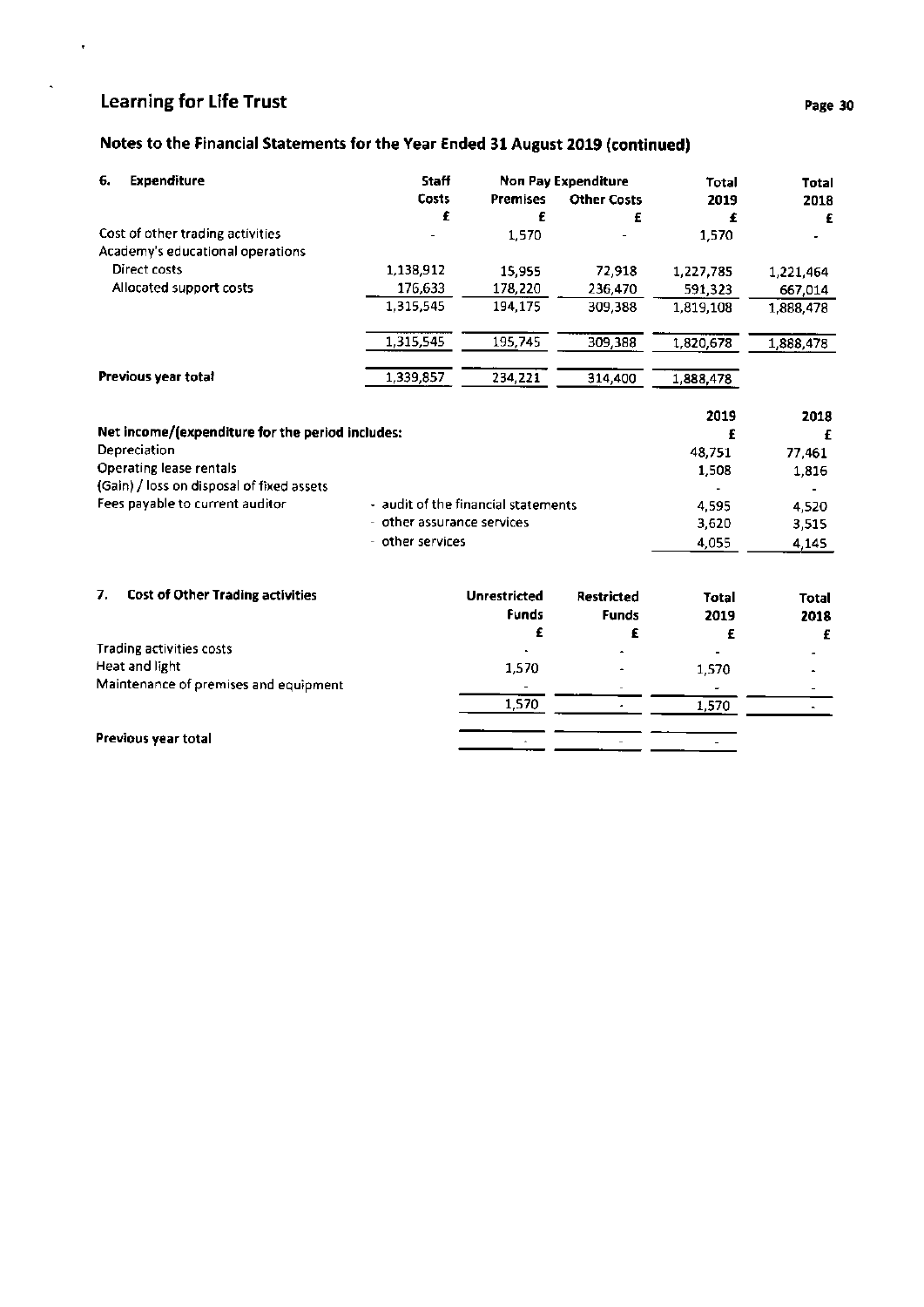# Learning for Life Trust

## Notes to the Financial Statements for the Year Ended 31 August 2019 (continued)

| 6. Expenditure | Staff Costs | Non Pay Expenditure | | Total 2019 | Total 2018 |
|---|---|---|---|---|---|
| | | Premises | Other Costs | | |
| | £ | £ | £ | £ | £ |
| Cost of other trading activities | - | 1,570 | - | 1,570 | - |
| Academy's educational operations | | | | | |
| Direct costs | 1,138,912 | 15,955 | 72,918 | 1,227,785 | 1,221,464 |
| Allocated support costs | 176,633 | 178,220 | 236,470 | 591,323 | 667,014 |
| | 1,315,545 | 194,175 | 309,388 | 1,819,108 | 1,888,478 |
| | 1,315,545 | 195,745 | 309,388 | 1,820,678 | 1,888,478 |
| **Previous year total** | 1,339,857 | 234,221 | 314,400 | 1,888,478 | |

| Net income/(expenditure for the period includes: | | 2019 | 2018 |
|---|---|---|---|
| | | £ | £ |
| Depreciation | | 48,751 | 77,461 |
| Operating lease rentals | | 1,508 | 1,816 |
| (Gain) / loss on disposal of fixed assets | | - | - |
| Fees payable to current auditor | - audit of the financial statements | 4,595 | 4,520 |
| | - other assurance services | 3,620 | 3,515 |
| | - other services | 4,055 | 4,145 |

| 7. Cost of Other Trading activities | Unrestricted Funds | Restricted Funds | Total 2019 | Total 2018 |
|---|---|---|---|---|
| | £ | £ | £ | £ |
| Trading activities costs | - | - | - | - |
| Heat and light | 1,570 | - | 1,570 | - |
| Maintenance of premises and equipment | - | - | - | - |
| | 1,570 | - | 1,570 | - |
| **Previous year total** | - | - | - | |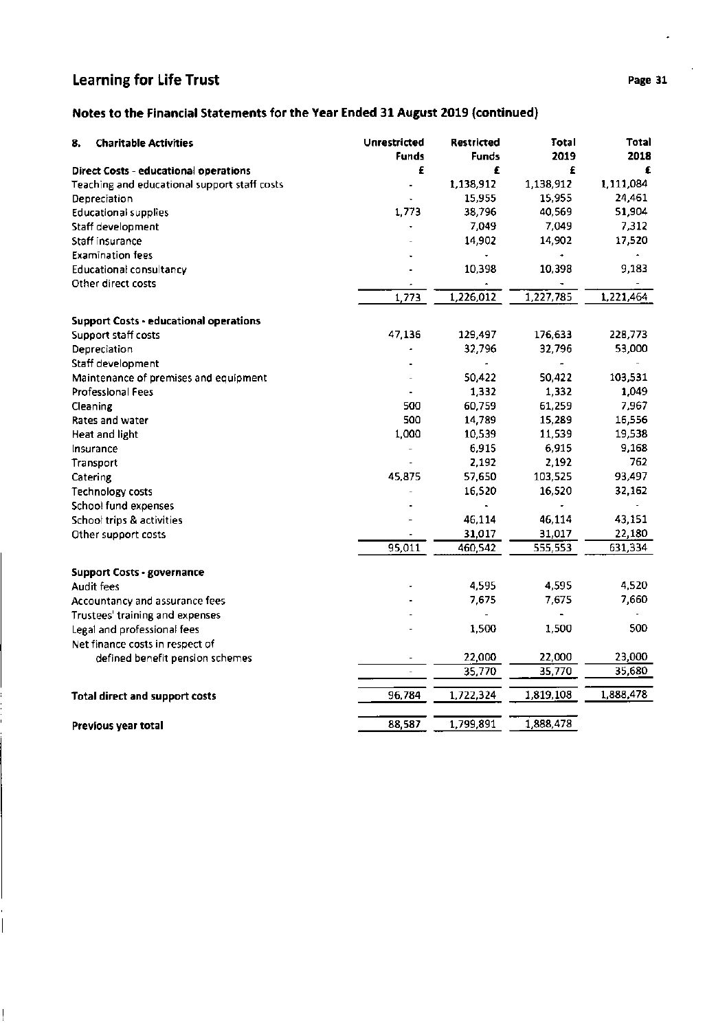## Notes to the Financial Statements for the Year Ended 31 August 2019 (continued)

| 8. Charitable Activities | Unrestricted Funds | Restricted Funds | Total 2019 | Total 2018 |
|---|---|---|---|---|
| **Direct Costs - educational operations** | £ | £ | £ | £ |
| Teaching and educational support staff costs | - | 1,138,912 | 1,138,912 | 1,111,084 |
| Depreciation | - | 15,955 | 15,955 | 24,461 |
| Educational supplies | 1,773 | 38,796 | 40,569 | 51,904 |
| Staff development | - | 7,049 | 7,049 | 7,312 |
| Staff insurance | - | 14,902 | 14,902 | 17,520 |
| Examination fees | - | - | - | - |
| Educational consultancy | - | 10,398 | 10,398 | 9,183 |
| Other direct costs | - | - | - | - |
| | 1,773 | 1,226,012 | 1,227,785 | 1,221,464 |
| **Support Costs - educational operations** | | | | |
| Support staff costs | 47,136 | 129,497 | 176,633 | 228,773 |
| Depreciation | - | 32,796 | 32,796 | 53,000 |
| Staff development | - | - | - | - |
| Maintenance of premises and equipment | - | 50,422 | 50,422 | 103,531 |
| Professional Fees | - | 1,332 | 1,332 | 1,049 |
| Cleaning | 500 | 60,759 | 61,259 | 7,967 |
| Rates and water | 500 | 14,789 | 15,289 | 16,556 |
| Heat and light | 1,000 | 10,539 | 11,539 | 19,538 |
| Insurance | - | 6,915 | 6,915 | 9,168 |
| Transport | - | 2,192 | 2,192 | 762 |
| Catering | 45,875 | 57,650 | 103,525 | 93,497 |
| Technology costs | - | 16,520 | 16,520 | 32,162 |
| School fund expenses | - | - | - | - |
| School trips & activities | - | 46,114 | 46,114 | 43,151 |
| Other support costs | - | 31,017 | 31,017 | 22,180 |
| | 95,011 | 460,542 | 555,553 | 631,334 |
| **Support Costs - governance** | | | | |
| Audit fees | - | 4,595 | 4,595 | 4,520 |
| Accountancy and assurance fees | - | 7,675 | 7,675 | 7,660 |
| Trustees' training and expenses | - | - | - | - |
| Legal and professional fees | - | 1,500 | 1,500 | 500 |
| Net finance costs in respect of defined benefit pension schemes | - | 22,000 | 22,000 | 23,000 |
| | - | 35,770 | 35,770 | 35,680 |
| **Total direct and support costs** | 96,784 | 1,722,324 | 1,819,108 | 1,888,478 |
| **Previous year total** | 88,587 | 1,799,891 | 1,888,478 | |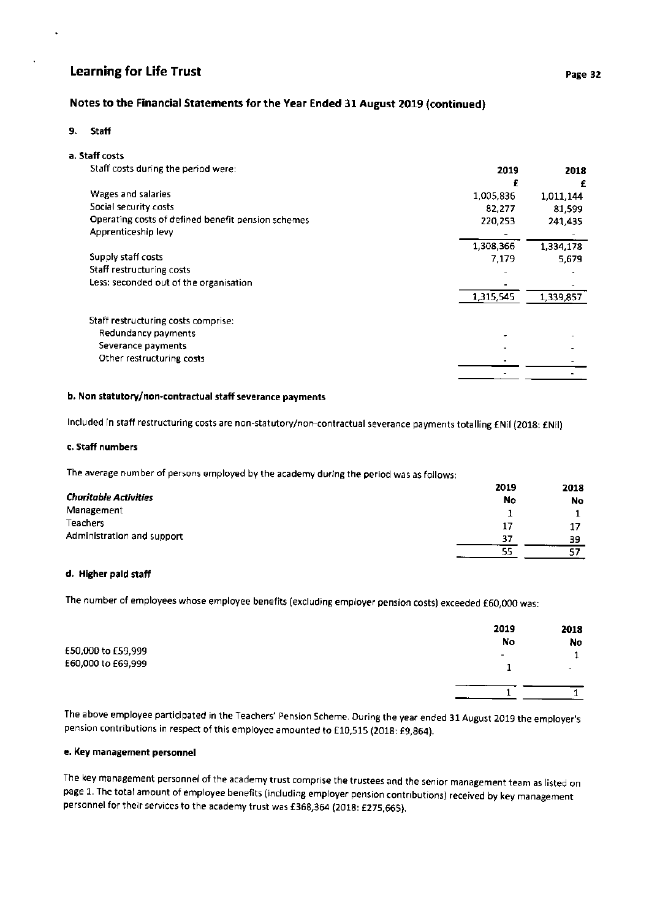## Notes to the Financial Statements for the Year Ended 31 August 2019 (continued)

### 9. Staff

**a. Staff costs**

Staff costs during the period were:

| | 2019 | 2018 |
|---|---|---|
| | £ | £ |
| Wages and salaries | 1,005,836 | 1,011,144 |
| Social security costs | 82,277 | 81,599 |
| Operating costs of defined benefit pension schemes | 220,253 | 241,435 |
| Apprenticeship levy | - | - |
| | 1,308,366 | 1,334,178 |
| Supply staff costs | 7,179 | 5,679 |
| Staff restructuring costs | - | - |
| Less: seconded out of the organisation | - | - |
| | 1,315,545 | 1,339,857 |

| Staff restructuring costs comprise: | | |
|---|---|---|
| Redundancy payments | - | - |
| Severance payments | - | - |
| Other restructuring costs | - | - |
| | - | - |

**b. Non statutory/non-contractual staff severance payments**

Included in staff restructuring costs are non-statutory/non-contractual severance payments totalling £Nil (2018: £Nil)

**c. Staff numbers**

The average number of persons employed by the academy during the period was as follows:

| | 2019 | 2018 |
|---|---|---|
| ***Charitable Activities*** | **No** | **No** |
| Management | 1 | 1 |
| Teachers | 17 | 17 |
| Administration and support | 37 | 39 |
| | 55 | 57 |

**d. Higher paid staff**

The number of employees whose employee benefits (excluding employer pension costs) exceeded £60,000 was:

| | 2019 | 2018 |
|---|---|---|
| | No | No |
| £50,000 to £59,999 | - | 1 |
| £60,000 to £69,999 | 1 | - |
| | 1 | 1 |

The above employee participated in the Teachers' Pension Scheme. During the year ended 31 August 2019 the employer's pension contributions in respect of this employee amounted to £10,515 (2018: £9,864).

**e. Key management personnel**

The key management personnel of the academy trust comprise the trustees and the senior management team as listed on page 1. The total amount of employee benefits (including employer pension contributions) received by key management personnel for their services to the academy trust was £368,364 (2018: £275,665).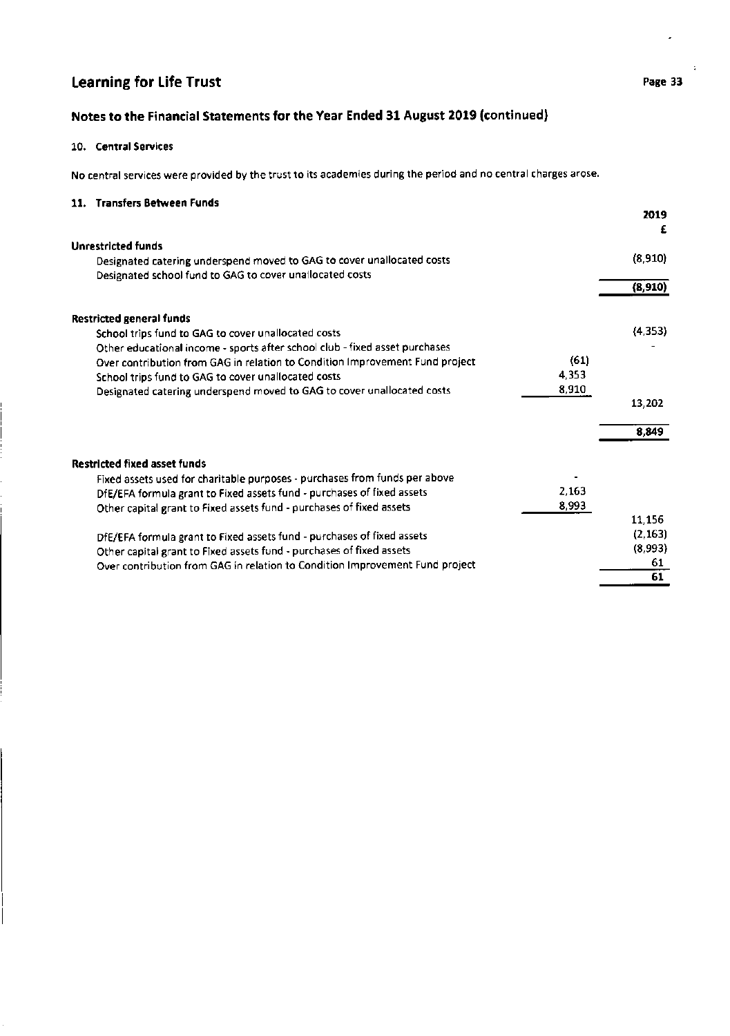## Notes to the Financial Statements for the Year Ended 31 August 2019 (continued)

### 10. Central Services

No central services were provided by the trust to its academies during the period and no central charges arose.

### 11. Transfers Between Funds

| | | 2019 |
|---|---|---|
| | | £ |
| **Unrestricted funds** | | |
| Designated catering underspend moved to GAG to cover unallocated costs | | (8,910) |
| Designated school fund to GAG to cover unallocated costs | | |
| | | **(8,910)** |
| | | |
| **Restricted general funds** | | |
| School trips fund to GAG to cover unallocated costs | | (4,353) |
| Other educational income - sports after school club - fixed asset purchases | | - |
| Over contribution from GAG in relation to Condition Improvement Fund project | (61) | |
| School trips fund to GAG to cover unallocated costs | 4,353 | |
| Designated catering underspend moved to GAG to cover unallocated costs | 8,910 | |
| | | 13,202 |
| | | **8,849** |
| | | |
| **Restricted fixed asset funds** | | |
| Fixed assets used for charitable purposes - purchases from funds per above | - | |
| DfE/EFA formula grant to Fixed assets fund - purchases of fixed assets | 2,163 | |
| Other capital grant to Fixed assets fund - purchases of fixed assets | 8,993 | |
| | | 11,156 |
| DfE/EFA formula grant to Fixed assets fund - purchases of fixed assets | | (2,163) |
| Other capital grant to Fixed assets fund - purchases of fixed assets | | (8,993) |
| Over contribution from GAG in relation to Condition Improvement Fund project | | 61 |
| | | **61** |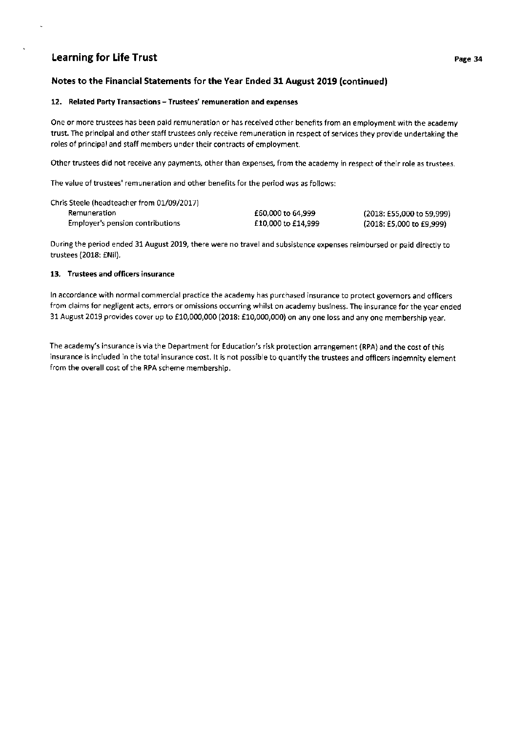## Notes to the Financial Statements for the Year Ended 31 August 2019 (continued)

### 12. Related Party Transactions – Trustees' remuneration and expenses

One or more trustees has been paid remuneration or has received other benefits from an employment with the academy trust. The principal and other staff trustees only receive remuneration in respect of services they provide undertaking the roles of principal and staff members under their contracts of employment.

Other trustees did not receive any payments, other than expenses, from the academy in respect of their role as trustees.

The value of trustees' remuneration and other benefits for the period was as follows:

| Chris Steele (headteacher from 01/09/2017) | | |
|---|---|---|
| Remuneration | £60,000 to 64,999 | (2018: £55,000 to 59,999) |
| Employer's pension contributions | £10,000 to £14,999 | (2018: £5,000 to £9,999) |

During the period ended 31 August 2019, there were no travel and subsistence expenses reimbursed or paid directly to trustees (2018: £Nil).

### 13. Trustees and officers insurance

In accordance with normal commercial practice the academy has purchased insurance to protect governors and officers from claims for negligent acts, errors or omissions occurring whilst on academy business. The insurance for the year ended 31 August 2019 provides cover up to £10,000,000 (2018: £10,000,000) on any one loss and any one membership year.

The academy's insurance is via the Department for Education's risk protection arrangement (RPA) and the cost of this insurance is included in the total insurance cost. It is not possible to quantify the trustees and officers indemnity element from the overall cost of the RPA scheme membership.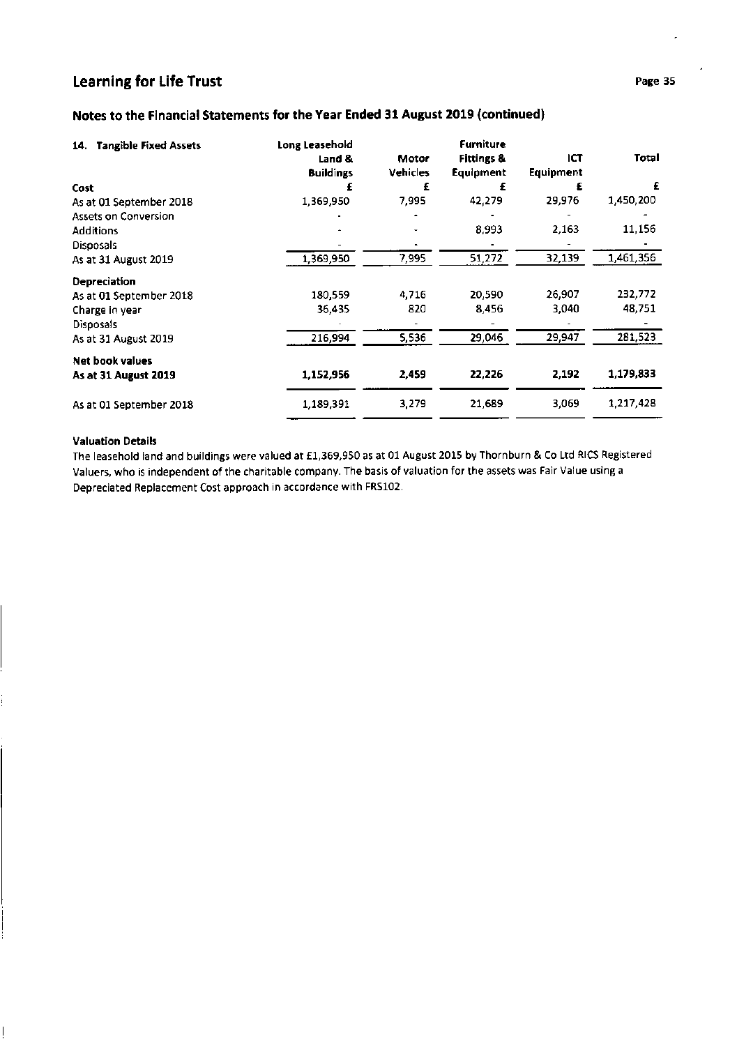## Notes to the Financial Statements for the Year Ended 31 August 2019 (continued)

| 14. Tangible Fixed Assets | Long Leasehold Land & Buildings | Motor Vehicles | Furniture Fittings & Equipment | ICT Equipment | Total |
|---|---|---|---|---|---|
| **Cost** | £ | £ | £ | £ | £ |
| As at 01 September 2018 | 1,369,950 | 7,995 | 42,279 | 29,976 | 1,450,200 |
| Assets on Conversion | - | - | - | - | - |
| Additions | - | - | 8,993 | 2,163 | 11,156 |
| Disposals | - | - | - | - | - |
| As at 31 August 2019 | 1,369,950 | 7,995 | 51,272 | 32,139 | 1,461,356 |
| **Depreciation** | | | | | |
| As at 01 September 2018 | 180,559 | 4,716 | 20,590 | 26,907 | 232,772 |
| Charge in year | 36,435 | 820 | 8,456 | 3,040 | 48,751 |
| Disposals | - | - | - | - | - |
| As at 31 August 2019 | 216,994 | 5,536 | 29,046 | 29,947 | 281,523 |
| **Net book values** | | | | | |
| **As at 31 August 2019** | **1,152,956** | **2,459** | **22,226** | **2,192** | **1,179,833** |
| As at 01 September 2018 | 1,189,391 | 3,279 | 21,689 | 3,069 | 1,217,428 |

**Valuation Details**

The leasehold land and buildings were valued at £1,369,950 as at 01 August 2015 by Thornburn & Co Ltd RICS Registered Valuers, who is independent of the charitable company. The basis of valuation for the assets was Fair Value using a Depreciated Replacement Cost approach in accordance with FRS102.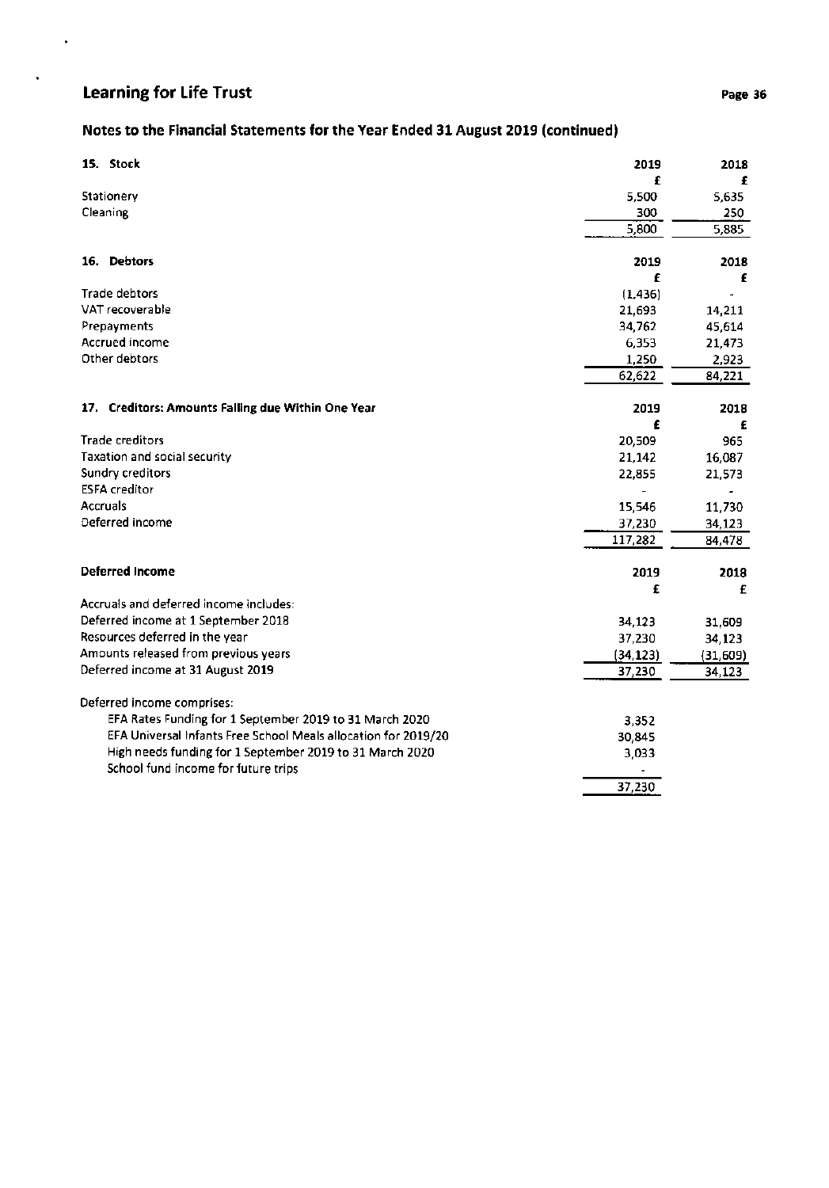# Learning for Life Trust

## Notes to the Financial Statements for the Year Ended 31 August 2019 (continued)

| 15. Stock | 2019 | 2018 |
|---|---|---|
| | £ | £ |
| Stationery | 5,500 | 5,635 |
| Cleaning | 300 | 250 |
| | 5,800 | 5,885 |

| 16. Debtors | 2019 | 2018 |
|---|---|---|
| | £ | £ |
| Trade debtors | (1,436) | - |
| VAT recoverable | 21,693 | 14,211 |
| Prepayments | 34,762 | 45,614 |
| Accrued income | 6,353 | 21,473 |
| Other debtors | 1,250 | 2,923 |
| | 62,622 | 84,221 |

| 17. Creditors: Amounts Falling due Within One Year | 2019 | 2018 |
|---|---|---|
| | £ | £ |
| Trade creditors | 20,509 | 965 |
| Taxation and social security | 21,142 | 16,087 |
| Sundry creditors | 22,855 | 21,573 |
| ESFA creditor | - | - |
| Accruals | 15,546 | 11,730 |
| Deferred income | 37,230 | 34,123 |
| | 117,282 | 84,478 |

| Deferred Income | 2019 | 2018 |
|---|---|---|
| | £ | £ |
| Accruals and deferred income includes: | | |
| Deferred income at 1 September 2018 | 34,123 | 31,609 |
| Resources deferred in the year | 37,230 | 34,123 |
| Amounts released from previous years | (34,123) | (31,609) |
| Deferred income at 31 August 2019 | 37,230 | 34,123 |
| | | |
| Deferred income comprises: | | |
| EFA Rates Funding for 1 September 2019 to 31 March 2020 | 3,352 | |
| EFA Universal Infants Free School Meals allocation for 2019/20 | 30,845 | |
| High needs funding for 1 September 2019 to 31 March 2020 | 3,033 | |
| School fund income for future trips | - | |
| | 37,230 | |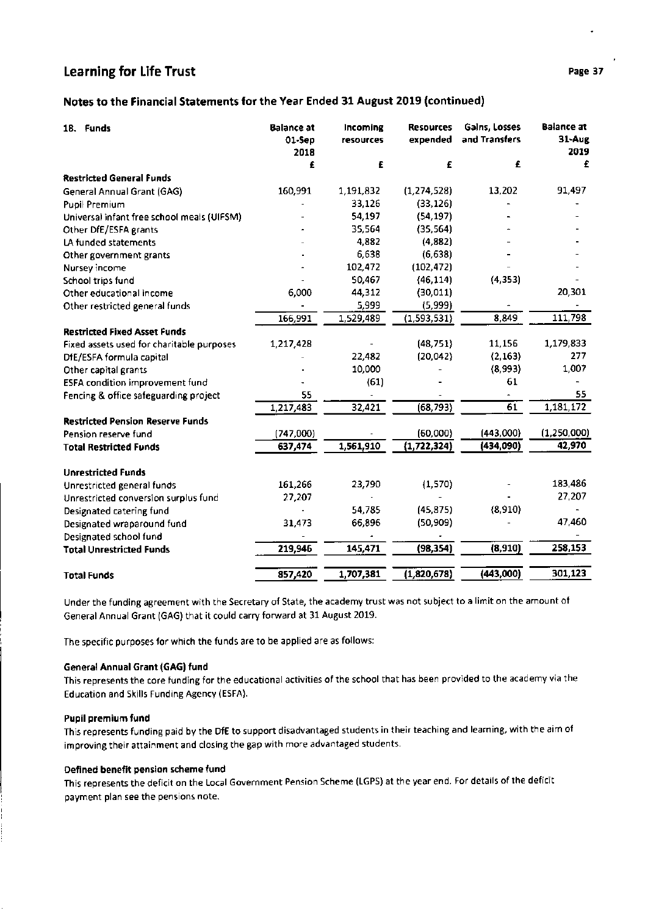## Notes to the Financial Statements for the Year Ended 31 August 2019 (continued)

| 18. Funds | Balance at 01-Sep 2018 | Incoming resources | Resources expended | Gains, Losses and Transfers | Balance at 31-Aug 2019 |
|---|---|---|---|---|---|
| | £ | £ | £ | £ | £ |
| **Restricted General Funds** | | | | | |
| General Annual Grant (GAG) | 160,991 | 1,191,832 | (1,274,528) | 13,202 | 91,497 |
| Pupil Premium | - | 33,126 | (33,126) | - | - |
| Universal infant free school meals (UIFSM) | - | 54,197 | (54,197) | - | - |
| Other DfE/ESFA grants | - | 35,564 | (35,564) | - | - |
| LA funded statements | - | 4,882 | (4,882) | - | - |
| Other government grants | - | 6,638 | (6,638) | - | - |
| Nursey income | - | 102,472 | (102,472) | - | - |
| School trips fund | - | 50,467 | (46,114) | (4,353) | - |
| Other educational income | 6,000 | 44,312 | (30,011) | | 20,301 |
| Other restricted general funds | - | 5,999 | (5,999) | - | - |
| | 166,991 | 1,529,489 | (1,593,531) | 8,849 | 111,798 |
| **Restricted Fixed Asset Funds** | | | | | |
| Fixed assets used for charitable purposes | 1,217,428 | - | (48,751) | 11,156 | 1,179,833 |
| DfE/ESFA formula capital | - | 22,482 | (20,042) | (2,163) | 277 |
| Other capital grants | - | 10,000 | - | (8,993) | 1,007 |
| ESFA condition improvement fund | - | (61) | - | 61 | - |
| Fencing & office safeguarding project | 55 | - | - | - | 55 |
| | 1,217,483 | 32,421 | (68,793) | 61 | 1,181,172 |
| **Restricted Pension Reserve Funds** | | | | | |
| Pension reserve fund | (747,000) | - | (60,000) | (443,000) | (1,250,000) |
| **Total Restricted Funds** | **637,474** | **1,561,910** | **(1,722,324)** | **(434,090)** | **42,970** |
| | | | | | |
| **Unrestricted Funds** | | | | | |
| Unrestricted general funds | 161,266 | 23,790 | (1,570) | - | 183,486 |
| Unrestricted conversion surplus fund | 27,207 | - | - | - | 27,207 |
| Designated catering fund | - | 54,785 | (45,875) | (8,910) | - |
| Designated wraparound fund | 31,473 | 66,896 | (50,909) | - | 47,460 |
| Designated school fund | - | - | - | | - |
| **Total Unrestricted Funds** | **219,946** | **145,471** | **(98,354)** | **(8,910)** | **258,153** |
| | | | | | |
| **Total Funds** | **857,420** | **1,707,381** | **(1,820,678)** | **(443,000)** | **301,123** |

Under the funding agreement with the Secretary of State, the academy trust was not subject to a limit on the amount of General Annual Grant (GAG) that it could carry forward at 31 August 2019.

The specific purposes for which the funds are to be applied are as follows:

**General Annual Grant (GAG) fund**

This represents the core funding for the educational activities of the school that has been provided to the academy via the Education and Skills Funding Agency (ESFA).

**Pupil premium fund**

This represents funding paid by the DfE to support disadvantaged students in their teaching and learning, with the aim of improving their attainment and closing the gap with more advantaged students.

**Defined benefit pension scheme fund**

This represents the deficit on the Local Government Pension Scheme (LGPS) at the year end. For details of the deficit payment plan see the pensions note.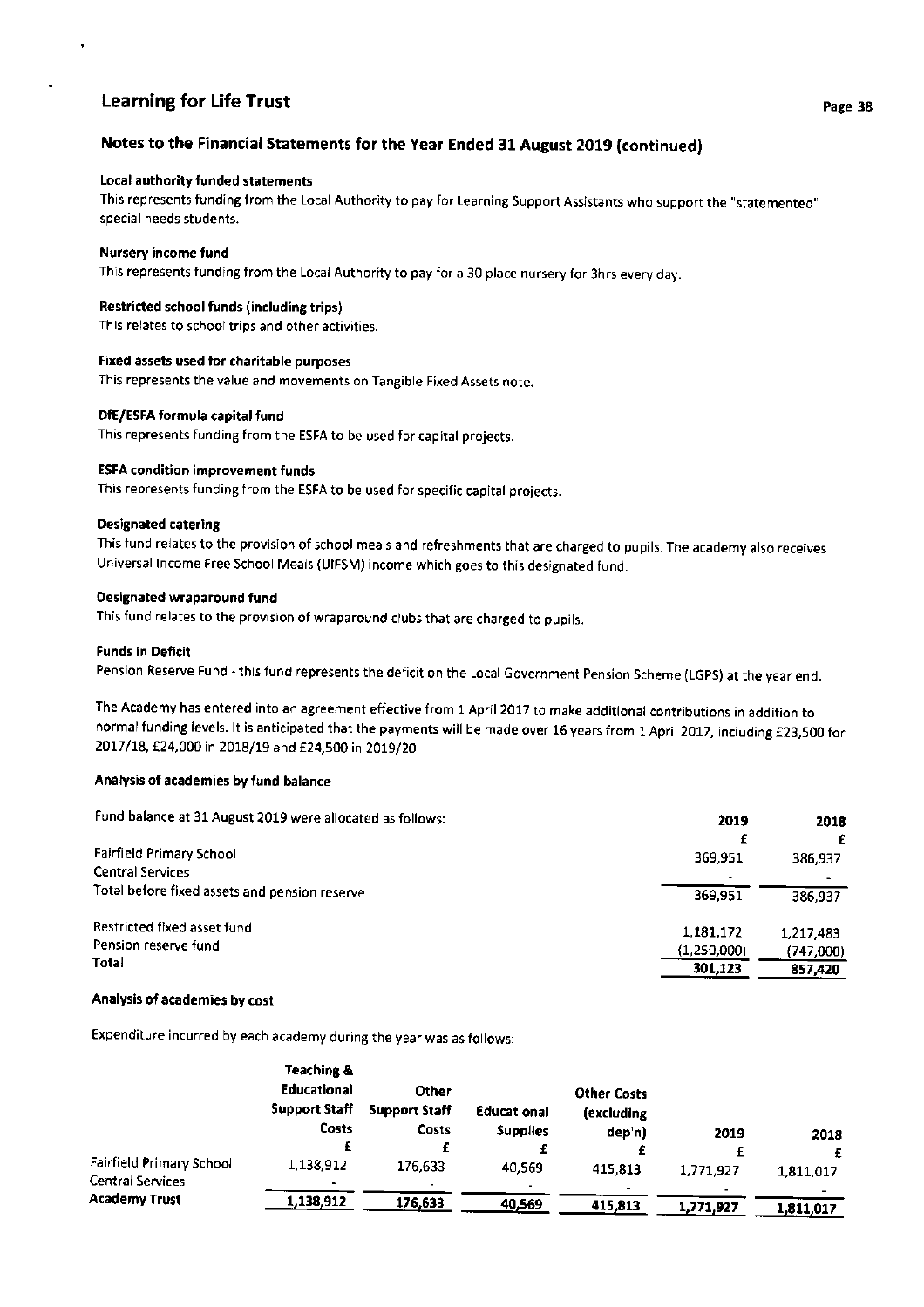## Notes to the Financial Statements for the Year Ended 31 August 2019 (continued)

**Local authority funded statements**

This represents funding from the Local Authority to pay for Learning Support Assistants who support the "statemented" special needs students.

**Nursery income fund**

This represents funding from the Local Authority to pay for a 30 place nursery for 3hrs every day.

**Restricted school funds (including trips)**

This relates to school trips and other activities.

**Fixed assets used for charitable purposes**

This represents the value and movements on Tangible Fixed Assets note.

**DfE/ESFA formula capital fund**

This represents funding from the ESFA to be used for capital projects.

**ESFA condition improvement funds**

This represents funding from the ESFA to be used for specific capital projects.

**Designated catering**

This fund relates to the provision of school meals and refreshments that are charged to pupils. The academy also receives Universal Income Free School Meals (UIFSM) income which goes to this designated fund.

**Designated wraparound fund**

This fund relates to the provision of wraparound clubs that are charged to pupils.

**Funds in Deficit**

Pension Reserve Fund - this fund represents the deficit on the Local Government Pension Scheme (LGPS) at the year end.

The Academy has entered into an agreement effective from 1 April 2017 to make additional contributions in addition to normal funding levels. It is anticipated that the payments will be made over 16 years from 1 April 2017, including £23,500 for 2017/18, £24,000 in 2018/19 and £24,500 in 2019/20.

### Analysis of academies by fund balance

| Fund balance at 31 August 2019 were allocated as follows: | 2019 | 2018 |
|---|---|---|
| | £ | £ |
| Fairfield Primary School | 369,951 | 386,937 |
| Central Services | - | - |
| Total before fixed assets and pension reserve | 369,951 | 386,937 |
| Restricted fixed asset fund | 1,181,172 | 1,217,483 |
| Pension reserve fund | (1,250,000) | (747,000) |
| **Total** | 301,123 | 857,420 |

### Analysis of academies by cost

Expenditure incurred by each academy during the year was as follows:

| | Teaching & Educational Support Staff Costs | Other Support Staff Costs | Educational Supplies | Other Costs (excluding dep'n) | 2019 | 2018 |
|---|---|---|---|---|---|---|
| | £ | £ | £ | £ | £ | £ |
| Fairfield Primary School | 1,138,912 | 176,633 | 40,569 | 415,813 | 1,771,927 | 1,811,017 |
| Central Services | - | - | - | - | - | - |
| **Academy Trust** | 1,138,912 | 176,633 | 40,569 | 415,813 | 1,771,927 | 1,811,017 |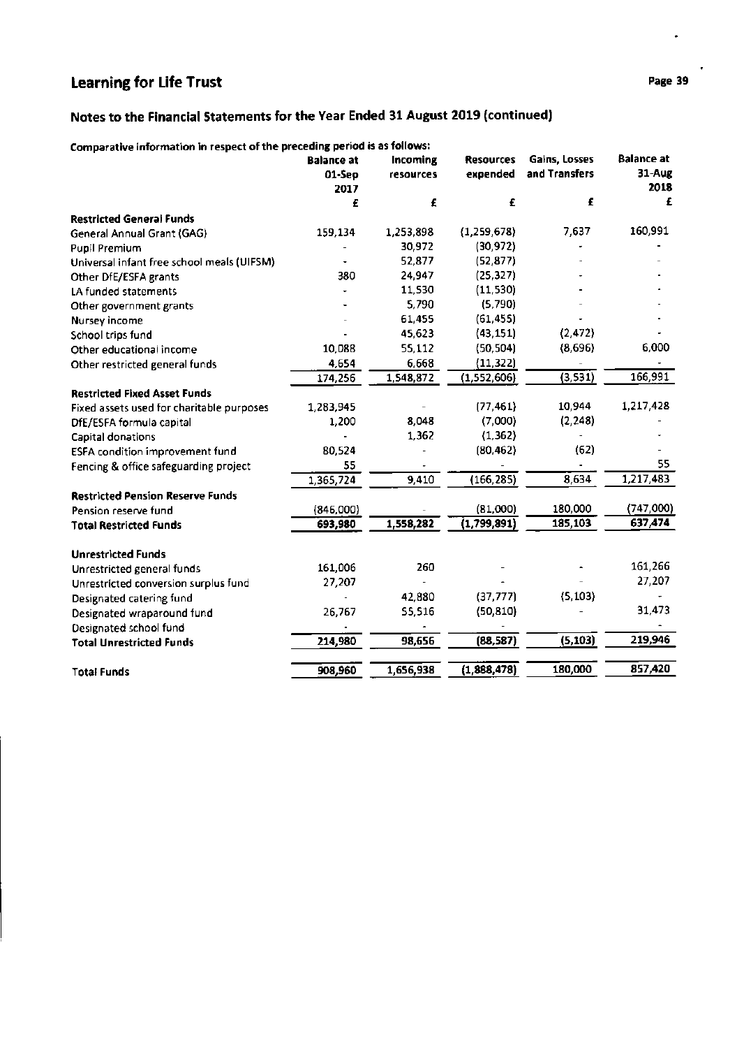## Learning for Life Trust

### Notes to the Financial Statements for the Year Ended 31 August 2019 (continued)

**Comparative information in respect of the preceding period is as follows:**

| | Balance at 01-Sep 2017 | Incoming resources | Resources expended | Gains, Losses and Transfers | Balance at 31-Aug 2018 |
|---|---|---|---|---|---|
| | £ | £ | £ | £ | £ |
| **Restricted General Funds** | | | | | |
| General Annual Grant (GAG) | 159,134 | 1,253,898 | (1,259,678) | 7,637 | 160,991 |
| Pupil Premium | - | 30,972 | (30,972) | - | - |
| Universal infant free school meals (UIFSM) | - | 52,877 | (52,877) | - | - |
| Other DfE/ESFA grants | 380 | 24,947 | (25,327) | - | - |
| LA funded statements | - | 11,530 | (11,530) | - | - |
| Other government grants | - | 5,790 | (5,790) | - | - |
| Nursey income | - | 61,455 | (61,455) | - | - |
| School trips fund | - | 45,623 | (43,151) | (2,472) | - |
| Other educational income | 10,088 | 55,112 | (50,504) | (8,696) | 6,000 |
| Other restricted general funds | 4,654 | 6,668 | (11,322) | - | - |
| | 174,256 | 1,548,872 | (1,552,606) | (3,531) | 166,991 |
| **Restricted Fixed Asset Funds** | | | | | |
| Fixed assets used for charitable purposes | 1,283,945 | - | (77,461) | 10,944 | 1,217,428 |
| DfE/ESFA formula capital | 1,200 | 8,048 | (7,000) | (2,248) | - |
| Capital donations | - | 1,362 | (1,362) | - | - |
| ESFA condition improvement fund | 80,524 | - | (80,462) | (62) | - |
| Fencing & office safeguarding project | 55 | - | - | - | 55 |
| | 1,365,724 | 9,410 | (166,285) | 8,634 | 1,217,483 |
| **Restricted Pension Reserve Funds** | | | | | |
| Pension reserve fund | (846,000) | - | (81,000) | 180,000 | (747,000) |
| **Total Restricted Funds** | 693,980 | 1,558,282 | (1,799,891) | 185,103 | 637,474 |
| | | | | | |
| **Unrestricted Funds** | | | | | |
| Unrestricted general funds | 161,006 | 260 | - | - | 161,266 |
| Unrestricted conversion surplus fund | 27,207 | - | - | - | 27,207 |
| Designated catering fund | - | 42,880 | (37,777) | (5,103) | - |
| Designated wraparound fund | 26,767 | 55,516 | (50,810) | - | 31,473 |
| Designated school fund | - | - | - | | - |
| **Total Unrestricted Funds** | 214,980 | 98,656 | (88,587) | (5,103) | 219,946 |
| | | | | | |
| **Total Funds** | 908,960 | 1,656,938 | (1,888,478) | 180,000 | 857,420 |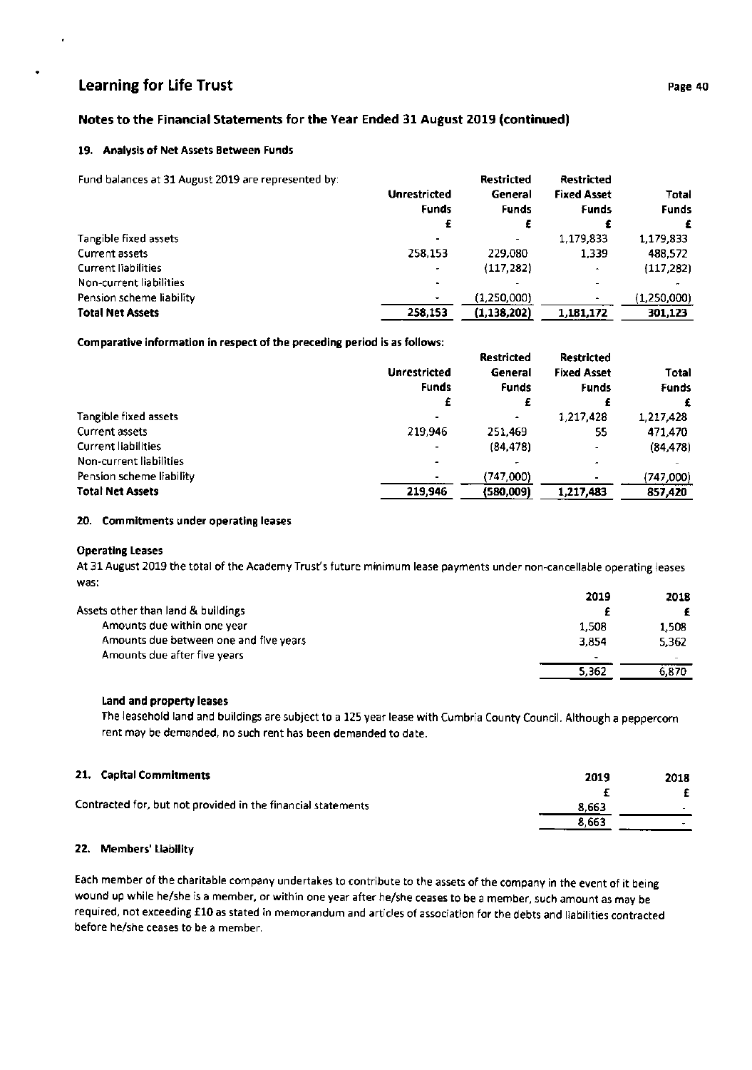## Notes to the Financial Statements for the Year Ended 31 August 2019 (continued)

### 19. Analysis of Net Assets Between Funds

Fund balances at 31 August 2019 are represented by:

| | Unrestricted Funds | Restricted General Funds | Restricted Fixed Asset Funds | Total Funds |
|---|---|---|---|---|
| | £ | £ | £ | £ |
| Tangible fixed assets | - | - | 1,179,833 | 1,179,833 |
| Current assets | 258,153 | 229,080 | 1,339 | 488,572 |
| Current liabilities | - | (117,282) | - | (117,282) |
| Non-current liabilities | - | - | - | - |
| Pension scheme liability | - | (1,250,000) | - | (1,250,000) |
| **Total Net Assets** | **258,153** | **(1,138,202)** | **1,181,172** | **301,123** |

**Comparative information in respect of the preceding period is as follows:**

| | Unrestricted Funds | Restricted General Funds | Restricted Fixed Asset Funds | Total Funds |
|---|---|---|---|---|
| | £ | £ | £ | £ |
| Tangible fixed assets | - | - | 1,217,428 | 1,217,428 |
| Current assets | 219,946 | 251,469 | 55 | 471,470 |
| Current liabilities | - | (84,478) | - | (84,478) |
| Non-current liabilities | - | - | - | - |
| Pension scheme liability | - | (747,000) | - | (747,000) |
| **Total Net Assets** | **219,946** | **(580,009)** | **1,217,483** | **857,420** |

### 20. Commitments under operating leases

**Operating Leases**

At 31 August 2019 the total of the Academy Trust's future minimum lease payments under non-cancellable operating leases was:

| | 2019 | 2018 |
|---|---|---|
| Assets other than land & buildings | £ | £ |
| Amounts due within one year | 1,508 | 1,508 |
| Amounts due between one and five years | 3,854 | 5,362 |
| Amounts due after five years | - | - |
| | 5,362 | 6,870 |

**Land and property leases**

The leasehold land and buildings are subject to a 125 year lease with Cumbria County Council. Although a peppercorn rent may be demanded, no such rent has been demanded to date.

### 21. Capital Commitments

| | 2019 | 2018 |
|---|---|---|
| | £ | £ |
| Contracted for, but not provided in the financial statements | 8,663 | - |
| | 8,663 | - |

### 22. Members' Liability

Each member of the charitable company undertakes to contribute to the assets of the company in the event of it being wound up while he/she is a member, or within one year after he/she ceases to be a member, such amount as may be required, not exceeding £10 as stated in memorandum and articles of association for the debts and liabilities contracted before he/she ceases to be a member.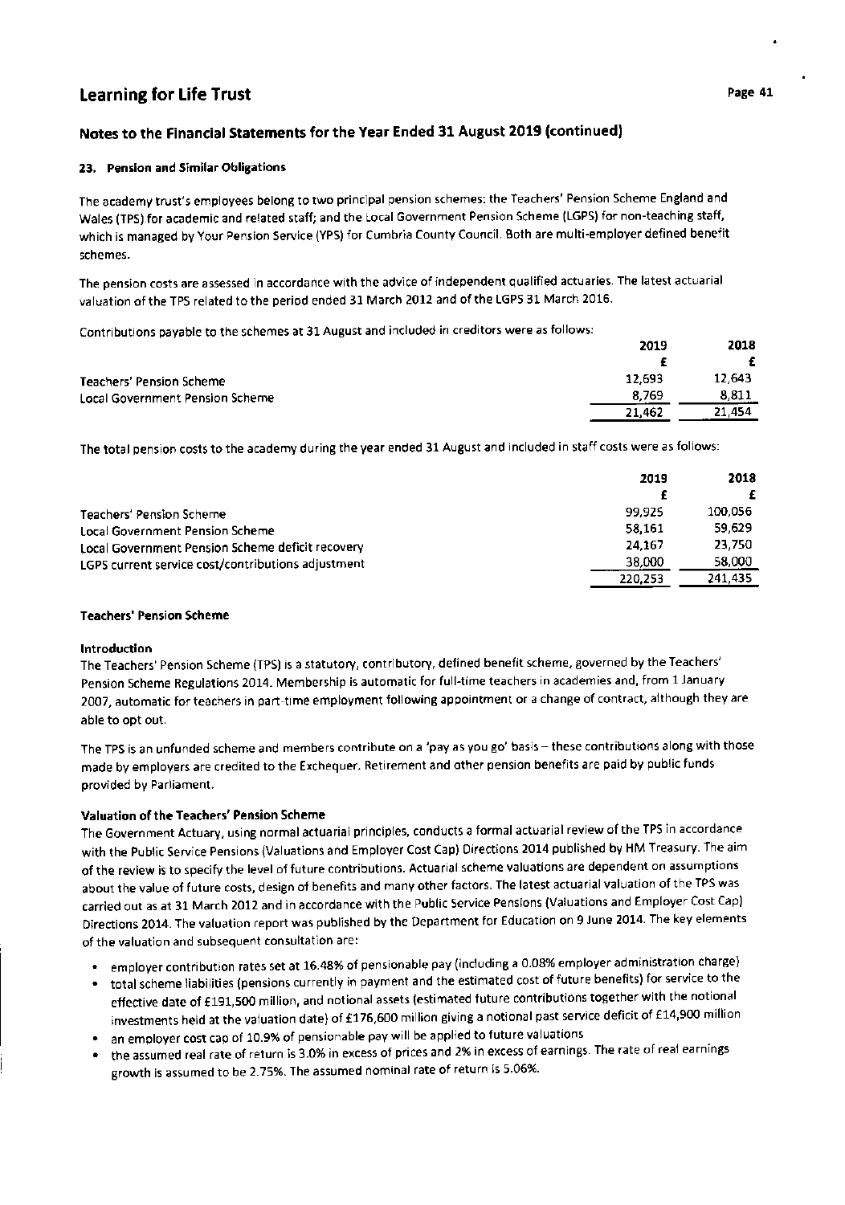## Notes to the Financial Statements for the Year Ended 31 August 2019 (continued)

### 23. Pension and Similar Obligations

The academy trust's employees belong to two principal pension schemes: the Teachers' Pension Scheme England and Wales (TPS) for academic and related staff; and the Local Government Pension Scheme (LGPS) for non-teaching staff, which is managed by Your Pension Service (YPS) for Cumbria County Council. Both are multi-employer defined benefit schemes.

The pension costs are assessed in accordance with the advice of independent qualified actuaries. The latest actuarial valuation of the TPS related to the period ended 31 March 2012 and of the LGPS 31 March 2016.

Contributions payable to the schemes at 31 August and included in creditors were as follows:

| | 2019 | 2018 |
|---|---|---|
| | £ | £ |
| Teachers' Pension Scheme | 12,693 | 12,643 |
| Local Government Pension Scheme | 8,769 | 8,811 |
| | 21,462 | 21,454 |

The total pension costs to the academy during the year ended 31 August and included in staff costs were as follows:

| | 2019 | 2018 |
|---|---|---|
| | £ | £ |
| Teachers' Pension Scheme | 99,925 | 100,056 |
| Local Government Pension Scheme | 58,161 | 59,629 |
| Local Government Pension Scheme deficit recovery | 24,167 | 23,750 |
| LGPS current service cost/contributions adjustment | 38,000 | 58,000 |
| | 220,253 | 241,435 |

#### Teachers' Pension Scheme

**Introduction**

The Teachers' Pension Scheme (TPS) is a statutory, contributory, defined benefit scheme, governed by the Teachers' Pension Scheme Regulations 2014. Membership is automatic for full-time teachers in academies and, from 1 January 2007, automatic for teachers in part-time employment following appointment or a change of contract, although they are able to opt out.

The TPS is an unfunded scheme and members contribute on a 'pay as you go' basis – these contributions along with those made by employers are credited to the Exchequer. Retirement and other pension benefits are paid by public funds provided by Parliament.

**Valuation of the Teachers' Pension Scheme**

The Government Actuary, using normal actuarial principles, conducts a formal actuarial review of the TPS in accordance with the Public Service Pensions (Valuations and Employer Cost Cap) Directions 2014 published by HM Treasury. The aim of the review is to specify the level of future contributions. Actuarial scheme valuations are dependent on assumptions about the value of future costs, design of benefits and many other factors. The latest actuarial valuation of the TPS was carried out as at 31 March 2012 and in accordance with the Public Service Pensions (Valuations and Employer Cost Cap) Directions 2014. The valuation report was published by the Department for Education on 9 June 2014. The key elements of the valuation and subsequent consultation are:

- employer contribution rates set at 16.48% of pensionable pay (including a 0.08% employer administration charge)
- total scheme liabilities (pensions currently in payment and the estimated cost of future benefits) for service to the effective date of £191,500 million, and notional assets (estimated future contributions together with the notional investments held at the valuation date) of £176,600 million giving a notional past service deficit of £14,900 million
- an employer cost cap of 10.9% of pensionable pay will be applied to future valuations
- the assumed real rate of return is 3.0% in excess of prices and 2% in excess of earnings. The rate of real earnings growth is assumed to be 2.75%. The assumed nominal rate of return is 5.06%.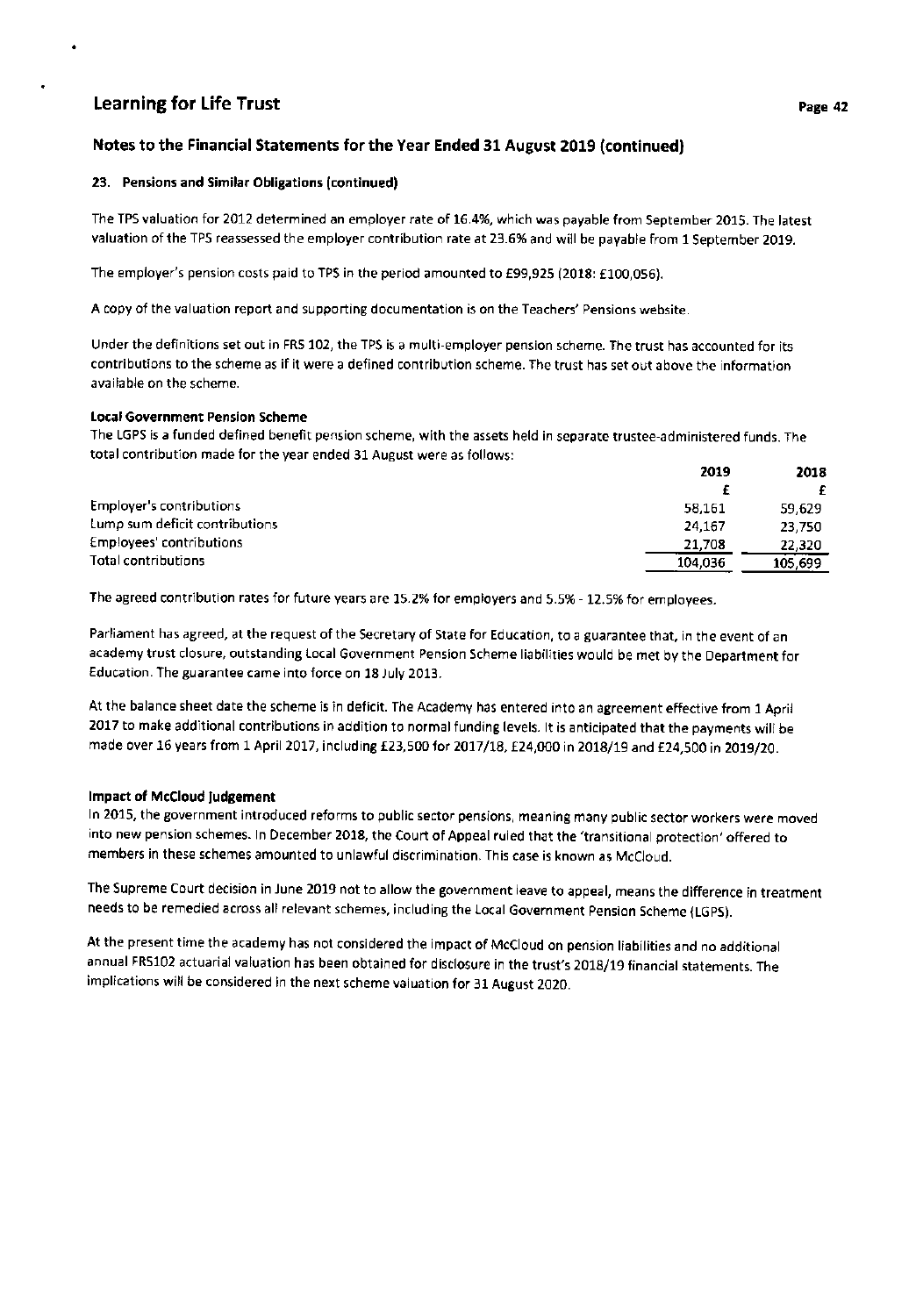## Notes to the Financial Statements for the Year Ended 31 August 2019 (continued)

### 23. Pensions and Similar Obligations (continued)

The TPS valuation for 2012 determined an employer rate of 16.4%, which was payable from September 2015. The latest valuation of the TPS reassessed the employer contribution rate at 23.6% and will be payable from 1 September 2019.

The employer's pension costs paid to TPS in the period amounted to £99,925 (2018: £100,056).

A copy of the valuation report and supporting documentation is on the Teachers' Pensions website.

Under the definitions set out in FRS 102, the TPS is a multi-employer pension scheme. The trust has accounted for its contributions to the scheme as if it were a defined contribution scheme. The trust has set out above the information available on the scheme.

**Local Government Pension Scheme**

The LGPS is a funded defined benefit pension scheme, with the assets held in separate trustee-administered funds. The total contribution made for the year ended 31 August were as follows:

| | 2019 | 2018 |
|---|---|---|
| | £ | £ |
| Employer's contributions | 58,161 | 59,629 |
| Lump sum deficit contributions | 24,167 | 23,750 |
| Employees' contributions | 21,708 | 22,320 |
| Total contributions | 104,036 | 105,699 |

The agreed contribution rates for future years are 15.2% for employers and 5.5% - 12.5% for employees.

Parliament has agreed, at the request of the Secretary of State for Education, to a guarantee that, in the event of an academy trust closure, outstanding Local Government Pension Scheme liabilities would be met by the Department for Education. The guarantee came into force on 18 July 2013.

At the balance sheet date the scheme is in deficit. The Academy has entered into an agreement effective from 1 April 2017 to make additional contributions in addition to normal funding levels. It is anticipated that the payments will be made over 16 years from 1 April 2017, including £23,500 for 2017/18, £24,000 in 2018/19 and £24,500 in 2019/20.

**Impact of McCloud Judgement**

In 2015, the government introduced reforms to public sector pensions, meaning many public sector workers were moved into new pension schemes. In December 2018, the Court of Appeal ruled that the 'transitional protection' offered to members in these schemes amounted to unlawful discrimination. This case is known as McCloud.

The Supreme Court decision in June 2019 not to allow the government leave to appeal, means the difference in treatment needs to be remedied across all relevant schemes, including the Local Government Pension Scheme (LGPS).

At the present time the academy has not considered the impact of McCloud on pension liabilities and no additional annual FRS102 actuarial valuation has been obtained for disclosure in the trust's 2018/19 financial statements. The implications will be considered in the next scheme valuation for 31 August 2020.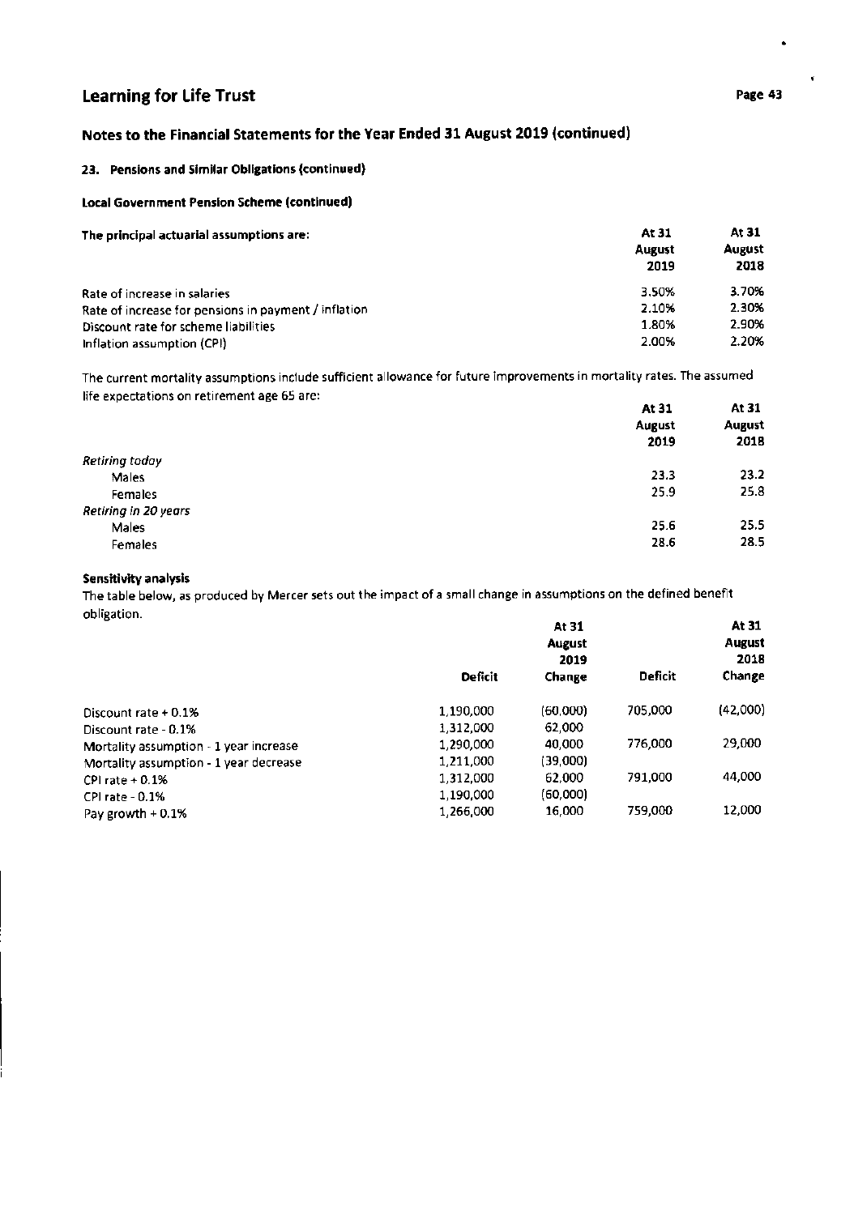## Notes to the Financial Statements for the Year Ended 31 August 2019 (continued)

### 23. Pensions and Similar Obligations (continued)

#### Local Government Pension Scheme (continued)

| The principal actuarial assumptions are: | At 31 August 2019 | At 31 August 2018 |
|---|---|---|
| Rate of increase in salaries | 3.50% | 3.70% |
| Rate of increase for pensions in payment / inflation | 2.10% | 2.30% |
| Discount rate for scheme liabilities | 1.80% | 2.90% |
| Inflation assumption (CPI) | 2.00% | 2.20% |

The current mortality assumptions include sufficient allowance for future improvements in mortality rates. The assumed life expectations on retirement age 65 are:

| | At 31 August 2019 | At 31 August 2018 |
|---|---|---|
| *Retiring today* | | |
| Males | 23.3 | 23.2 |
| Females | 25.9 | 25.8 |
| *Retiring in 20 years* | | |
| Males | 25.6 | 25.5 |
| Females | 28.6 | 28.5 |

**Sensitivity analysis**

The table below, as produced by Mercer sets out the impact of a small change in assumptions on the defined benefit obligation.

| | | At 31 August 2019 | | At 31 August 2018 |
|---|---|---|---|---|
| | Deficit | Change | Deficit | Change |
| Discount rate + 0.1% | 1,190,000 | (60,000) | 705,000 | (42,000) |
| Discount rate - 0.1% | 1,312,000 | 62,000 | | |
| Mortality assumption - 1 year increase | 1,290,000 | 40,000 | 776,000 | 29,000 |
| Mortality assumption - 1 year decrease | 1,211,000 | (39,000) | | |
| CPI rate + 0.1% | 1,312,000 | 62,000 | 791,000 | 44,000 |
| CPI rate - 0.1% | 1,190,000 | (60,000) | | |
| Pay growth + 0.1% | 1,266,000 | 16,000 | 759,000 | 12,000 |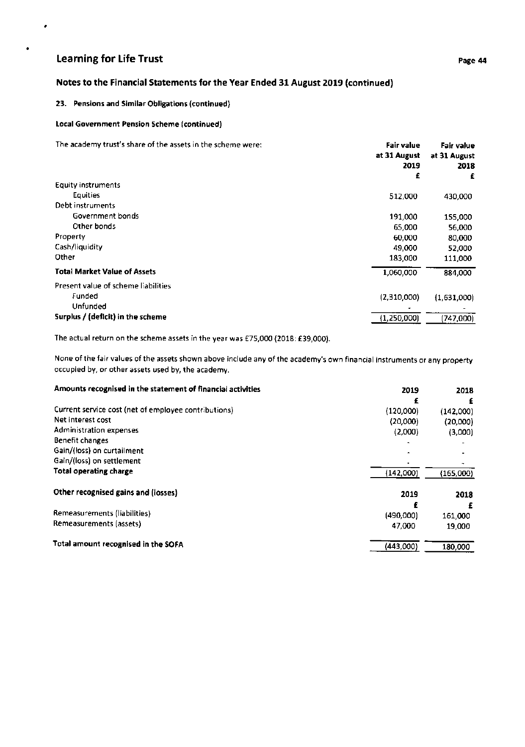## Notes to the Financial Statements for the Year Ended 31 August 2019 (continued)

### 23. Pensions and Similar Obligations (continued)

#### Local Government Pension Scheme (continued)

| The academy trust's share of the assets in the scheme were: | Fair value at 31 August 2019 £ | Fair value at 31 August 2018 £ |
|---|---|---|
| Equity instruments | | |
| Equities | 512,000 | 430,000 |
| Debt instruments | | |
| Government bonds | 191,000 | 155,000 |
| Other bonds | 65,000 | 56,000 |
| Property | 60,000 | 80,000 |
| Cash/liquidity | 49,000 | 52,000 |
| Other | 183,000 | 111,000 |
| **Total Market Value of Assets** | 1,060,000 | 884,000 |
| Present value of scheme liabilities | | |
| Funded | (2,310,000) | (1,631,000) |
| Unfunded | - | - |
| **Surplus / (deficit) in the scheme** | (1,250,000) | (747,000) |

The actual return on the scheme assets in the year was £75,000 (2018: £39,000).

None of the fair values of the assets shown above include any of the academy's own financial instruments or any property occupied by, or other assets used by, the academy.

| **Amounts recognised in the statement of financial activities** | 2019 £ | 2018 £ |
|---|---|---|
| Current service cost (net of employee contributions) | (120,000) | (142,000) |
| Net interest cost | (20,000) | (20,000) |
| Administration expenses | (2,000) | (3,000) |
| Benefit changes | - | - |
| Gain/(loss) on curtailment | - | - |
| Gain/(loss) on settlement | - | - |
| **Total operating charge** | (142,000) | (165,000) |

| **Other recognised gains and (losses)** | 2019 £ | 2018 £ |
|---|---|---|
| Remeasurements (liabilities) | (490,000) | 161,000 |
| Remeasurements (assets) | 47,000 | 19,000 |
| **Total amount recognised in the SOFA** | (443,000) | 180,000 |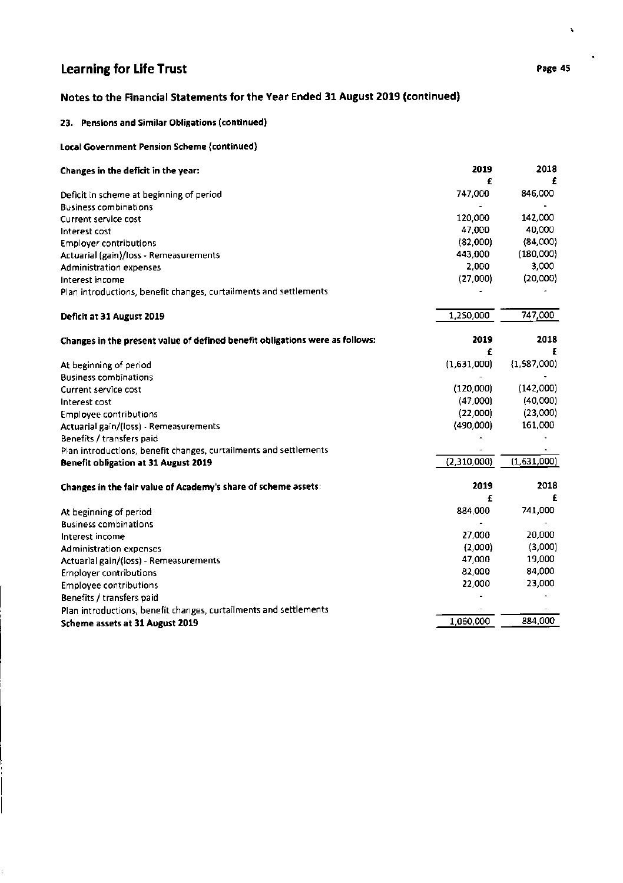## Notes to the Financial Statements for the Year Ended 31 August 2019 (continued)

### 23. Pensions and Similar Obligations (continued)

**Local Government Pension Scheme (continued)**

| Changes in the deficit in the year: | 2019 | 2018 |
|---|---|---|
| | £ | £ |
| Deficit in scheme at beginning of period | 747,000 | 846,000 |
| Business combinations | - | - |
| Current service cost | 120,000 | 142,000 |
| Interest cost | 47,000 | 40,000 |
| Employer contributions | (82,000) | (84,000) |
| Actuarial (gain)/loss - Remeasurements | 443,000 | (180,000) |
| Administration expenses | 2,000 | 3,000 |
| Interest income | (27,000) | (20,000) |
| Plan introductions, benefit changes, curtailments and settlements | - | - |
| **Deficit at 31 August 2019** | 1,250,000 | 747,000 |

| Changes in the present value of defined benefit obligations were as follows: | 2019 | 2018 |
|---|---|---|
| | £ | £ |
| At beginning of period | (1,631,000) | (1,587,000) |
| Business combinations | - | - |
| Current service cost | (120,000) | (142,000) |
| Interest cost | (47,000) | (40,000) |
| Employee contributions | (22,000) | (23,000) |
| Actuarial gain/(loss) - Remeasurements | (490,000) | 161,000 |
| Benefits / transfers paid | - | - |
| Plan introductions, benefit changes, curtailments and settlements | - | - |
| **Benefit obligation at 31 August 2019** | (2,310,000) | (1,631,000) |

| Changes in the fair value of Academy's share of scheme assets: | 2019 | 2018 |
|---|---|---|
| | £ | £ |
| At beginning of period | 884,000 | 741,000 |
| Business combinations | - | - |
| Interest income | 27,000 | 20,000 |
| Administration expenses | (2,000) | (3,000) |
| Actuarial gain/(loss) - Remeasurements | 47,000 | 19,000 |
| Employer contributions | 82,000 | 84,000 |
| Employee contributions | 22,000 | 23,000 |
| Benefits / transfers paid | - | - |
| Plan introductions, benefit changes, curtailments and settlements | - | - |
| **Scheme assets at 31 August 2019** | 1,060,000 | 884,000 |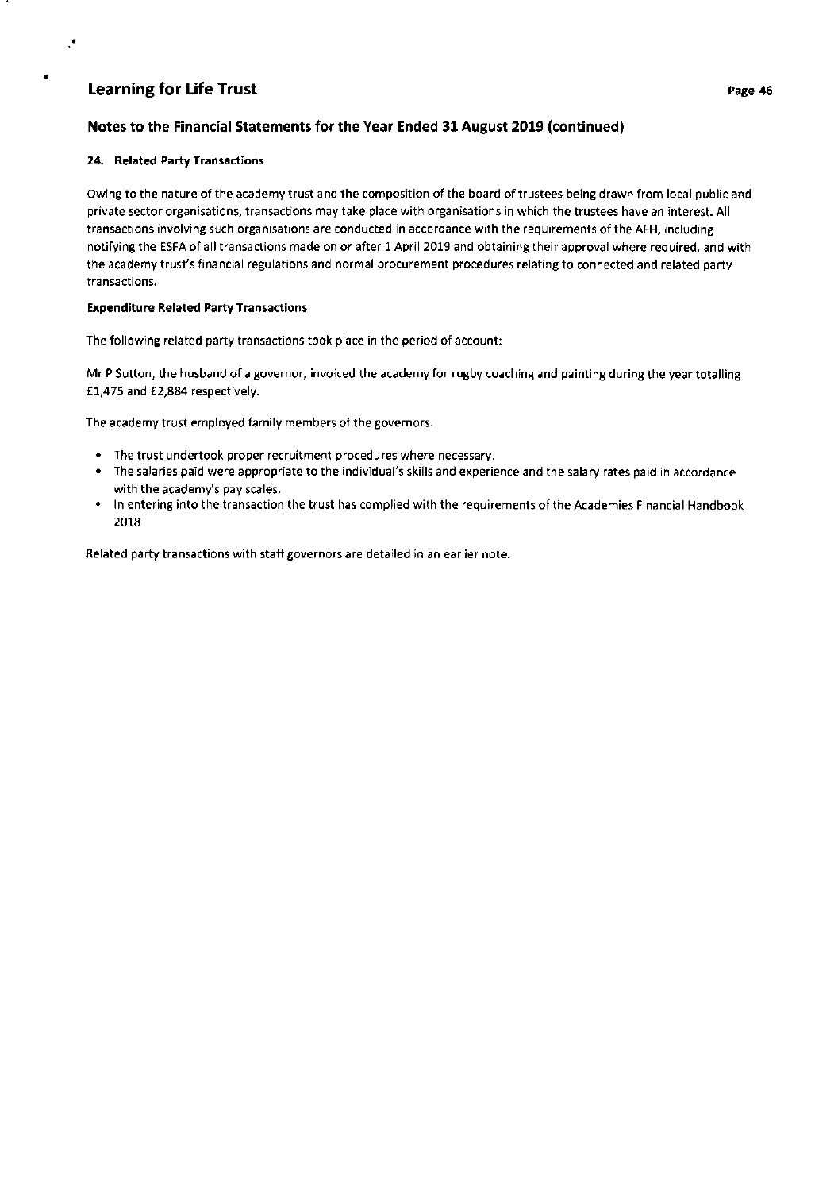## Notes to the Financial Statements for the Year Ended 31 August 2019 (continued)

### 24. Related Party Transactions

Owing to the nature of the academy trust and the composition of the board of trustees being drawn from local public and private sector organisations, transactions may take place with organisations in which the trustees have an interest. All transactions involving such organisations are conducted in accordance with the requirements of the AFH, including notifying the ESFA of all transactions made on or after 1 April 2019 and obtaining their approval where required, and with the academy trust's financial regulations and normal procurement procedures relating to connected and related party transactions.

**Expenditure Related Party Transactions**

The following related party transactions took place in the period of account:

Mr P Sutton, the husband of a governor, invoiced the academy for rugby coaching and painting during the year totalling £1,475 and £2,884 respectively.

The academy trust employed family members of the governors.

- The trust undertook proper recruitment procedures where necessary.
- The salaries paid were appropriate to the individual's skills and experience and the salary rates paid in accordance with the academy's pay scales.
- In entering into the transaction the trust has complied with the requirements of the Academies Financial Handbook 2018

Related party transactions with staff governors are detailed in an earlier note.